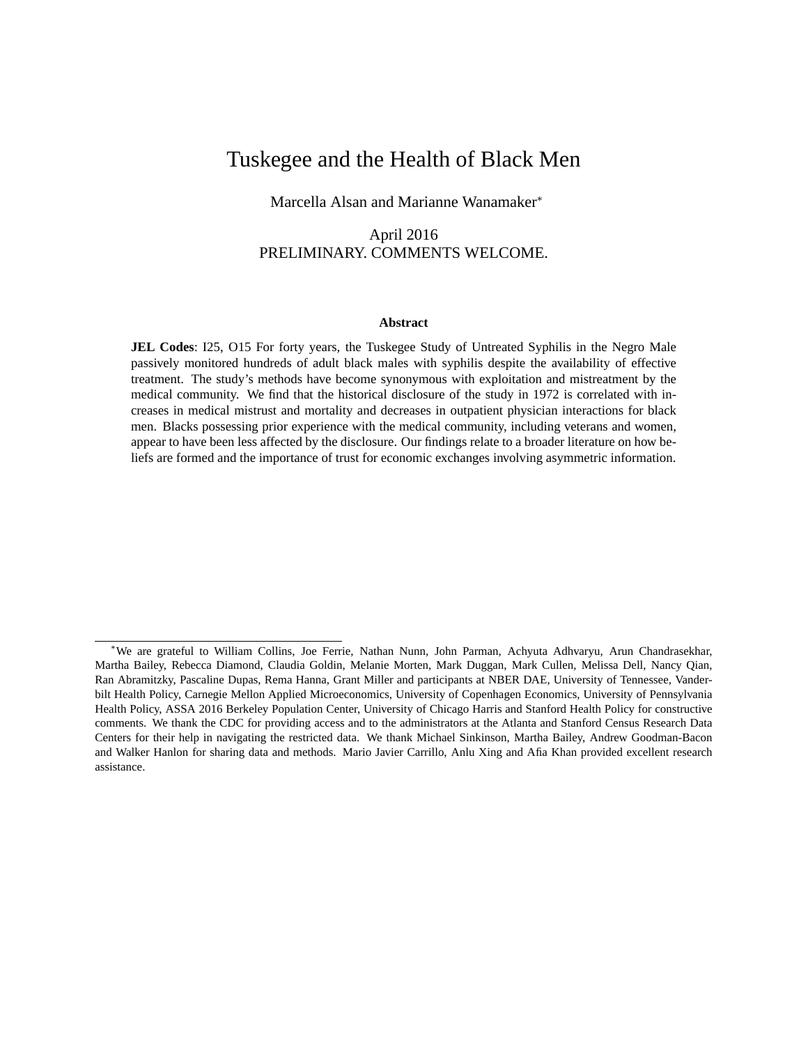# Tuskegee and the Health of Black Men

Marcella Alsan and Marianne Wanamaker*

April 2016

PRELIMINARY. COMMENTS WELCOME.

### Abstract

**JEL Codes**: I25, O15 For forty years, the Tuskegee Study of Untreated Syphilis in the Negro Male passively monitored hundreds of adult black males with syphilis despite the availability of effective treatment. The study's methods have become synonymous with exploitation and mistreatment by the medical community. We find that the historical disclosure of the study in 1972 is correlated with increases in medical mistrust and mortality and decreases in outpatient physician interactions for black men. Blacks possessing prior experience with the medical community, including veterans and women, appear to have been less affected by the disclosure. Our findings relate to a broader literature on how beliefs are formed and the importance of trust for economic exchanges involving asymmetric information.

---

*We are grateful to William Collins, Joe Ferrie, Nathan Nunn, John Parman, Achyuta Adhvaryu, Arun Chandrasekhar, Martha Bailey, Rebecca Diamond, Claudia Goldin, Melanie Morten, Mark Duggan, Mark Cullen, Melissa Dell, Nancy Qian, Ran Abramitzky, Pascaline Dupas, Rema Hanna, Grant Miller and participants at NBER DAE, University of Tennessee, Vanderbilt Health Policy, Carnegie Mellon Applied Microeconomics, University of Copenhagen Economics, University of Pennsylvania Health Policy, ASSA 2016 Berkeley Population Center, University of Chicago Harris and Stanford Health Policy for constructive comments. We thank the CDC for providing access and to the administrators at the Atlanta and Stanford Census Research Data Centers for their help in navigating the restricted data. We thank Michael Sinkinson, Martha Bailey, Andrew Goodman-Bacon and Walker Hanlon for sharing data and methods. Mario Javier Carrillo, Anlu Xing and Afia Khan provided excellent research assistance.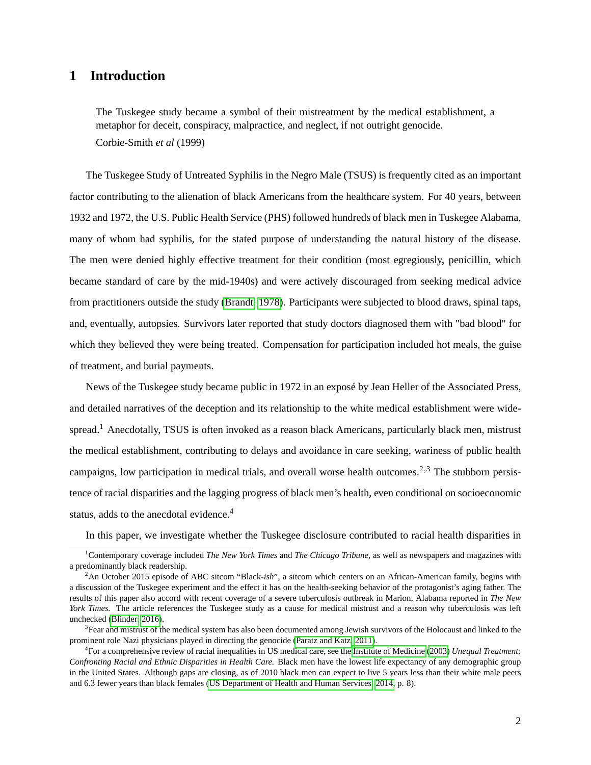# 1 Introduction

> The Tuskegee study became a symbol of their mistreatment by the medical establishment, a metaphor for deceit, conspiracy, malpractice, and neglect, if not outright genocide.
>
> Corbie-Smith *et al* (1999)

The Tuskegee Study of Untreated Syphilis in the Negro Male (TSUS) is frequently cited as an important factor contributing to the alienation of black Americans from the healthcare system. For 40 years, between 1932 and 1972, the U.S. Public Health Service (PHS) followed hundreds of black men in Tuskegee Alabama, many of whom had syphilis, for the stated purpose of understanding the natural history of the disease. The men were denied highly effective treatment for their condition (most egregiously, penicillin, which became standard of care by the mid-1940s) and were actively discouraged from seeking medical advice from practitioners outside the study (Brandt, 1978). Participants were subjected to blood draws, spinal taps, and, eventually, autopsies. Survivors later reported that study doctors diagnosed them with "bad blood" for which they believed they were being treated. Compensation for participation included hot meals, the guise of treatment, and burial payments.

News of the Tuskegee study became public in 1972 in an exposé by Jean Heller of the Associated Press, and detailed narratives of the deception and its relationship to the white medical establishment were widespread.[1] Anecdotally, TSUS is often invoked as a reason black Americans, particularly black men, mistrust the medical establishment, contributing to delays and avoidance in care seeking, wariness of public health campaigns, low participation in medical trials, and overall worse health outcomes.[2,3] The stubborn persistence of racial disparities and the lagging progress of black men's health, even conditional on socioeconomic status, adds to the anecdotal evidence.[4]

In this paper, we investigate whether the Tuskegee disclosure contributed to racial health disparities in

[1] Contemporary coverage included *The New York Times* and *The Chicago Tribune*, as well as newspapers and magazines with a predominantly black readership.

[2] An October 2015 episode of ABC sitcom "Black-*ish*", a sitcom which centers on an African-American family, begins with a discussion of the Tuskegee experiment and the effect it has on the health-seeking behavior of the protagonist's aging father. The results of this paper also accord with recent coverage of a severe tuberculosis outbreak in Marion, Alabama reported in *The New York Times.* The article references the Tuskegee study as a cause for medical mistrust and a reason why tuberculosis was left unchecked (Blinder, 2016).

[3] Fear and mistrust of the medical system has also been documented among Jewish survivors of the Holocaust and linked to the prominent role Nazi physicians played in directing the genocide (Paratz and Katz, 2011).

[4] For a comprehensive review of racial inequalities in US medical care, see the Institute of Medicine (2003) *Unequal Treatment: Confronting Racial and Ethnic Disparities in Health Care.* Black men have the lowest life expectancy of any demographic group in the United States. Although gaps are closing, as of 2010 black men can expect to live 5 years less than their white male peers and 6.3 fewer years than black females (US Department of Health and Human Services, 2014, p. 8).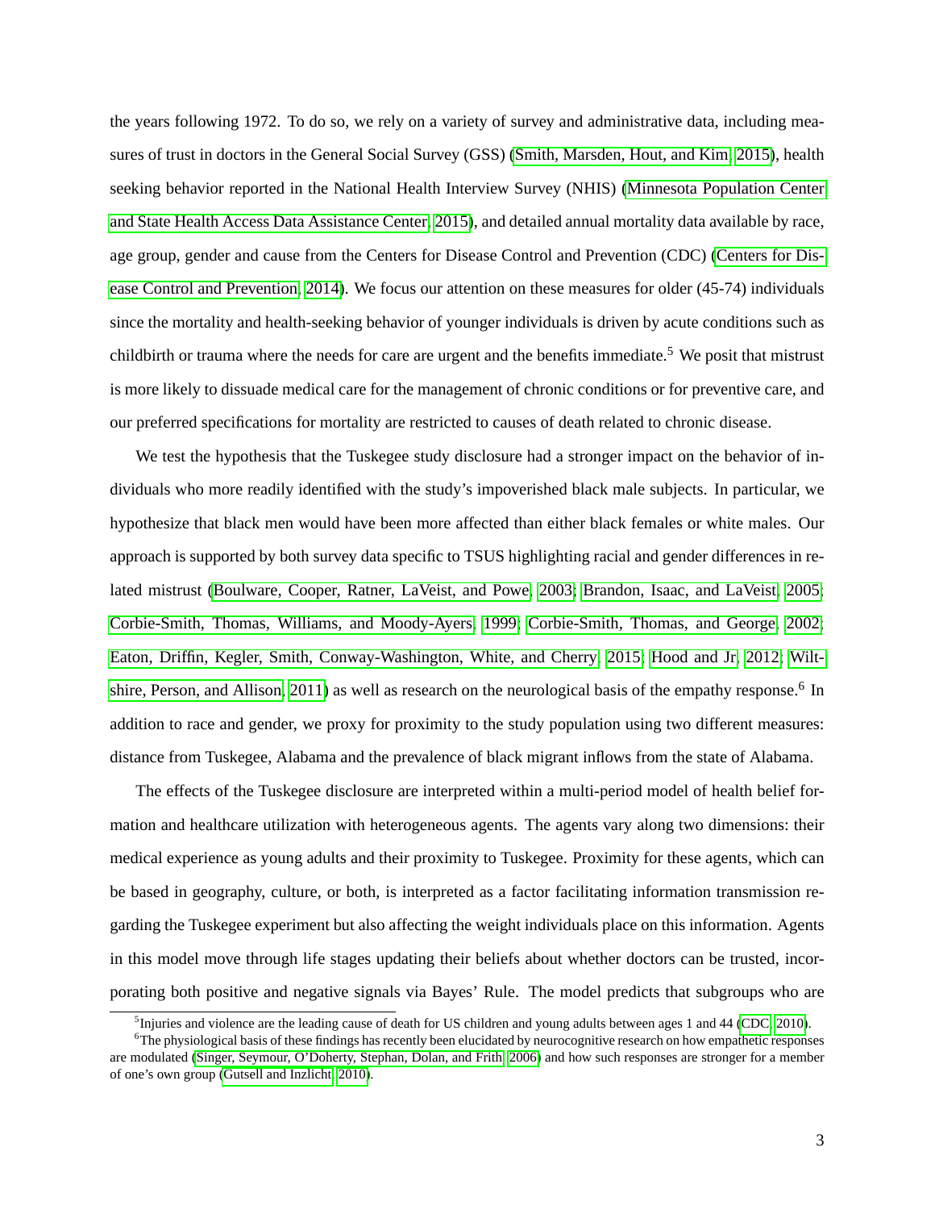the years following 1972. To do so, we rely on a variety of survey and administrative data, including measures of trust in doctors in the General Social Survey (GSS) (Smith, Marsden, Hout, and Kim, 2015), health seeking behavior reported in the National Health Interview Survey (NHIS) (Minnesota Population Center and State Health Access Data Assistance Center, 2015), and detailed annual mortality data available by race, age group, gender and cause from the Centers for Disease Control and Prevention (CDC) (Centers for Disease Control and Prevention, 2014). We focus our attention on these measures for older (45-74) individuals since the mortality and health-seeking behavior of younger individuals is driven by acute conditions such as childbirth or trauma where the needs for care are urgent and the benefits immediate.[5] We posit that mistrust is more likely to dissuade medical care for the management of chronic conditions or for preventive care, and our preferred specifications for mortality are restricted to causes of death related to chronic disease.

We test the hypothesis that the Tuskegee study disclosure had a stronger impact on the behavior of individuals who more readily identified with the study's impoverished black male subjects. In particular, we hypothesize that black men would have been more affected than either black females or white males. Our approach is supported by both survey data specific to TSUS highlighting racial and gender differences in related mistrust (Boulware, Cooper, Ratner, LaVeist, and Powe, 2003; Brandon, Isaac, and LaVeist, 2005; Corbie-Smith, Thomas, Williams, and Moody-Ayers, 1999; Corbie-Smith, Thomas, and George, 2002; Eaton, Driffin, Kegler, Smith, Conway-Washington, White, and Cherry, 2015; Hood and Jr, 2012; Wiltshire, Person, and Allison, 2011) as well as research on the neurological basis of the empathy response.[6] In addition to race and gender, we proxy for proximity to the study population using two different measures: distance from Tuskegee, Alabama and the prevalence of black migrant inflows from the state of Alabama.

The effects of the Tuskegee disclosure are interpreted within a multi-period model of health belief formation and healthcare utilization with heterogeneous agents. The agents vary along two dimensions: their medical experience as young adults and their proximity to Tuskegee. Proximity for these agents, which can be based in geography, culture, or both, is interpreted as a factor facilitating information transmission regarding the Tuskegee experiment but also affecting the weight individuals place on this information. Agents in this model move through life stages updating their beliefs about whether doctors can be trusted, incorporating both positive and negative signals via Bayes' Rule. The model predicts that subgroups who are

[5] Injuries and violence are the leading cause of death for US children and young adults between ages 1 and 44 (CDC, 2010).

[6] The physiological basis of these findings has recently been elucidated by neurocognitive research on how empathetic responses are modulated (Singer, Seymour, O'Doherty, Stephan, Dolan, and Frith, 2006) and how such responses are stronger for a member of one's own group (Gutsell and Inzlicht, 2010).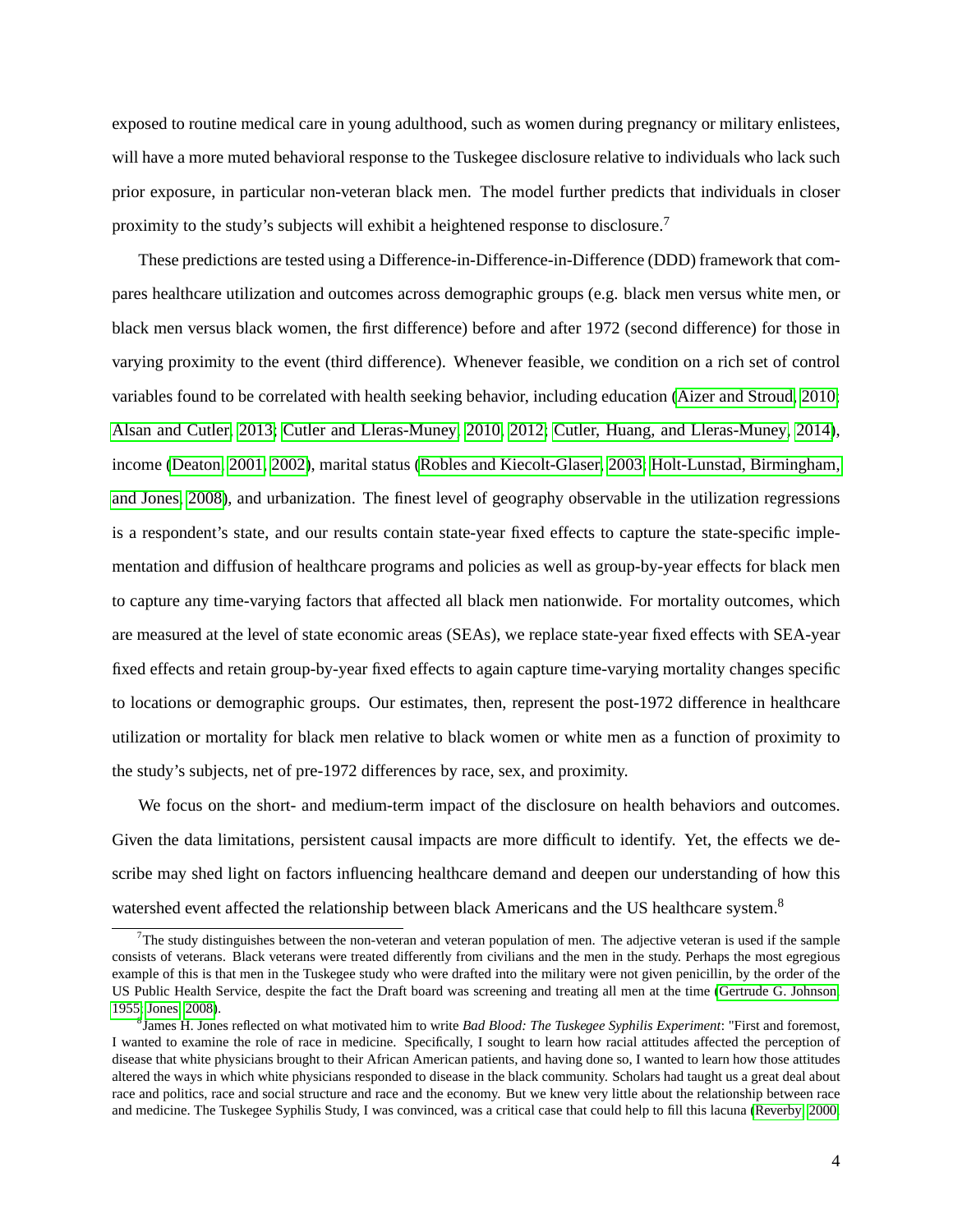exposed to routine medical care in young adulthood, such as women during pregnancy or military enlistees, will have a more muted behavioral response to the Tuskegee disclosure relative to individuals who lack such prior exposure, in particular non-veteran black men. The model further predicts that individuals in closer proximity to the study's subjects will exhibit a heightened response to disclosure.[7]

These predictions are tested using a Difference-in-Difference-in-Difference (DDD) framework that compares healthcare utilization and outcomes across demographic groups (e.g. black men versus white men, or black men versus black women, the first difference) before and after 1972 (second difference) for those in varying proximity to the event (third difference). Whenever feasible, we condition on a rich set of control variables found to be correlated with health seeking behavior, including education (Aizer and Stroud, 2010; Alsan and Cutler, 2013; Cutler and Lleras-Muney, 2010, 2012; Cutler, Huang, and Lleras-Muney, 2014), income (Deaton, 2001, 2002), marital status (Robles and Kiecolt-Glaser, 2003; Holt-Lunstad, Birmingham, and Jones, 2008), and urbanization. The finest level of geography observable in the utilization regressions is a respondent's state, and our results contain state-year fixed effects to capture the state-specific implementation and diffusion of healthcare programs and policies as well as group-by-year effects for black men to capture any time-varying factors that affected all black men nationwide. For mortality outcomes, which are measured at the level of state economic areas (SEAs), we replace state-year fixed effects with SEA-year fixed effects and retain group-by-year fixed effects to again capture time-varying mortality changes specific to locations or demographic groups. Our estimates, then, represent the post-1972 difference in healthcare utilization or mortality for black men relative to black women or white men as a function of proximity to the study's subjects, net of pre-1972 differences by race, sex, and proximity.

We focus on the short- and medium-term impact of the disclosure on health behaviors and outcomes. Given the data limitations, persistent causal impacts are more difficult to identify. Yet, the effects we describe may shed light on factors influencing healthcare demand and deepen our understanding of how this watershed event affected the relationship between black Americans and the US healthcare system.[8]

---

[7] The study distinguishes between the non-veteran and veteran population of men. The adjective veteran is used if the sample consists of veterans. Black veterans were treated differently from civilians and the men in the study. Perhaps the most egregious example of this is that men in the Tuskegee study who were drafted into the military were not given penicillin, by the order of the US Public Health Service, despite the fact the Draft board was screening and treating all men at the time (Gertrude G. Johnson, 1955; Jones, 2008).

[8] James H. Jones reflected on what motivated him to write *Bad Blood: The Tuskegee Syphilis Experiment*: "First and foremost, I wanted to examine the role of race in medicine. Specifically, I sought to learn how racial attitudes affected the perception of disease that white physicians brought to their African American patients, and having done so, I wanted to learn how those attitudes altered the ways in which white physicians responded to disease in the black community. Scholars had taught us a great deal about race and politics, race and social structure and race and the economy. But we knew very little about the relationship between race and medicine. The Tuskegee Syphilis Study, I was convinced, was a critical case that could help to fill this lacuna (Reverby, 2000,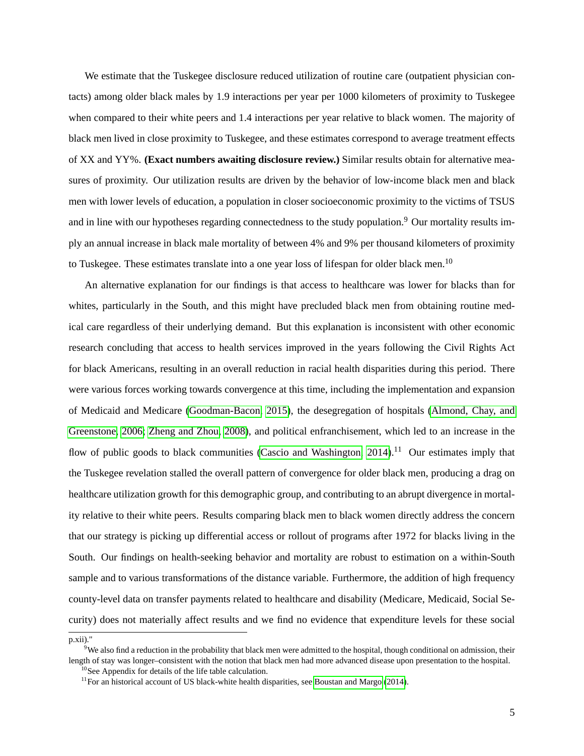We estimate that the Tuskegee disclosure reduced utilization of routine care (outpatient physician contacts) among older black males by 1.9 interactions per year per 1000 kilometers of proximity to Tuskegee when compared to their white peers and 1.4 interactions per year relative to black women. The majority of black men lived in close proximity to Tuskegee, and these estimates correspond to average treatment effects of XX and YY%. **(Exact numbers awaiting disclosure review.)** Similar results obtain for alternative measures of proximity. Our utilization results are driven by the behavior of low-income black men and black men with lower levels of education, a population in closer socioeconomic proximity to the victims of TSUS and in line with our hypotheses regarding connectedness to the study population.[9] Our mortality results imply an annual increase in black male mortality of between 4% and 9% per thousand kilometers of proximity to Tuskegee. These estimates translate into a one year loss of lifespan for older black men.[10]

An alternative explanation for our findings is that access to healthcare was lower for blacks than for whites, particularly in the South, and this might have precluded black men from obtaining routine medical care regardless of their underlying demand. But this explanation is inconsistent with other economic research concluding that access to health services improved in the years following the Civil Rights Act for black Americans, resulting in an overall reduction in racial health disparities during this period. There were various forces working towards convergence at this time, including the implementation and expansion of Medicaid and Medicare (Goodman-Bacon, 2015), the desegregation of hospitals (Almond, Chay, and Greenstone, 2006; Zheng and Zhou, 2008), and political enfranchisement, which led to an increase in the flow of public goods to black communities (Cascio and Washington, 2014).[11] Our estimates imply that the Tuskegee revelation stalled the overall pattern of convergence for older black men, producing a drag on healthcare utilization growth for this demographic group, and contributing to an abrupt divergence in mortality relative to their white peers. Results comparing black men to black women directly address the concern that our strategy is picking up differential access or rollout of programs after 1972 for blacks living in the South. Our findings on health-seeking behavior and mortality are robust to estimation on a within-South sample and to various transformations of the distance variable. Furthermore, the addition of high frequency county-level data on transfer payments related to healthcare and disability (Medicare, Medicaid, Social Security) does not materially affect results and we find no evidence that expenditure levels for these social

---

p.xii)."

[9] We also find a reduction in the probability that black men were admitted to the hospital, though conditional on admission, their length of stay was longer–consistent with the notion that black men had more advanced disease upon presentation to the hospital.

[10] See Appendix for details of the life table calculation.

[11] For an historical account of US black-white health disparities, see Boustan and Margo (2014).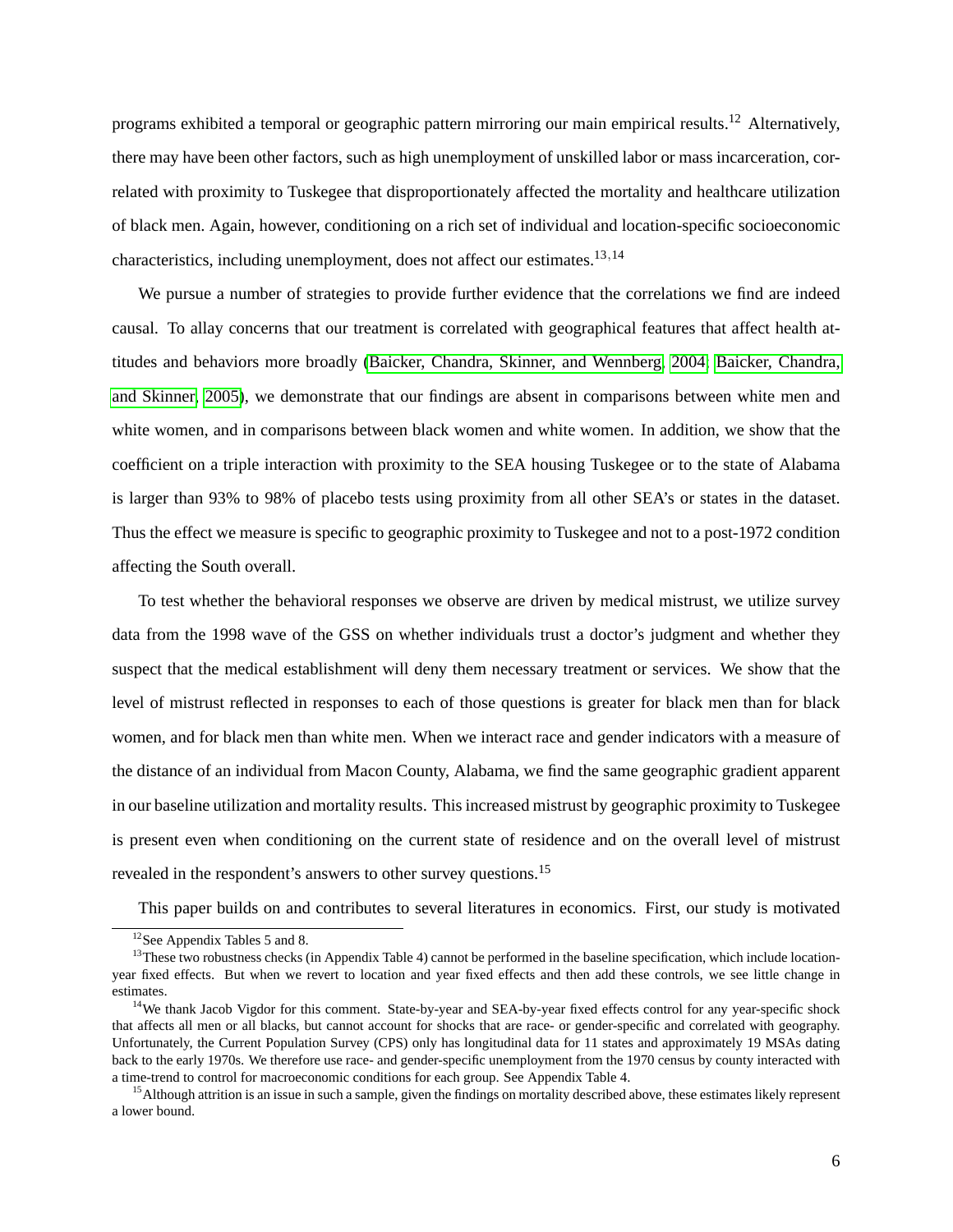programs exhibited a temporal or geographic pattern mirroring our main empirical results.[12] Alternatively, there may have been other factors, such as high unemployment of unskilled labor or mass incarceration, correlated with proximity to Tuskegee that disproportionately affected the mortality and healthcare utilization of black men. Again, however, conditioning on a rich set of individual and location-specific socioeconomic characteristics, including unemployment, does not affect our estimates.[13,14]

We pursue a number of strategies to provide further evidence that the correlations we find are indeed causal. To allay concerns that our treatment is correlated with geographical features that affect health attitudes and behaviors more broadly (Baicker, Chandra, Skinner, and Wennberg, 2004; Baicker, Chandra, and Skinner, 2005), we demonstrate that our findings are absent in comparisons between white men and white women, and in comparisons between black women and white women. In addition, we show that the coefficient on a triple interaction with proximity to the SEA housing Tuskegee or to the state of Alabama is larger than 93% to 98% of placebo tests using proximity from all other SEA's or states in the dataset. Thus the effect we measure is specific to geographic proximity to Tuskegee and not to a post-1972 condition affecting the South overall.

To test whether the behavioral responses we observe are driven by medical mistrust, we utilize survey data from the 1998 wave of the GSS on whether individuals trust a doctor's judgment and whether they suspect that the medical establishment will deny them necessary treatment or services. We show that the level of mistrust reflected in responses to each of those questions is greater for black men than for black women, and for black men than white men. When we interact race and gender indicators with a measure of the distance of an individual from Macon County, Alabama, we find the same geographic gradient apparent in our baseline utilization and mortality results. This increased mistrust by geographic proximity to Tuskegee is present even when conditioning on the current state of residence and on the overall level of mistrust revealed in the respondent's answers to other survey questions.[15]

This paper builds on and contributes to several literatures in economics. First, our study is motivated

[12] See Appendix Tables 5 and 8.

[13] These two robustness checks (in Appendix Table 4) cannot be performed in the baseline specification, which include location-year fixed effects. But when we revert to location and year fixed effects and then add these controls, we see little change in estimates.

[14] We thank Jacob Vigdor for this comment. State-by-year and SEA-by-year fixed effects control for any year-specific shock that affects all men or all blacks, but cannot account for shocks that are race- or gender-specific and correlated with geography. Unfortunately, the Current Population Survey (CPS) only has longitudinal data for 11 states and approximately 19 MSAs dating back to the early 1970s. We therefore use race- and gender-specific unemployment from the 1970 census by county interacted with a time-trend to control for macroeconomic conditions for each group. See Appendix Table 4.

[15] Although attrition is an issue in such a sample, given the findings on mortality described above, these estimates likely represent a lower bound.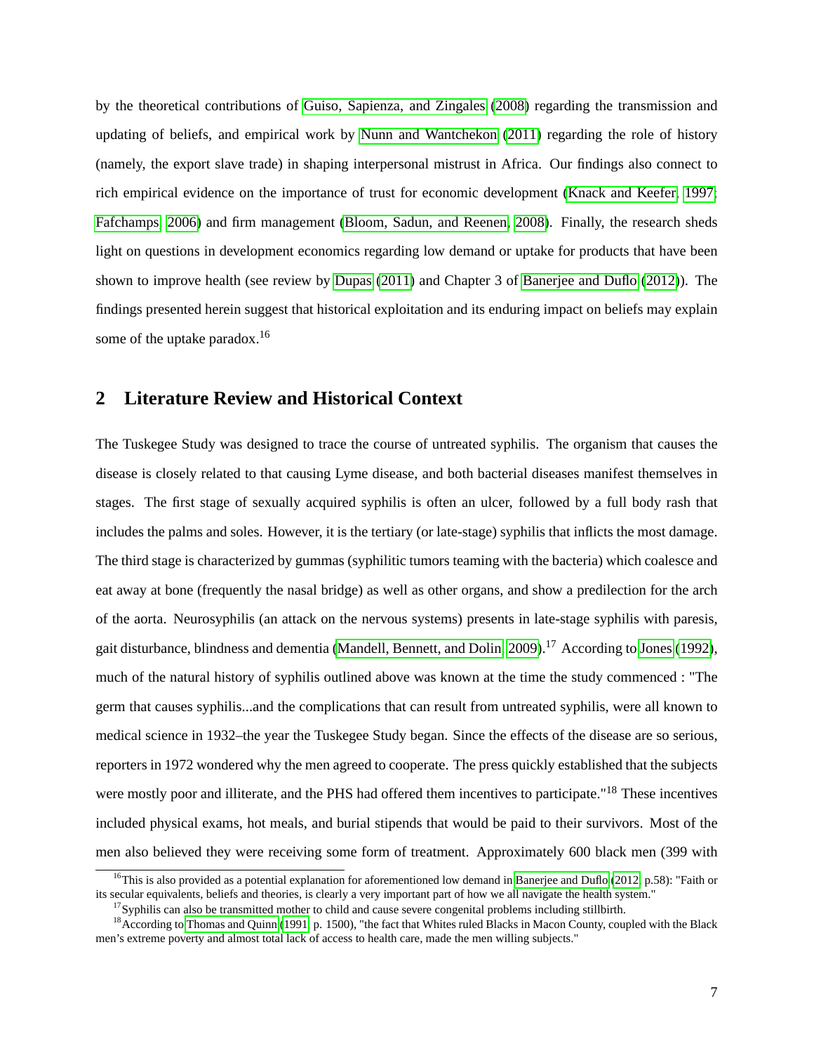by the theoretical contributions of Guiso, Sapienza, and Zingales (2008) regarding the transmission and updating of beliefs, and empirical work by Nunn and Wantchekon (2011) regarding the role of history (namely, the export slave trade) in shaping interpersonal mistrust in Africa. Our findings also connect to rich empirical evidence on the importance of trust for economic development (Knack and Keefer, 1997; Fafchamps, 2006) and firm management (Bloom, Sadun, and Reenen, 2008). Finally, the research sheds light on questions in development economics regarding low demand or uptake for products that have been shown to improve health (see review by Dupas (2011) and Chapter 3 of Banerjee and Duflo (2012)). The findings presented herein suggest that historical exploitation and its enduring impact on beliefs may explain some of the uptake paradox.[16]

## 2 Literature Review and Historical Context

The Tuskegee Study was designed to trace the course of untreated syphilis. The organism that causes the disease is closely related to that causing Lyme disease, and both bacterial diseases manifest themselves in stages. The first stage of sexually acquired syphilis is often an ulcer, followed by a full body rash that includes the palms and soles. However, it is the tertiary (or late-stage) syphilis that inflicts the most damage. The third stage is characterized by gummas (syphilitic tumors teaming with the bacteria) which coalesce and eat away at bone (frequently the nasal bridge) as well as other organs, and show a predilection for the arch of the aorta. Neurosyphilis (an attack on the nervous systems) presents in late-stage syphilis with paresis, gait disturbance, blindness and dementia (Mandell, Bennett, and Dolin, 2009).[17] According to Jones (1992), much of the natural history of syphilis outlined above was known at the time the study commenced : "The germ that causes syphilis...and the complications that can result from untreated syphilis, were all known to medical science in 1932–the year the Tuskegee Study began. Since the effects of the disease are so serious, reporters in 1972 wondered why the men agreed to cooperate. The press quickly established that the subjects were mostly poor and illiterate, and the PHS had offered them incentives to participate."[18] These incentives included physical exams, hot meals, and burial stipends that would be paid to their survivors. Most of the men also believed they were receiving some form of treatment. Approximately 600 black men (399 with

---

[16] This is also provided as a potential explanation for aforementioned low demand in Banerjee and Duflo (2012, p.58): "Faith or its secular equivalents, beliefs and theories, is clearly a very important part of how we all navigate the health system."

[17] Syphilis can also be transmitted mother to child and cause severe congenital problems including stillbirth.

[18] According to Thomas and Quinn (1991, p. 1500), "the fact that Whites ruled Blacks in Macon County, coupled with the Black men's extreme poverty and almost total lack of access to health care, made the men willing subjects."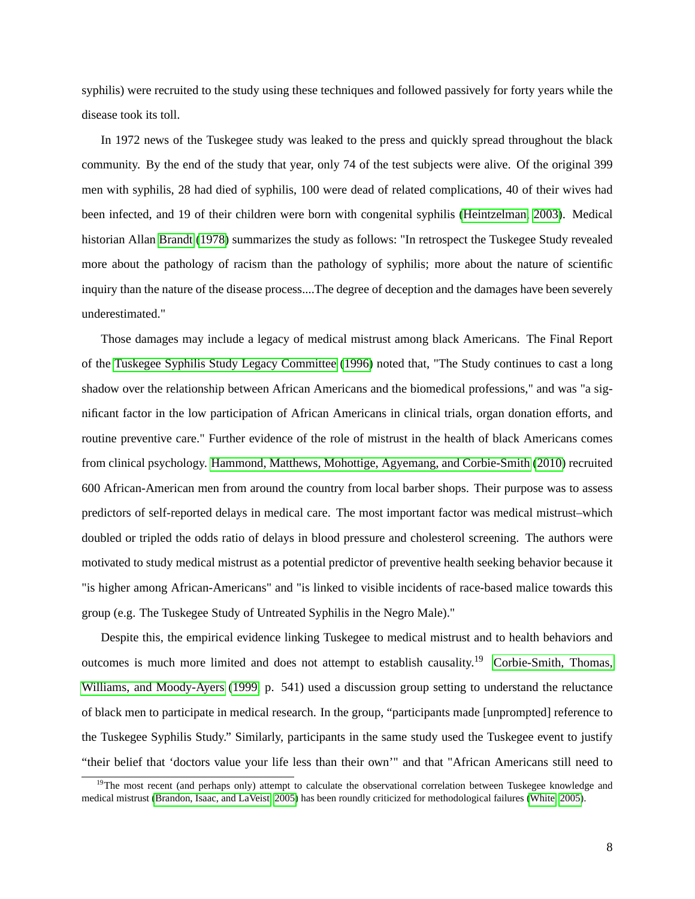syphilis) were recruited to the study using these techniques and followed passively for forty years while the disease took its toll.

In 1972 news of the Tuskegee study was leaked to the press and quickly spread throughout the black community. By the end of the study that year, only 74 of the test subjects were alive. Of the original 399 men with syphilis, 28 had died of syphilis, 100 were dead of related complications, 40 of their wives had been infected, and 19 of their children were born with congenital syphilis (Heintzelman, 2003). Medical historian Allan Brandt (1978) summarizes the study as follows: "In retrospect the Tuskegee Study revealed more about the pathology of racism than the pathology of syphilis; more about the nature of scientific inquiry than the nature of the disease process....The degree of deception and the damages have been severely underestimated."

Those damages may include a legacy of medical mistrust among black Americans. The Final Report of the Tuskegee Syphilis Study Legacy Committee (1996) noted that, "The Study continues to cast a long shadow over the relationship between African Americans and the biomedical professions," and was "a significant factor in the low participation of African Americans in clinical trials, organ donation efforts, and routine preventive care." Further evidence of the role of mistrust in the health of black Americans comes from clinical psychology. Hammond, Matthews, Mohottige, Agyemang, and Corbie-Smith (2010) recruited 600 African-American men from around the country from local barber shops. Their purpose was to assess predictors of self-reported delays in medical care. The most important factor was medical mistrust–which doubled or tripled the odds ratio of delays in blood pressure and cholesterol screening. The authors were motivated to study medical mistrust as a potential predictor of preventive health seeking behavior because it "is higher among African-Americans" and "is linked to visible incidents of race-based malice towards this group (e.g. The Tuskegee Study of Untreated Syphilis in the Negro Male)."

Despite this, the empirical evidence linking Tuskegee to medical mistrust and to health behaviors and outcomes is much more limited and does not attempt to establish causality.[19] Corbie-Smith, Thomas, Williams, and Moody-Ayers (1999, p. 541) used a discussion group setting to understand the reluctance of black men to participate in medical research. In the group, "participants made [unprompted] reference to the Tuskegee Syphilis Study." Similarly, participants in the same study used the Tuskegee event to justify "their belief that 'doctors value your life less than their own'" and that "African Americans still need to

[19] The most recent (and perhaps only) attempt to calculate the observational correlation between Tuskegee knowledge and medical mistrust (Brandon, Isaac, and LaVeist, 2005) has been roundly criticized for methodological failures (White, 2005).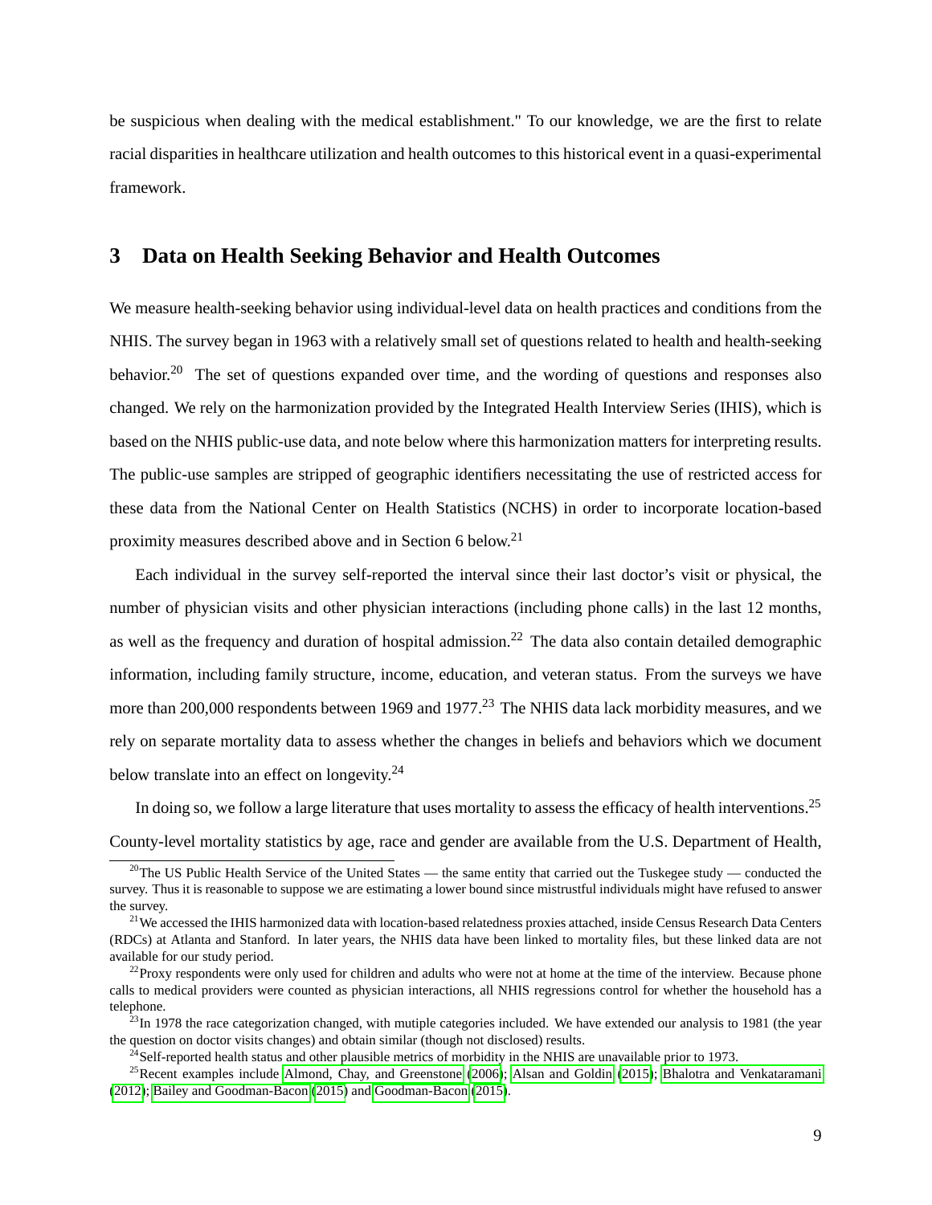be suspicious when dealing with the medical establishment." To our knowledge, we are the first to relate racial disparities in healthcare utilization and health outcomes to this historical event in a quasi-experimental framework.

## 3 Data on Health Seeking Behavior and Health Outcomes

We measure health-seeking behavior using individual-level data on health practices and conditions from the NHIS. The survey began in 1963 with a relatively small set of questions related to health and health-seeking behavior.[20] The set of questions expanded over time, and the wording of questions and responses also changed. We rely on the harmonization provided by the Integrated Health Interview Series (IHIS), which is based on the NHIS public-use data, and note below where this harmonization matters for interpreting results. The public-use samples are stripped of geographic identifiers necessitating the use of restricted access for these data from the National Center on Health Statistics (NCHS) in order to incorporate location-based proximity measures described above and in Section 6 below.[21]

Each individual in the survey self-reported the interval since their last doctor's visit or physical, the number of physician visits and other physician interactions (including phone calls) in the last 12 months, as well as the frequency and duration of hospital admission.[22] The data also contain detailed demographic information, including family structure, income, education, and veteran status. From the surveys we have more than 200,000 respondents between 1969 and 1977.[23] The NHIS data lack morbidity measures, and we rely on separate mortality data to assess whether the changes in beliefs and behaviors which we document below translate into an effect on longevity.[24]

In doing so, we follow a large literature that uses mortality to assess the efficacy of health interventions.[25] County-level mortality statistics by age, race and gender are available from the U.S. Department of Health,

[20] The US Public Health Service of the United States — the same entity that carried out the Tuskegee study — conducted the survey. Thus it is reasonable to suppose we are estimating a lower bound since mistrustful individuals might have refused to answer the survey.

[21] We accessed the IHIS harmonized data with location-based relatedness proxies attached, inside Census Research Data Centers (RDCs) at Atlanta and Stanford. In later years, the NHIS data have been linked to mortality files, but these linked data are not available for our study period.

[22] Proxy respondents were only used for children and adults who were not at home at the time of the interview. Because phone calls to medical providers were counted as physician interactions, all NHIS regressions control for whether the household has a telephone.

[23] In 1978 the race categorization changed, with mutiple categories included. We have extended our analysis to 1981 (the year the question on doctor visits changes) and obtain similar (though not disclosed) results.

[24] Self-reported health status and other plausible metrics of morbidity in the NHIS are unavailable prior to 1973.

[25] Recent examples include Almond, Chay, and Greenstone (2006); Alsan and Goldin (2015); Bhalotra and Venkataramani (2012); Bailey and Goodman-Bacon (2015) and Goodman-Bacon (2015).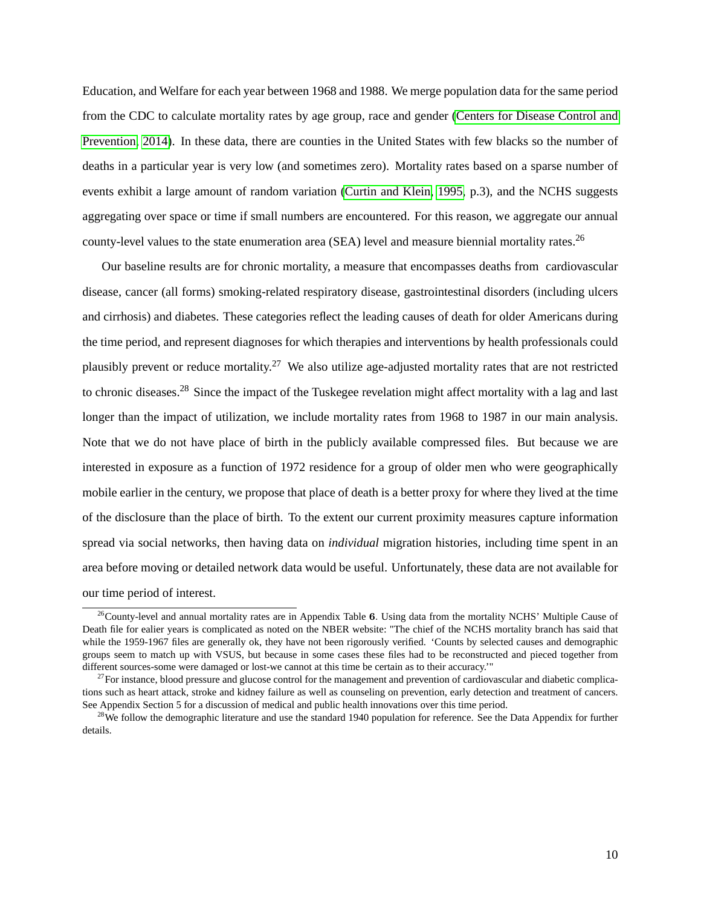Education, and Welfare for each year between 1968 and 1988. We merge population data for the same period from the CDC to calculate mortality rates by age group, race and gender (Centers for Disease Control and Prevention, 2014). In these data, there are counties in the United States with few blacks so the number of deaths in a particular year is very low (and sometimes zero). Mortality rates based on a sparse number of events exhibit a large amount of random variation (Curtin and Klein, 1995, p.3), and the NCHS suggests aggregating over space or time if small numbers are encountered. For this reason, we aggregate our annual county-level values to the state enumeration area (SEA) level and measure biennial mortality rates.[26]

Our baseline results are for chronic mortality, a measure that encompasses deaths from cardiovascular disease, cancer (all forms) smoking-related respiratory disease, gastrointestinal disorders (including ulcers and cirrhosis) and diabetes. These categories reflect the leading causes of death for older Americans during the time period, and represent diagnoses for which therapies and interventions by health professionals could plausibly prevent or reduce mortality.[27] We also utilize age-adjusted mortality rates that are not restricted to chronic diseases.[28] Since the impact of the Tuskegee revelation might affect mortality with a lag and last longer than the impact of utilization, we include mortality rates from 1968 to 1987 in our main analysis. Note that we do not have place of birth in the publicly available compressed files. But because we are interested in exposure as a function of 1972 residence for a group of older men who were geographically mobile earlier in the century, we propose that place of death is a better proxy for where they lived at the time of the disclosure than the place of birth. To the extent our current proximity measures capture information spread via social networks, then having data on *individual* migration histories, including time spent in an area before moving or detailed network data would be useful. Unfortunately, these data are not available for our time period of interest.

---

[26] County-level and annual mortality rates are in Appendix Table **6**. Using data from the mortality NCHS' Multiple Cause of Death file for ealier years is complicated as noted on the NBER website: "The chief of the NCHS mortality branch has said that while the 1959-1967 files are generally ok, they have not been rigorously verified. 'Counts by selected causes and demographic groups seem to match up with VSUS, but because in some cases these files had to be reconstructed and pieced together from different sources-some were damaged or lost-we cannot at this time be certain as to their accuracy.'"

[27] For instance, blood pressure and glucose control for the management and prevention of cardiovascular and diabetic complications such as heart attack, stroke and kidney failure as well as counseling on prevention, early detection and treatment of cancers. See Appendix Section 5 for a discussion of medical and public health innovations over this time period.

[28] We follow the demographic literature and use the standard 1940 population for reference. See the Data Appendix for further details.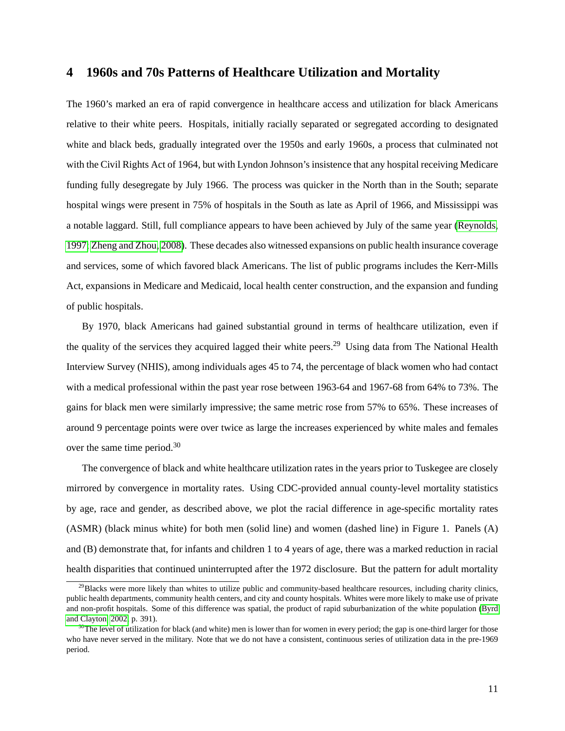## 4 1960s and 70s Patterns of Healthcare Utilization and Mortality

The 1960's marked an era of rapid convergence in healthcare access and utilization for black Americans relative to their white peers. Hospitals, initially racially separated or segregated according to designated white and black beds, gradually integrated over the 1950s and early 1960s, a process that culminated not with the Civil Rights Act of 1964, but with Lyndon Johnson's insistence that any hospital receiving Medicare funding fully desegregate by July 1966. The process was quicker in the North than in the South; separate hospital wings were present in 75% of hospitals in the South as late as April of 1966, and Mississippi was a notable laggard. Still, full compliance appears to have been achieved by July of the same year (Reynolds, 1997; Zheng and Zhou, 2008). These decades also witnessed expansions on public health insurance coverage and services, some of which favored black Americans. The list of public programs includes the Kerr-Mills Act, expansions in Medicare and Medicaid, local health center construction, and the expansion and funding of public hospitals.

By 1970, black Americans had gained substantial ground in terms of healthcare utilization, even if the quality of the services they acquired lagged their white peers.[29] Using data from The National Health Interview Survey (NHIS), among individuals ages 45 to 74, the percentage of black women who had contact with a medical professional within the past year rose between 1963-64 and 1967-68 from 64% to 73%. The gains for black men were similarly impressive; the same metric rose from 57% to 65%. These increases of around 9 percentage points were over twice as large the increases experienced by white males and females over the same time period.[30]

The convergence of black and white healthcare utilization rates in the years prior to Tuskegee are closely mirrored by convergence in mortality rates. Using CDC-provided annual county-level mortality statistics by age, race and gender, as described above, we plot the racial difference in age-specific mortality rates (ASMR) (black minus white) for both men (solid line) and women (dashed line) in Figure 1. Panels (A) and (B) demonstrate that, for infants and children 1 to 4 years of age, there was a marked reduction in racial health disparities that continued uninterrupted after the 1972 disclosure. But the pattern for adult mortality

[29] Blacks were more likely than whites to utilize public and community-based healthcare resources, including charity clinics, public health departments, community health centers, and city and county hospitals. Whites were more likely to make use of private and non-profit hospitals. Some of this difference was spatial, the product of rapid suburbanization of the white population (Byrd and Clayton, 2002, p. 391).

[30] The level of utilization for black (and white) men is lower than for women in every period; the gap is one-third larger for those who have never served in the military. Note that we do not have a consistent, continuous series of utilization data in the pre-1969 period.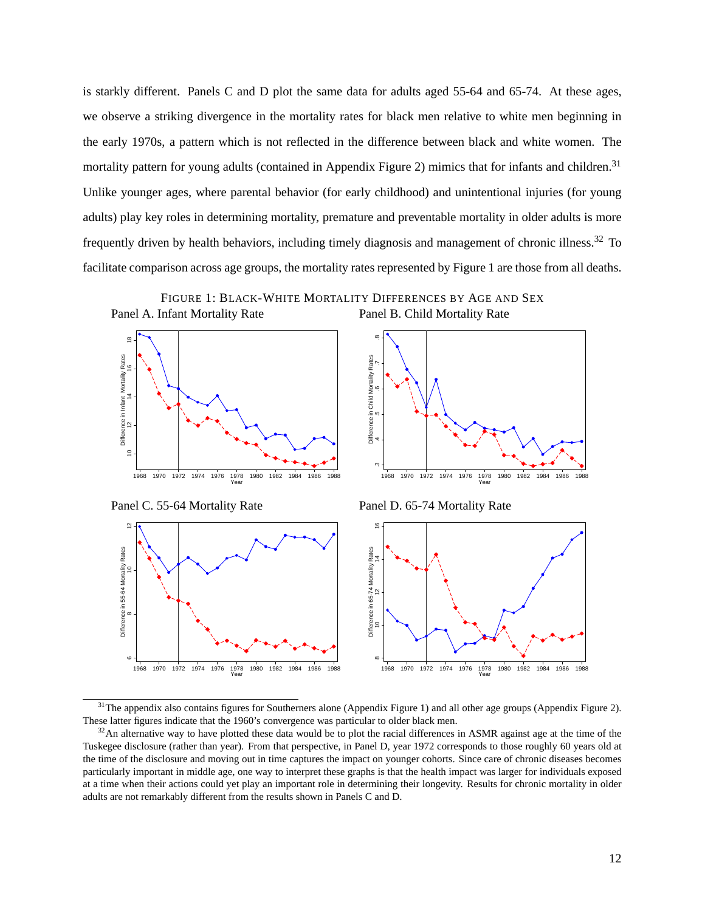is starkly different. Panels C and D plot the same data for adults aged 55-64 and 65-74. At these ages, we observe a striking divergence in the mortality rates for black men relative to white men beginning in the early 1970s, a pattern which is not reflected in the difference between black and white women. The mortality pattern for young adults (contained in Appendix Figure 2) mimics that for infants and children.[31] Unlike younger ages, where parental behavior (for early childhood) and unintentional injuries (for young adults) play key roles in determining mortality, premature and preventable mortality in older adults is more frequently driven by health behaviors, including timely diagnosis and management of chronic illness.[32] To facilitate comparison across age groups, the mortality rates represented by Figure 1 are those from all deaths.

FIGURE 1: BLACK-WHITE MORTALITY DIFFERENCES BY AGE AND SEX

Panel A. Infant Mortality Rate

Panel B. Child Mortality Rate

Panel C. 55-64 Mortality Rate

Panel D. 65-74 Mortality Rate

---

[31] The appendix also contains figures for Southerners alone (Appendix Figure 1) and all other age groups (Appendix Figure 2). These latter figures indicate that the 1960's convergence was particular to older black men.

[32] An alternative way to have plotted these data would be to plot the racial differences in ASMR against age at the time of the Tuskegee disclosure (rather than year). From that perspective, in Panel D, year 1972 corresponds to those roughly 60 years old at the time of the disclosure and moving out in time captures the impact on younger cohorts. Since care of chronic diseases becomes particularly important in middle age, one way to interpret these graphs is that the health impact was larger for individuals exposed at a time when their actions could yet play an important role in determining their longevity. Results for chronic mortality in older adults are not remarkably different from the results shown in Panels C and D.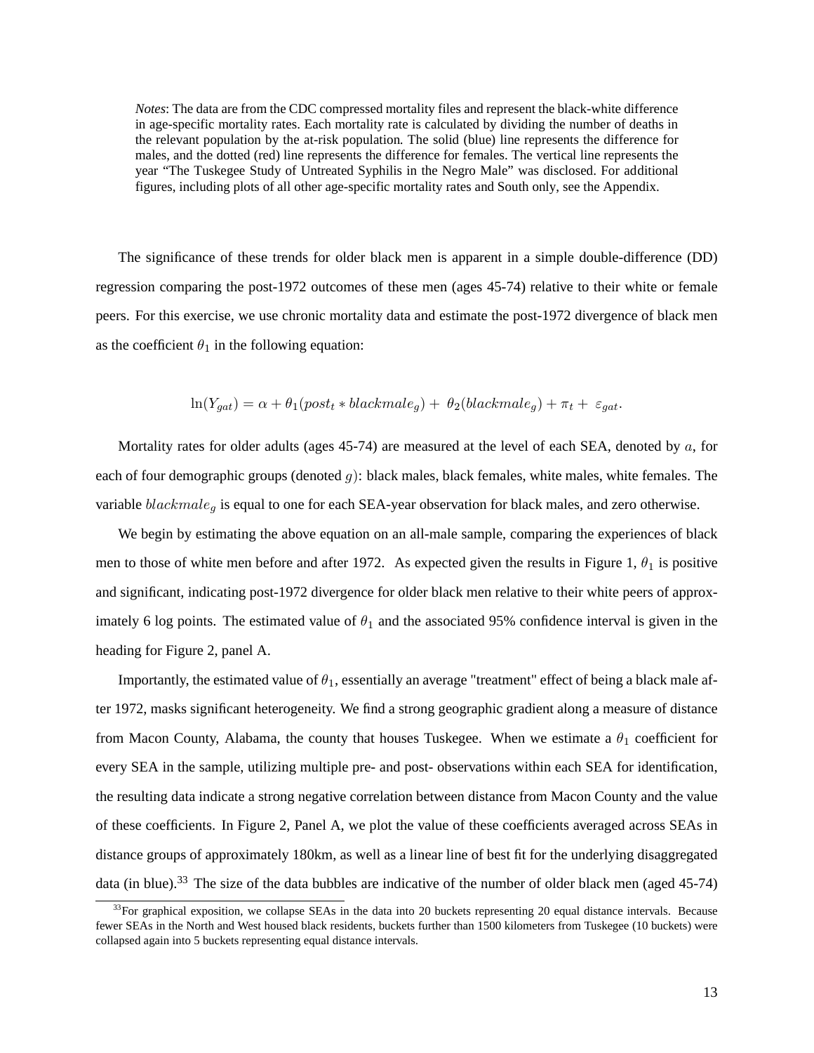*Notes*: The data are from the CDC compressed mortality files and represent the black-white difference in age-specific mortality rates. Each mortality rate is calculated by dividing the number of deaths in the relevant population by the at-risk population. The solid (blue) line represents the difference for males, and the dotted (red) line represents the difference for females. The vertical line represents the year "The Tuskegee Study of Untreated Syphilis in the Negro Male" was disclosed. For additional figures, including plots of all other age-specific mortality rates and South only, see the Appendix.

The significance of these trends for older black men is apparent in a simple double-difference (DD) regression comparing the post-1972 outcomes of these men (ages 45-74) relative to their white or female peers. For this exercise, we use chronic mortality data and estimate the post-1972 divergence of black men as the coefficient $\theta_1$ in the following equation:

$$\ln(Y_{gat}) = \alpha + \theta_1(post_t * blackmale_g) + \theta_2(blackmale_g) + \pi_t + \varepsilon_{gat}.$$

Mortality rates for older adults (ages 45-74) are measured at the level of each SEA, denoted by $a$, for each of four demographic groups (denoted $g$): black males, black females, white males, white females. The variable $blackmale_g$ is equal to one for each SEA-year observation for black males, and zero otherwise.

We begin by estimating the above equation on an all-male sample, comparing the experiences of black men to those of white men before and after 1972. As expected given the results in Figure 1, $\theta_1$ is positive and significant, indicating post-1972 divergence for older black men relative to their white peers of approximately 6 log points. The estimated value of $\theta_1$ and the associated 95% confidence interval is given in the heading for Figure 2, panel A.

Importantly, the estimated value of $\theta_1$, essentially an average "treatment" effect of being a black male after 1972, masks significant heterogeneity. We find a strong geographic gradient along a measure of distance from Macon County, Alabama, the county that houses Tuskegee. When we estimate a $\theta_1$ coefficient for every SEA in the sample, utilizing multiple pre- and post- observations within each SEA for identification, the resulting data indicate a strong negative correlation between distance from Macon County and the value of these coefficients. In Figure 2, Panel A, we plot the value of these coefficients averaged across SEAs in distance groups of approximately 180km, as well as a linear line of best fit for the underlying disaggregated data (in blue).[33] The size of the data bubbles are indicative of the number of older black men (aged 45-74)

[33]For graphical exposition, we collapse SEAs in the data into 20 buckets representing 20 equal distance intervals. Because fewer SEAs in the North and West housed black residents, buckets further than 1500 kilometers from Tuskegee (10 buckets) were collapsed again into 5 buckets representing equal distance intervals.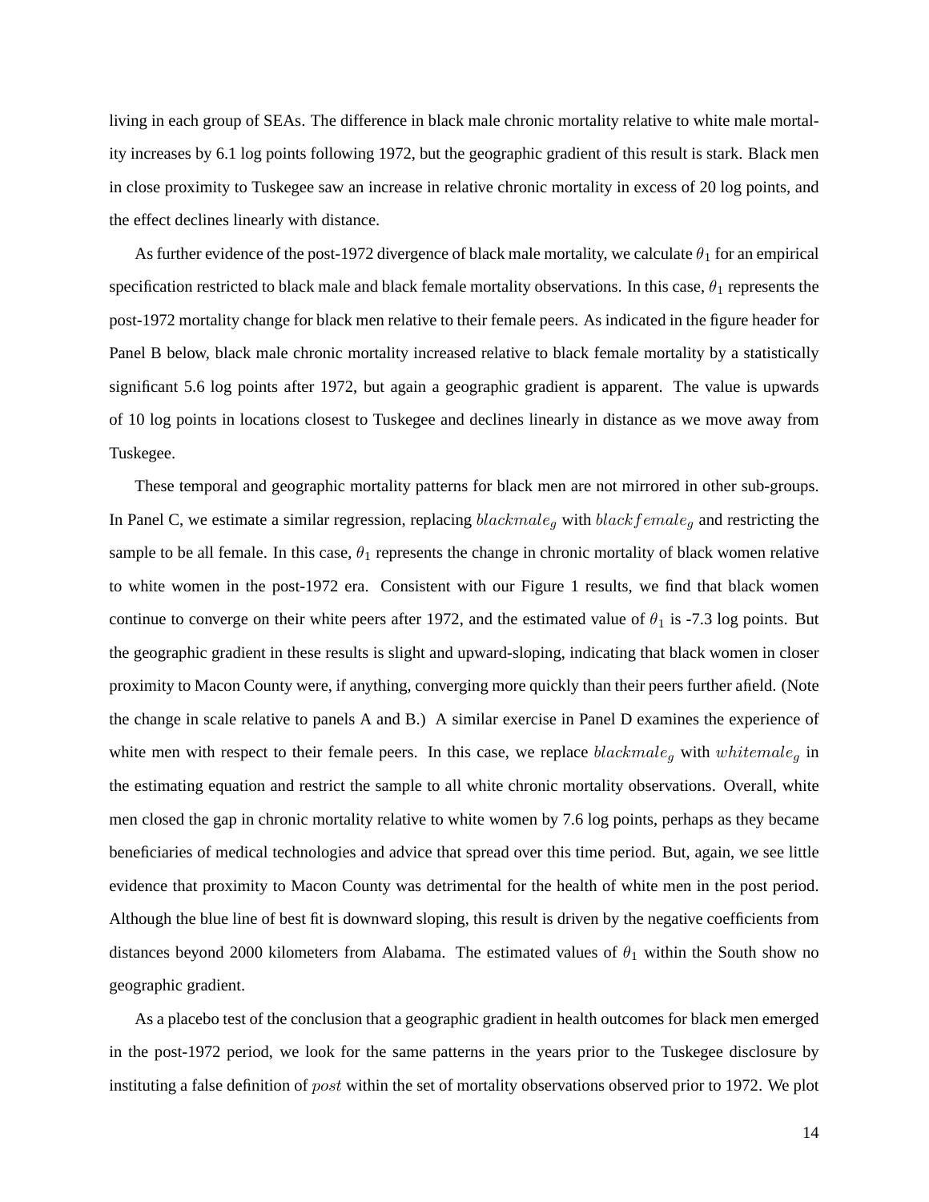living in each group of SEAs. The difference in black male chronic mortality relative to white male mortality increases by 6.1 log points following 1972, but the geographic gradient of this result is stark. Black men in close proximity to Tuskegee saw an increase in relative chronic mortality in excess of 20 log points, and the effect declines linearly with distance.

As further evidence of the post-1972 divergence of black male mortality, we calculate $\theta_1$ for an empirical specification restricted to black male and black female mortality observations. In this case, $\theta_1$ represents the post-1972 mortality change for black men relative to their female peers. As indicated in the figure header for Panel B below, black male chronic mortality increased relative to black female mortality by a statistically significant 5.6 log points after 1972, but again a geographic gradient is apparent. The value is upwards of 10 log points in locations closest to Tuskegee and declines linearly in distance as we move away from Tuskegee.

These temporal and geographic mortality patterns for black men are not mirrored in other sub-groups. In Panel C, we estimate a similar regression, replacing $blackmale_g$ with $blackfemale_g$ and restricting the sample to be all female. In this case, $\theta_1$ represents the change in chronic mortality of black women relative to white women in the post-1972 era. Consistent with our Figure 1 results, we find that black women continue to converge on their white peers after 1972, and the estimated value of $\theta_1$ is -7.3 log points. But the geographic gradient in these results is slight and upward-sloping, indicating that black women in closer proximity to Macon County were, if anything, converging more quickly than their peers further afield. (Note the change in scale relative to panels A and B.) A similar exercise in Panel D examines the experience of white men with respect to their female peers. In this case, we replace $blackmale_g$ with $whitemale_g$ in the estimating equation and restrict the sample to all white chronic mortality observations. Overall, white men closed the gap in chronic mortality relative to white women by 7.6 log points, perhaps as they became beneficiaries of medical technologies and advice that spread over this time period. But, again, we see little evidence that proximity to Macon County was detrimental for the health of white men in the post period. Although the blue line of best fit is downward sloping, this result is driven by the negative coefficients from distances beyond 2000 kilometers from Alabama. The estimated values of $\theta_1$ within the South show no geographic gradient.

As a placebo test of the conclusion that a geographic gradient in health outcomes for black men emerged in the post-1972 period, we look for the same patterns in the years prior to the Tuskegee disclosure by instituting a false definition of $post$ within the set of mortality observations observed prior to 1972. We plot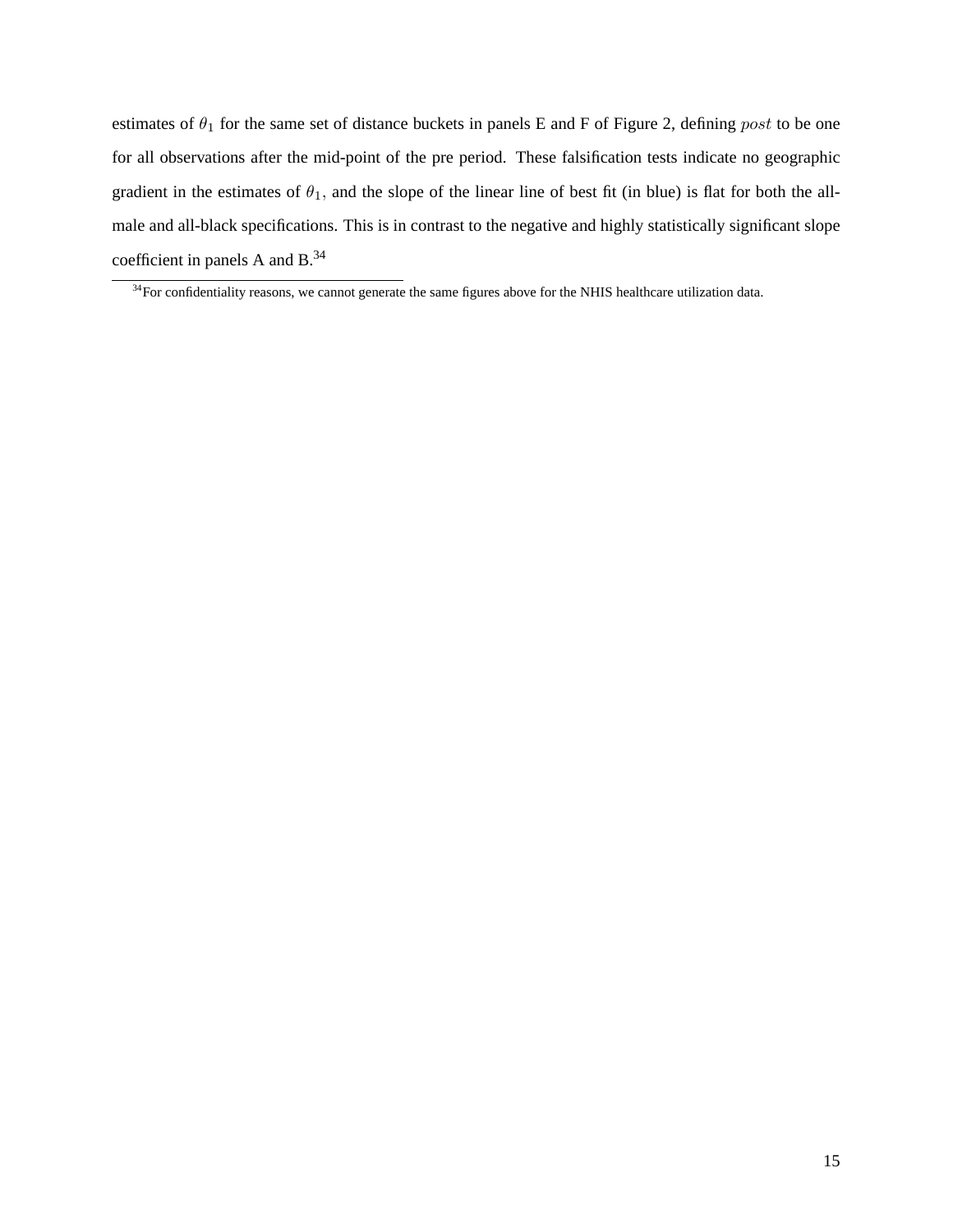estimates of $\theta_1$ for the same set of distance buckets in panels E and F of Figure 2, defining $post$ to be one for all observations after the mid-point of the pre period. These falsification tests indicate no geographic gradient in the estimates of $\theta_1$, and the slope of the linear line of best fit (in blue) is flat for both the all-male and all-black specifications. This is in contrast to the negative and highly statistically significant slope coefficient in panels A and B.[34]

[34] For confidentiality reasons, we cannot generate the same figures above for the NHIS healthcare utilization data.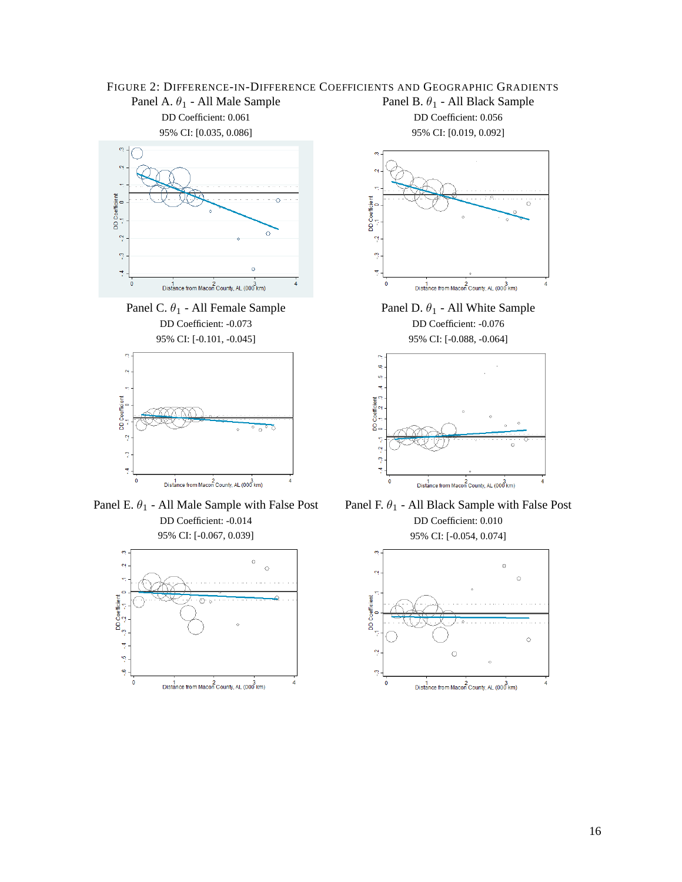FIGURE 2: DIFFERENCE-IN-DIFFERENCE COEFFICIENTS AND GEOGRAPHIC GRADIENTS

Panel A. $\theta_1$ - All Male Sample
DD Coefficient: 0.061
95% CI: [0.035, 0.086]

Panel B. $\theta_1$ - All Black Sample
DD Coefficient: 0.056
95% CI: [0.019, 0.092]

Panel C. $\theta_1$ - All Female Sample
DD Coefficient: -0.073
95% CI: [-0.101, -0.045]

Panel D. $\theta_1$ - All White Sample
DD Coefficient: -0.076
95% CI: [-0.088, -0.064]

Panel E. $\theta_1$ - All Male Sample with False Post
DD Coefficient: -0.014
95% CI: [-0.067, 0.039]

Panel F. $\theta_1$ - All Black Sample with False Post
DD Coefficient: 0.010
95% CI: [-0.054, 0.074]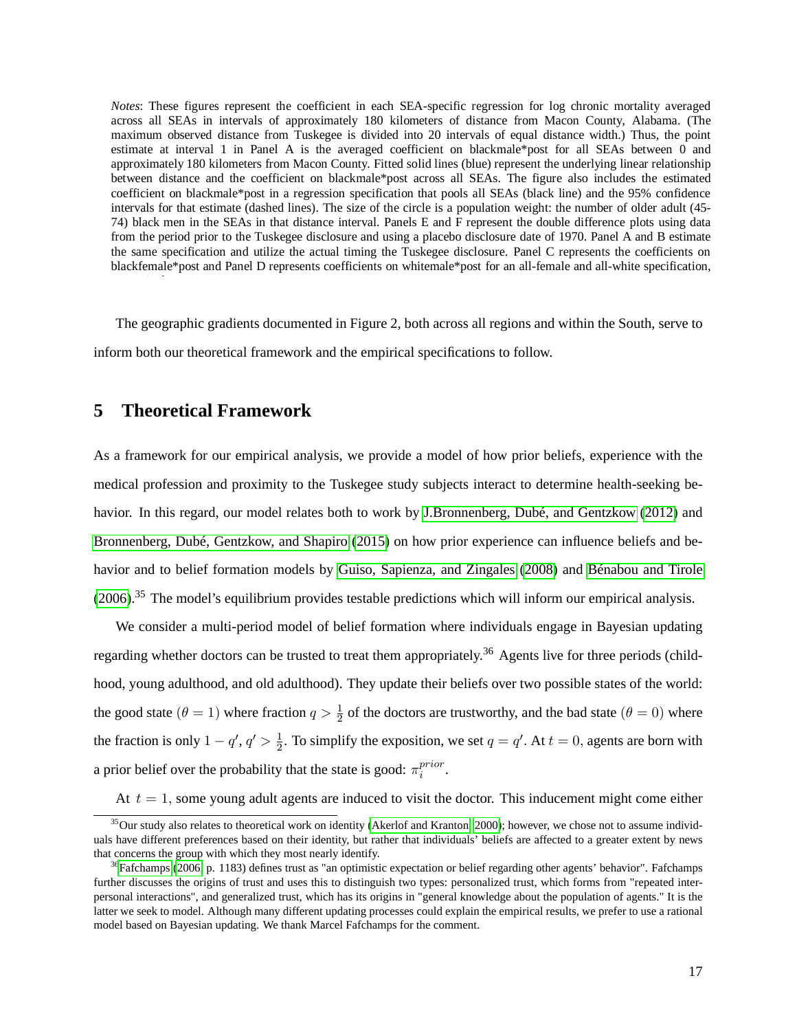*Notes*: These figures represent the coefficient in each SEA-specific regression for log chronic mortality averaged across all SEAs in intervals of approximately 180 kilometers of distance from Macon County, Alabama. (The maximum observed distance from Tuskegee is divided into 20 intervals of equal distance width.) Thus, the point estimate at interval 1 in Panel A is the averaged coefficient on blackmale*post for all SEAs between 0 and approximately 180 kilometers from Macon County. Fitted solid lines (blue) represent the underlying linear relationship between distance and the coefficient on blackmale*post across all SEAs. The figure also includes the estimated coefficient on blackmale*post in a regression specification that pools all SEAs (black line) and the 95% confidence intervals for that estimate (dashed lines). The size of the circle is a population weight: the number of older adult (45-74) black men in the SEAs in that distance interval. Panels E and F represent the double difference plots using data from the period prior to the Tuskegee disclosure and using a placebo disclosure date of 1970. Panel A and B estimate the same specification and utilize the actual timing the Tuskegee disclosure. Panel C represents the coefficients on blackfemale*post and Panel D represents coefficients on whitemale*post for an all-female and all-white specification,

The geographic gradients documented in Figure 2, both across all regions and within the South, serve to inform both our theoretical framework and the empirical specifications to follow.

## 5 Theoretical Framework

As a framework for our empirical analysis, we provide a model of how prior beliefs, experience with the medical profession and proximity to the Tuskegee study subjects interact to determine health-seeking behavior. In this regard, our model relates both to work by J.Bronnenberg, Dubé, and Gentzkow (2012) and Bronnenberg, Dubé, Gentzkow, and Shapiro (2015) on how prior experience can influence beliefs and behavior and to belief formation models by Guiso, Sapienza, and Zingales (2008) and Bénabou and Tirole (2006).[35] The model's equilibrium provides testable predictions which will inform our empirical analysis.

We consider a multi-period model of belief formation where individuals engage in Bayesian updating regarding whether doctors can be trusted to treat them appropriately.[36] Agents live for three periods (childhood, young adulthood, and old adulthood). They update their beliefs over two possible states of the world: the good state ($\theta = 1$) where fraction $q > \frac{1}{2}$ of the doctors are trustworthy, and the bad state ($\theta = 0$) where the fraction is only $1 - q'$, $q' > \frac{1}{2}$. To simplify the exposition, we set $q = q'$. At $t = 0$, agents are born with a prior belief over the probability that the state is good: $\pi_i^{prior}$.

At $t = 1$, some young adult agents are induced to visit the doctor. This inducement might come either

[35] Our study also relates to theoretical work on identity (Akerlof and Kranton, 2000); however, we chose not to assume individuals have different preferences based on their identity, but rather that individuals' beliefs are affected to a greater extent by news that concerns the group with which they most nearly identify.

[36] Fafchamps (2006, p. 1183) defines trust as "an optimistic expectation or belief regarding other agents' behavior". Fafchamps further discusses the origins of trust and uses this to distinguish two types: personalized trust, which forms from "repeated interpersonal interactions", and generalized trust, which has its origins in "general knowledge about the population of agents." It is the latter we seek to model. Although many different updating processes could explain the empirical results, we prefer to use a rational model based on Bayesian updating. We thank Marcel Fafchamps for the comment.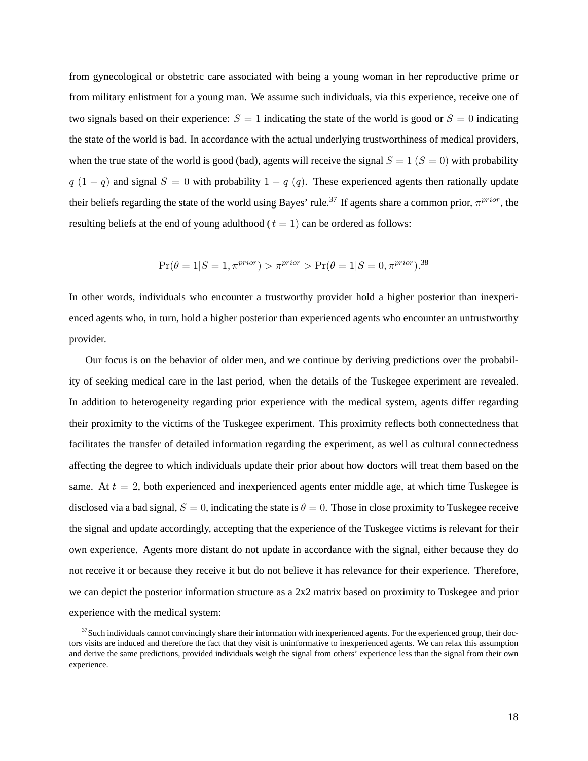from gynecological or obstetric care associated with being a young woman in her reproductive prime or from military enlistment for a young man. We assume such individuals, via this experience, receive one of two signals based on their experience: $S = 1$ indicating the state of the world is good or $S = 0$ indicating the state of the world is bad. In accordance with the actual underlying trustworthiness of medical providers, when the true state of the world is good (bad), agents will receive the signal $S = 1$ ($S = 0$) with probability $q$ ($1 - q$) and signal $S = 0$ with probability $1 - q$ ($q$). These experienced agents then rationally update their beliefs regarding the state of the world using Bayes' rule.[37] If agents share a common prior, $\pi^{prior}$, the resulting beliefs at the end of young adulthood ($t = 1$) can be ordered as follows:

$$\Pr(\theta = 1|S = 1, \pi^{prior}) > \pi^{prior} > \Pr(\theta = 1|S = 0, \pi^{prior}).$$ [38]

In other words, individuals who encounter a trustworthy provider hold a higher posterior than inexperienced agents who, in turn, hold a higher posterior than experienced agents who encounter an untrustworthy provider.

Our focus is on the behavior of older men, and we continue by deriving predictions over the probability of seeking medical care in the last period, when the details of the Tuskegee experiment are revealed. In addition to heterogeneity regarding prior experience with the medical system, agents differ regarding their proximity to the victims of the Tuskegee experiment. This proximity reflects both connectedness that facilitates the transfer of detailed information regarding the experiment, as well as cultural connectedness affecting the degree to which individuals update their prior about how doctors will treat them based on the same. At $t = 2$, both experienced and inexperienced agents enter middle age, at which time Tuskegee is disclosed via a bad signal, $S = 0$, indicating the state is $\theta = 0$. Those in close proximity to Tuskegee receive the signal and update accordingly, accepting that the experience of the Tuskegee victims is relevant for their own experience. Agents more distant do not update in accordance with the signal, either because they do not receive it or because they receive it but do not believe it has relevance for their experience. Therefore, we can depict the posterior information structure as a 2x2 matrix based on proximity to Tuskegee and prior experience with the medical system:

[37] Such individuals cannot convincingly share their information with inexperienced agents. For the experienced group, their doctors visits are induced and therefore the fact that they visit is uninformative to inexperienced agents. We can relax this assumption and derive the same predictions, provided individuals weigh the signal from others' experience less than the signal from their own experience.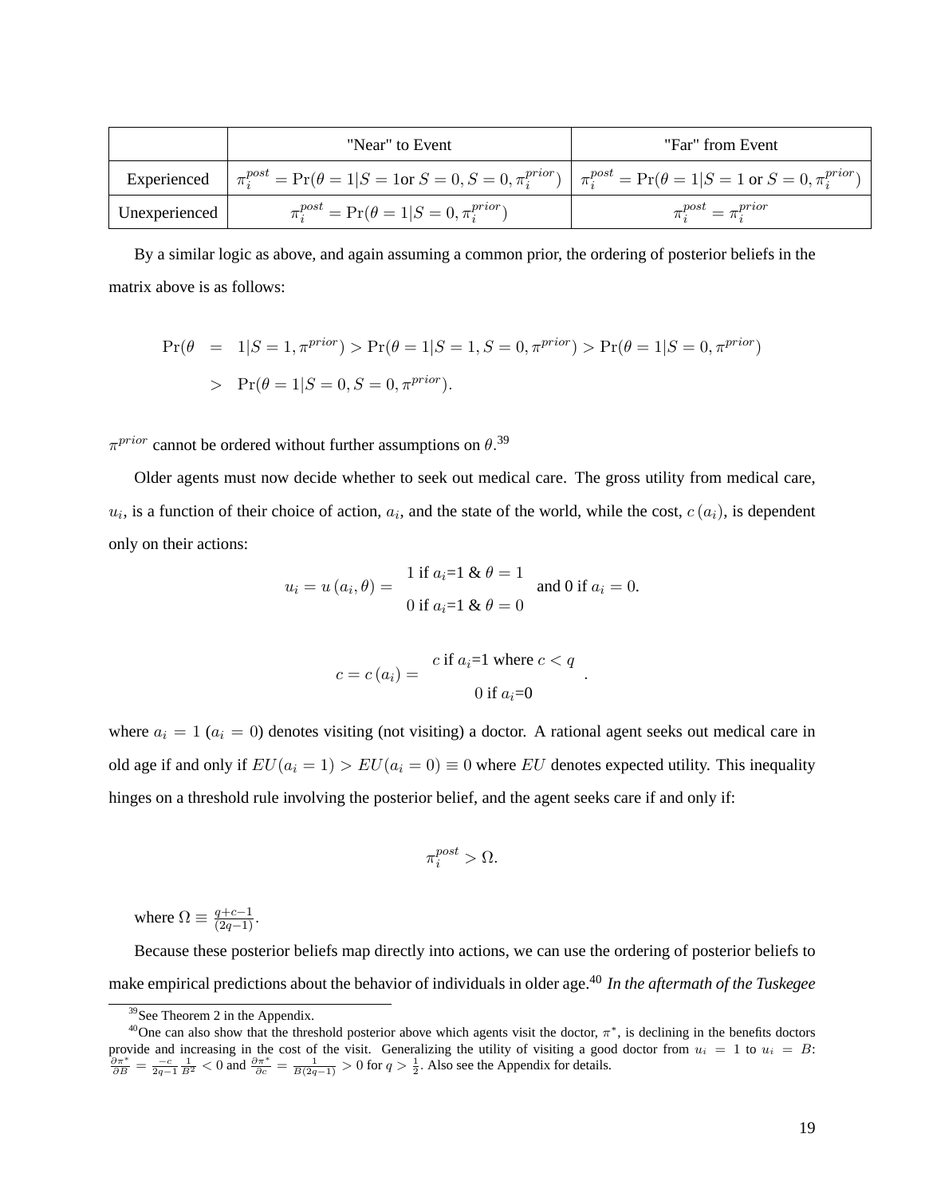|  | "Near" to Event | "Far" from Event |
| --- | --- | --- |
| Experienced | $\pi_i^{post} = \Pr(\theta = 1 \vert S = 1 \text{or } S = 0, S = 0, \pi_i^{prior})$ | $\pi_i^{post} = \Pr(\theta = 1 \vert S = 1 \text{ or } S = 0, \pi_i^{prior})$ |
| Unexperienced | $\pi_i^{post} = \Pr(\theta = 1 \vert S = 0, \pi_i^{prior})$ | $\pi_i^{post} = \pi_i^{prior}$ |

By a similar logic as above, and again assuming a common prior, the ordering of posterior beliefs in the matrix above is as follows:

$$
\begin{aligned}
\Pr(\theta &= 1|S = 1, \pi^{prior}) > \Pr(\theta = 1|S = 1, S = 0, \pi^{prior}) > \Pr(\theta = 1|S = 0, \pi^{prior}) \\
&> \Pr(\theta = 1|S = 0, S = 0, \pi^{prior}).
\end{aligned}
$$

$\pi^{prior}$ cannot be ordered without further assumptions on $\theta$.[39]

Older agents must now decide whether to seek out medical care. The gross utility from medical care, $u_i$, is a function of their choice of action, $a_i$, and the state of the world, while the cost, $c\left(a_i\right)$, is dependent only on their actions:

$$
u_i = u\left(a_i, \theta\right) = \begin{array}{c} 1 \text{ if } a_i\text{=1 \& } \theta = 1 \\ 0 \text{ if } a_i\text{=1 \& } \theta = 0 \end{array} \text{ and 0 if } a_i = 0.
$$

$$
c = c\left(a_i\right) = \begin{array}{c} c \text{ if } a_i\text{=1 where } c < q \\ 0 \text{ if } a_i\text{=0} \end{array} .
$$

where $a_i = 1$ ($a_i = 0$) denotes visiting (not visiting) a doctor. A rational agent seeks out medical care in old age if and only if $EU(a_i = 1) > EU(a_i = 0) \equiv 0$ where $EU$ denotes expected utility. This inequality hinges on a threshold rule involving the posterior belief, and the agent seeks care if and only if:

$$
\pi_i^{post} > \Omega.
$$

where $\Omega \equiv \frac{q+c-1}{(2q-1)}$.

Because these posterior beliefs map directly into actions, we can use the ordering of posterior beliefs to make empirical predictions about the behavior of individuals in older age.[40] *In the aftermath of the Tuskegee*

[39] See Theorem 2 in the Appendix.

[40] One can also show that the threshold posterior above which agents visit the doctor, $\pi^*$, is declining in the benefits doctors provide and increasing in the cost of the visit. Generalizing the utility of visiting a good doctor from $u_i = 1$ to $u_i = B$: $\frac{\partial \pi^*}{\partial B} = \frac{-c}{2q-1}\frac{1}{B^2} < 0$ and $\frac{\partial \pi^*}{\partial c} = \frac{1}{B(2q-1)} > 0$ for $q > \frac{1}{2}$. Also see the Appendix for details.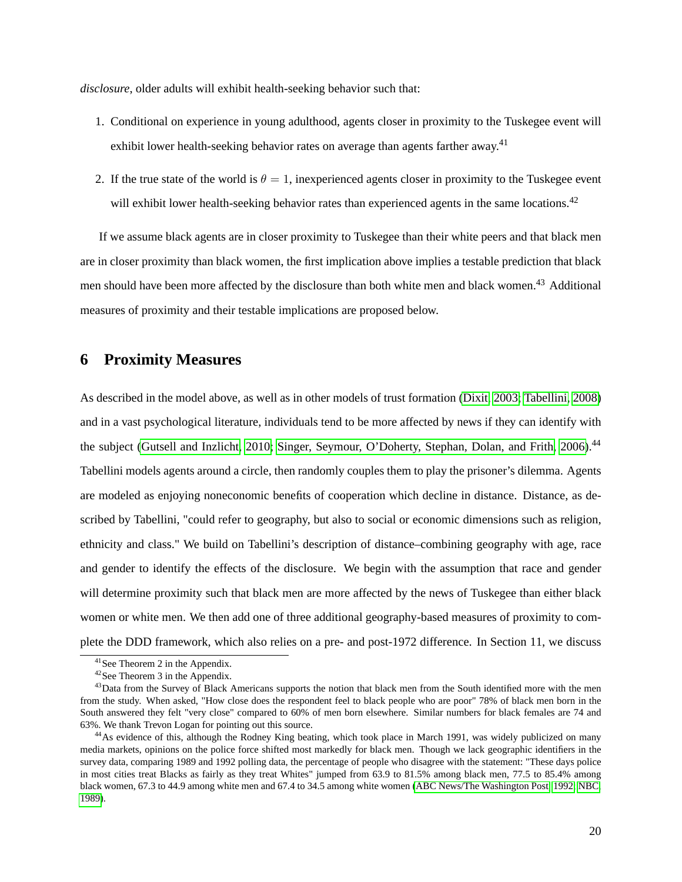*disclosure*, older adults will exhibit health-seeking behavior such that:

1. Conditional on experience in young adulthood, agents closer in proximity to the Tuskegee event will exhibit lower health-seeking behavior rates on average than agents farther away.[41]

2. If the true state of the world is $\theta = 1$, inexperienced agents closer in proximity to the Tuskegee event will exhibit lower health-seeking behavior rates than experienced agents in the same locations.[42]

If we assume black agents are in closer proximity to Tuskegee than their white peers and that black men are in closer proximity than black women, the first implication above implies a testable prediction that black men should have been more affected by the disclosure than both white men and black women.[43] Additional measures of proximity and their testable implications are proposed below.

# 6 Proximity Measures

As described in the model above, as well as in other models of trust formation (Dixit, 2003; Tabellini, 2008) and in a vast psychological literature, individuals tend to be more affected by news if they can identify with the subject (Gutsell and Inzlicht, 2010; Singer, Seymour, O'Doherty, Stephan, Dolan, and Frith, 2006).[44] Tabellini models agents around a circle, then randomly couples them to play the prisoner's dilemma. Agents are modeled as enjoying noneconomic benefits of cooperation which decline in distance. Distance, as described by Tabellini, "could refer to geography, but also to social or economic dimensions such as religion, ethnicity and class." We build on Tabellini's description of distance–combining geography with age, race and gender to identify the effects of the disclosure. We begin with the assumption that race and gender will determine proximity such that black men are more affected by the news of Tuskegee than either black women or white men. We then add one of three additional geography-based measures of proximity to complete the DDD framework, which also relies on a pre- and post-1972 difference. In Section 11, we discuss

[41] See Theorem 2 in the Appendix.

[42] See Theorem 3 in the Appendix.

[43] Data from the Survey of Black Americans supports the notion that black men from the South identified more with the men from the study. When asked, "How close does the respondent feel to black people who are poor" 78% of black men born in the South answered they felt "very close" compared to 60% of men born elsewhere. Similar numbers for black females are 74 and 63%. We thank Trevon Logan for pointing out this source.

[44] As evidence of this, although the Rodney King beating, which took place in March 1991, was widely publicized on many media markets, opinions on the police force shifted most markedly for black men. Though we lack geographic identifiers in the survey data, comparing 1989 and 1992 polling data, the percentage of people who disagree with the statement: "These days police in most cities treat Blacks as fairly as they treat Whites" jumped from 63.9 to 81.5% among black men, 77.5 to 85.4% among black women, 67.3 to 44.9 among white men and 67.4 to 34.5 among white women (ABC News/The Washington Post, 1992; NBC, 1989).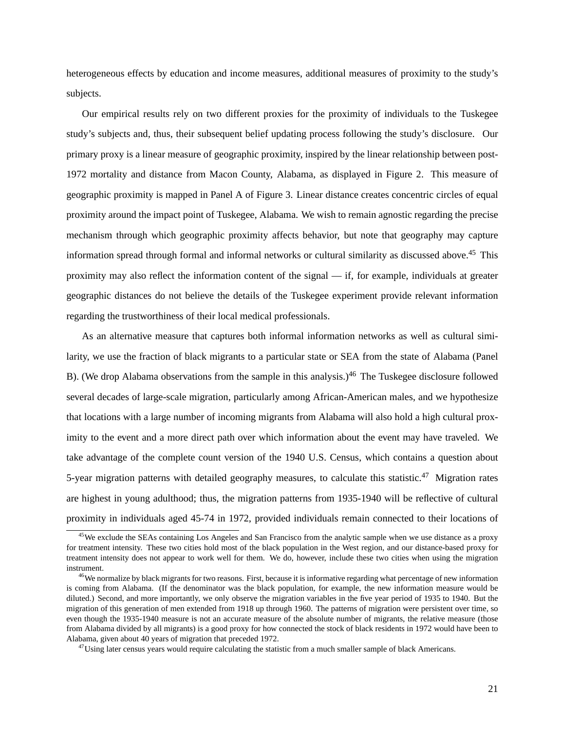heterogeneous effects by education and income measures, additional measures of proximity to the study's subjects.

Our empirical results rely on two different proxies for the proximity of individuals to the Tuskegee study's subjects and, thus, their subsequent belief updating process following the study's disclosure. Our primary proxy is a linear measure of geographic proximity, inspired by the linear relationship between post-1972 mortality and distance from Macon County, Alabama, as displayed in Figure 2. This measure of geographic proximity is mapped in Panel A of Figure 3. Linear distance creates concentric circles of equal proximity around the impact point of Tuskegee, Alabama. We wish to remain agnostic regarding the precise mechanism through which geographic proximity affects behavior, but note that geography may capture information spread through formal and informal networks or cultural similarity as discussed above.[45] This proximity may also reflect the information content of the signal — if, for example, individuals at greater geographic distances do not believe the details of the Tuskegee experiment provide relevant information regarding the trustworthiness of their local medical professionals.

As an alternative measure that captures both informal information networks as well as cultural similarity, we use the fraction of black migrants to a particular state or SEA from the state of Alabama (Panel B). (We drop Alabama observations from the sample in this analysis.)[46] The Tuskegee disclosure followed several decades of large-scale migration, particularly among African-American males, and we hypothesize that locations with a large number of incoming migrants from Alabama will also hold a high cultural proximity to the event and a more direct path over which information about the event may have traveled. We take advantage of the complete count version of the 1940 U.S. Census, which contains a question about 5-year migration patterns with detailed geography measures, to calculate this statistic.[47] Migration rates are highest in young adulthood; thus, the migration patterns from 1935-1940 will be reflective of cultural proximity in individuals aged 45-74 in 1972, provided individuals remain connected to their locations of

[45]We exclude the SEAs containing Los Angeles and San Francisco from the analytic sample when we use distance as a proxy for treatment intensity. These two cities hold most of the black population in the West region, and our distance-based proxy for treatment intensity does not appear to work well for them. We do, however, include these two cities when using the migration instrument.

[46]We normalize by black migrants for two reasons. First, because it is informative regarding what percentage of new information is coming from Alabama. (If the denominator was the black population, for example, the new information measure would be diluted.) Second, and more importantly, we only observe the migration variables in the five year period of 1935 to 1940. But the migration of this generation of men extended from 1918 up through 1960. The patterns of migration were persistent over time, so even though the 1935-1940 measure is not an accurate measure of the absolute number of migrants, the relative measure (those from Alabama divided by all migrants) is a good proxy for how connected the stock of black residents in 1972 would have been to Alabama, given about 40 years of migration that preceded 1972.

[47]Using later census years would require calculating the statistic from a much smaller sample of black Americans.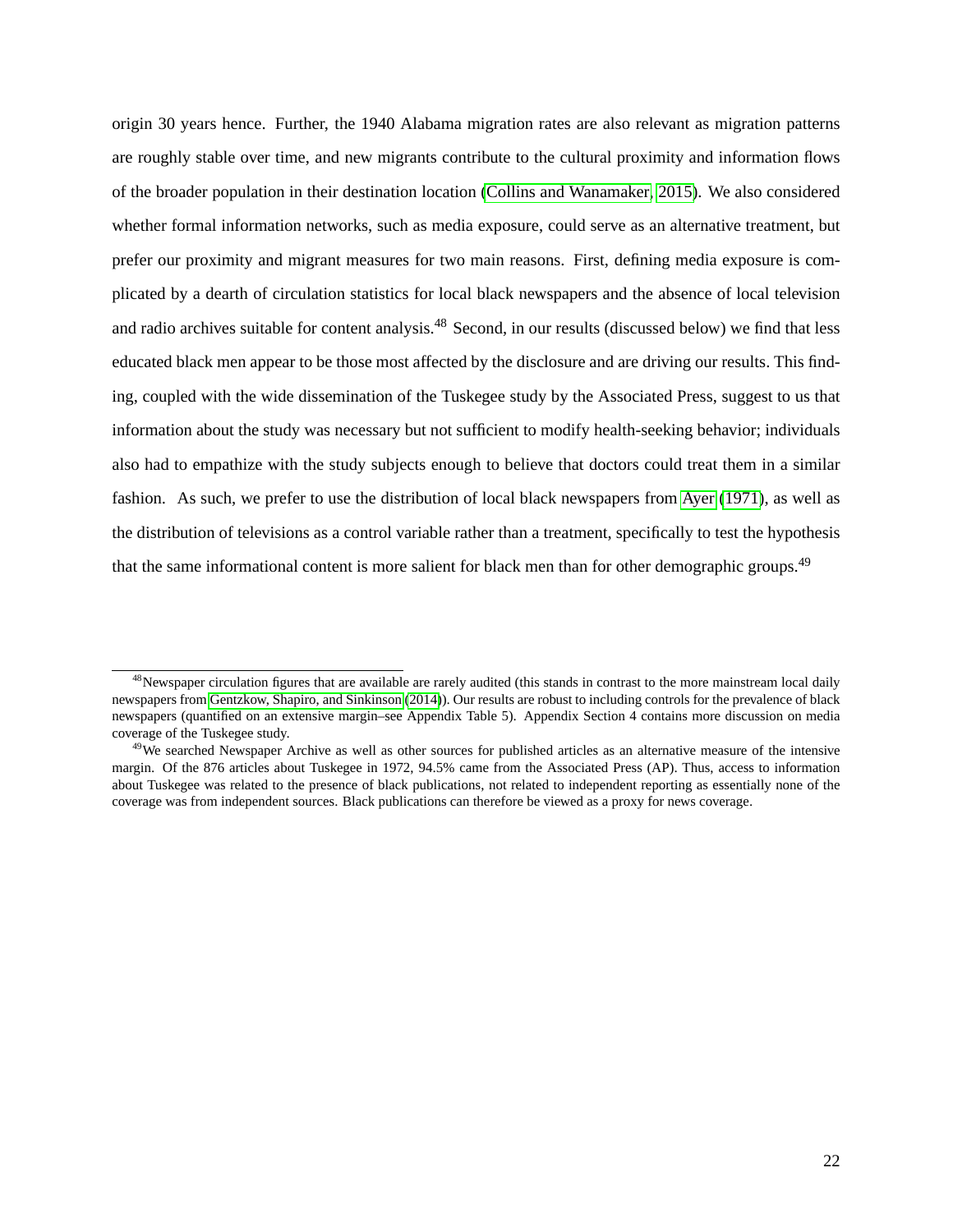origin 30 years hence. Further, the 1940 Alabama migration rates are also relevant as migration patterns are roughly stable over time, and new migrants contribute to the cultural proximity and information flows of the broader population in their destination location (Collins and Wanamaker, 2015). We also considered whether formal information networks, such as media exposure, could serve as an alternative treatment, but prefer our proximity and migrant measures for two main reasons. First, defining media exposure is complicated by a dearth of circulation statistics for local black newspapers and the absence of local television and radio archives suitable for content analysis.[48] Second, in our results (discussed below) we find that less educated black men appear to be those most affected by the disclosure and are driving our results. This finding, coupled with the wide dissemination of the Tuskegee study by the Associated Press, suggest to us that information about the study was necessary but not sufficient to modify health-seeking behavior; individuals also had to empathize with the study subjects enough to believe that doctors could treat them in a similar fashion. As such, we prefer to use the distribution of local black newspapers from Ayer (1971), as well as the distribution of televisions as a control variable rather than a treatment, specifically to test the hypothesis that the same informational content is more salient for black men than for other demographic groups.[49]

---

[48]Newspaper circulation figures that are available are rarely audited (this stands in contrast to the more mainstream local daily newspapers from Gentzkow, Shapiro, and Sinkinson (2014)). Our results are robust to including controls for the prevalence of black newspapers (quantified on an extensive margin–see Appendix Table 5). Appendix Section 4 contains more discussion on media coverage of the Tuskegee study.

[49]We searched Newspaper Archive as well as other sources for published articles as an alternative measure of the intensive margin. Of the 876 articles about Tuskegee in 1972, 94.5% came from the Associated Press (AP). Thus, access to information about Tuskegee was related to the presence of black publications, not related to independent reporting as essentially none of the coverage was from independent sources. Black publications can therefore be viewed as a proxy for news coverage.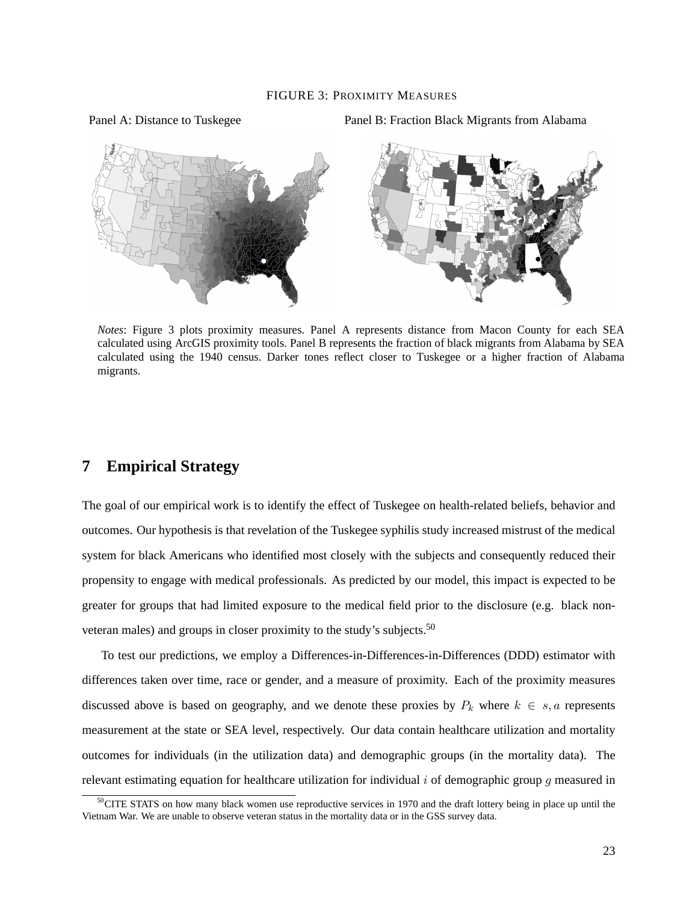FIGURE 3: PROXIMITY MEASURES

Panel A: Distance to Tuskegee

Panel B: Fraction Black Migrants from Alabama

*Notes*: Figure 3 plots proximity measures. Panel A represents distance from Macon County for each SEA calculated using ArcGIS proximity tools. Panel B represents the fraction of black migrants from Alabama by SEA calculated using the 1940 census. Darker tones reflect closer to Tuskegee or a higher fraction of Alabama migrants.

# 7 Empirical Strategy

The goal of our empirical work is to identify the effect of Tuskegee on health-related beliefs, behavior and outcomes. Our hypothesis is that revelation of the Tuskegee syphilis study increased mistrust of the medical system for black Americans who identified most closely with the subjects and consequently reduced their propensity to engage with medical professionals. As predicted by our model, this impact is expected to be greater for groups that had limited exposure to the medical field prior to the disclosure (e.g. black non-veteran males) and groups in closer proximity to the study's subjects.[50]

To test our predictions, we employ a Differences-in-Differences-in-Differences (DDD) estimator with differences taken over time, race or gender, and a measure of proximity. Each of the proximity measures discussed above is based on geography, and we denote these proxies by $P_k$ where $k \in s, a$ represents measurement at the state or SEA level, respectively. Our data contain healthcare utilization and mortality outcomes for individuals (in the utilization data) and demographic groups (in the mortality data). The relevant estimating equation for healthcare utilization for individual $i$ of demographic group $g$ measured in

[50]CITE STATS on how many black women use reproductive services in 1970 and the draft lottery being in place up until the Vietnam War. We are unable to observe veteran status in the mortality data or in the GSS survey data.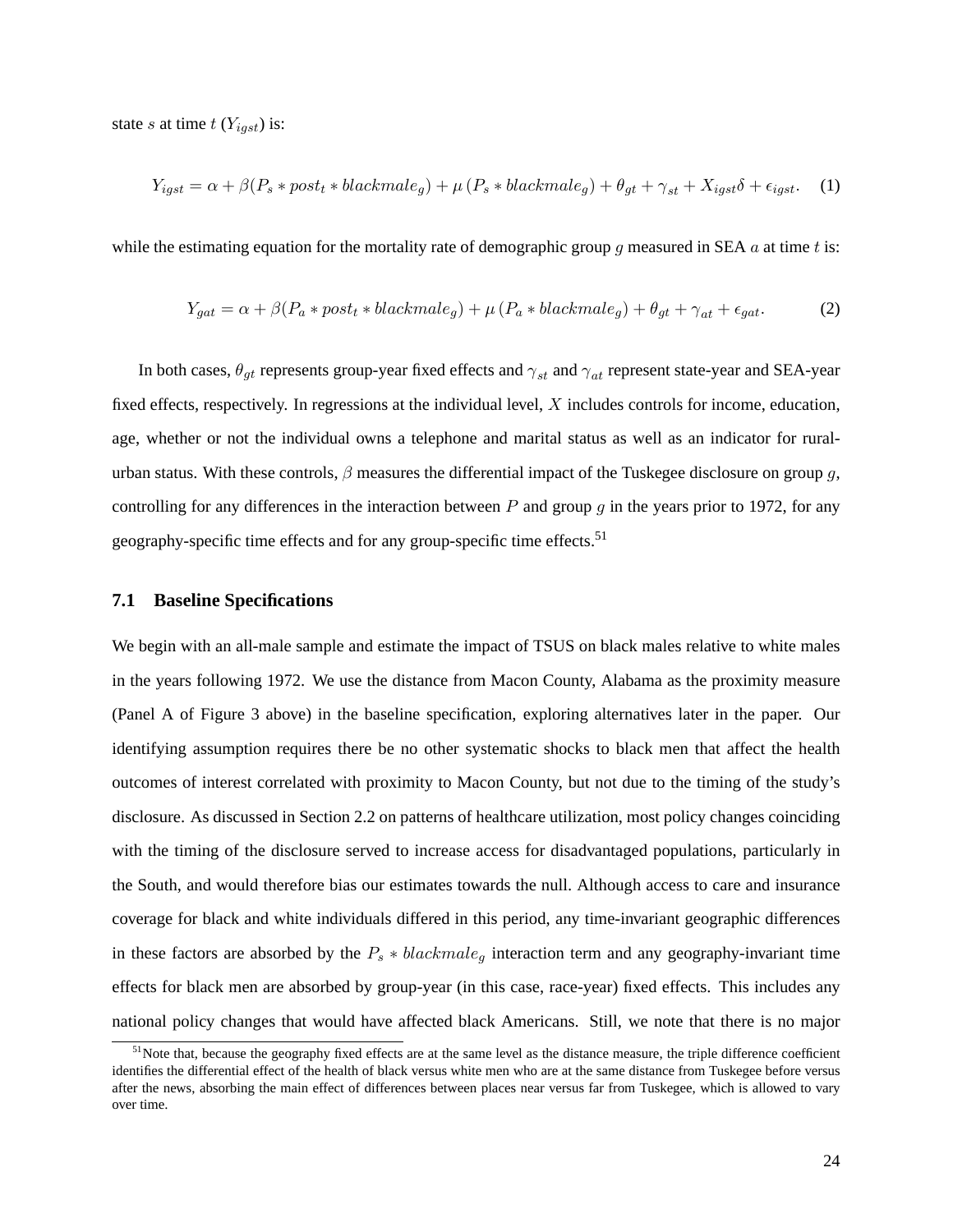state $s$ at time $t$ ($Y_{igst}$) is:

$$Y_{igst} = \alpha + \beta(P_s * post_t * blackmale_g) + \mu\,(P_s * blackmale_g) + \theta_{gt} + \gamma_{st} + X_{igst}\delta + \epsilon_{igst}. \quad (1)$$

while the estimating equation for the mortality rate of demographic group $g$ measured in SEA $a$ at time $t$ is:

$$Y_{gat} = \alpha + \beta(P_a * post_t * blackmale_g) + \mu\,(P_a * blackmale_g) + \theta_{gt} + \gamma_{at} + \epsilon_{gat}. \quad (2)$$

In both cases, $\theta_{gt}$ represents group-year fixed effects and $\gamma_{st}$ and $\gamma_{at}$ represent state-year and SEA-year fixed effects, respectively. In regressions at the individual level, $X$ includes controls for income, education, age, whether or not the individual owns a telephone and marital status as well as an indicator for rural-urban status. With these controls, $\beta$ measures the differential impact of the Tuskegee disclosure on group $g$, controlling for any differences in the interaction between $P$ and group $g$ in the years prior to 1972, for any geography-specific time effects and for any group-specific time effects.[51]

## 7.1 Baseline Specifications

We begin with an all-male sample and estimate the impact of TSUS on black males relative to white males in the years following 1972. We use the distance from Macon County, Alabama as the proximity measure (Panel A of Figure 3 above) in the baseline specification, exploring alternatives later in the paper. Our identifying assumption requires there be no other systematic shocks to black men that affect the health outcomes of interest correlated with proximity to Macon County, but not due to the timing of the study's disclosure. As discussed in Section 2.2 on patterns of healthcare utilization, most policy changes coinciding with the timing of the disclosure served to increase access for disadvantaged populations, particularly in the South, and would therefore bias our estimates towards the null. Although access to care and insurance coverage for black and white individuals differed in this period, any time-invariant geographic differences in these factors are absorbed by the $P_s * blackmale_g$ interaction term and any geography-invariant time effects for black men are absorbed by group-year (in this case, race-year) fixed effects. This includes any national policy changes that would have affected black Americans. Still, we note that there is no major

[51] Note that, because the geography fixed effects are at the same level as the distance measure, the triple difference coefficient identifies the differential effect of the health of black versus white men who are at the same distance from Tuskegee before versus after the news, absorbing the main effect of differences between places near versus far from Tuskegee, which is allowed to vary over time.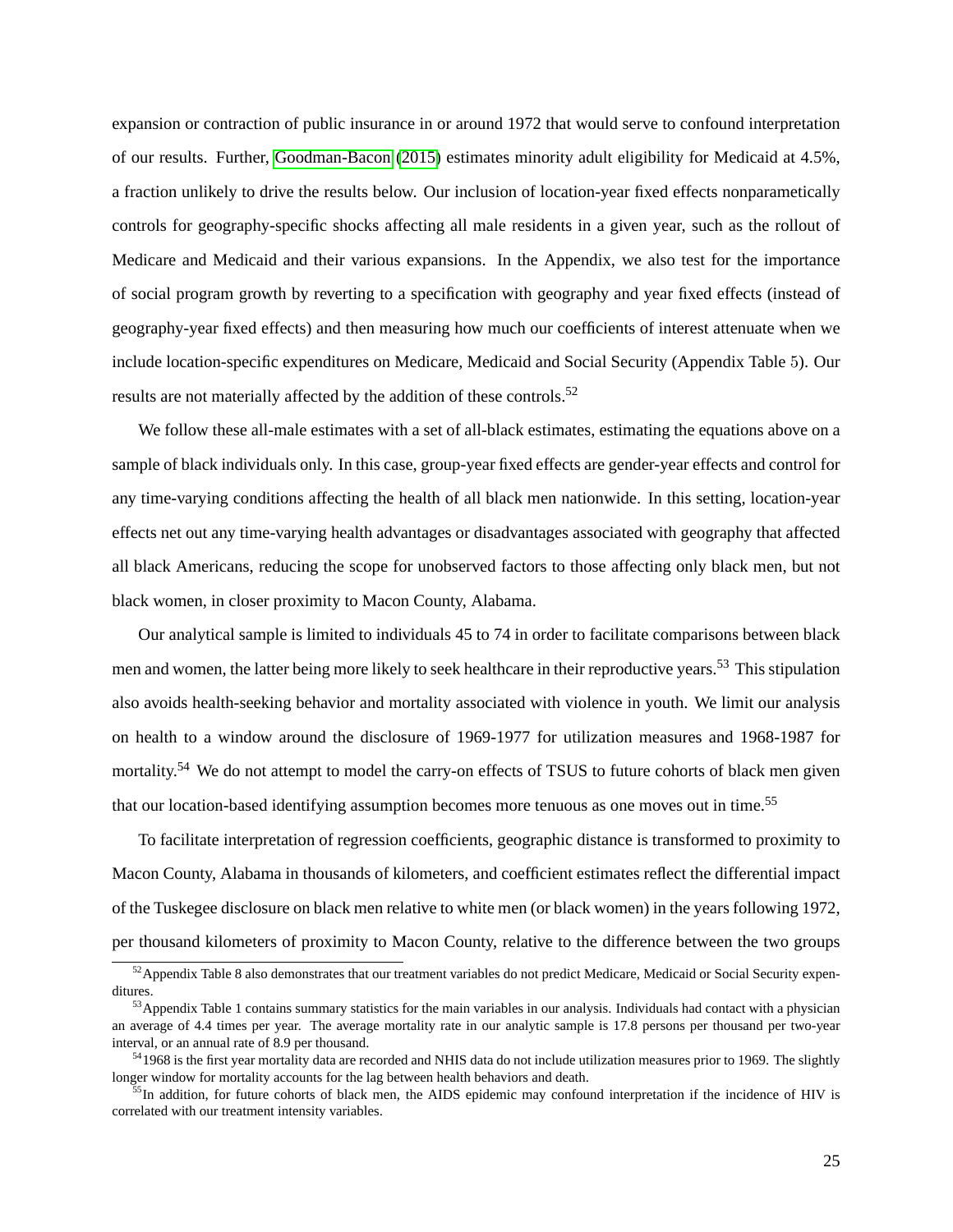expansion or contraction of public insurance in or around 1972 that would serve to confound interpretation of our results. Further, Goodman-Bacon (2015) estimates minority adult eligibility for Medicaid at 4.5%, a fraction unlikely to drive the results below. Our inclusion of location-year fixed effects nonparametically controls for geography-specific shocks affecting all male residents in a given year, such as the rollout of Medicare and Medicaid and their various expansions. In the Appendix, we also test for the importance of social program growth by reverting to a specification with geography and year fixed effects (instead of geography-year fixed effects) and then measuring how much our coefficients of interest attenuate when we include location-specific expenditures on Medicare, Medicaid and Social Security (Appendix Table 5). Our results are not materially affected by the addition of these controls.[52]

We follow these all-male estimates with a set of all-black estimates, estimating the equations above on a sample of black individuals only. In this case, group-year fixed effects are gender-year effects and control for any time-varying conditions affecting the health of all black men nationwide. In this setting, location-year effects net out any time-varying health advantages or disadvantages associated with geography that affected all black Americans, reducing the scope for unobserved factors to those affecting only black men, but not black women, in closer proximity to Macon County, Alabama.

Our analytical sample is limited to individuals 45 to 74 in order to facilitate comparisons between black men and women, the latter being more likely to seek healthcare in their reproductive years.[53] This stipulation also avoids health-seeking behavior and mortality associated with violence in youth. We limit our analysis on health to a window around the disclosure of 1969-1977 for utilization measures and 1968-1987 for mortality.[54] We do not attempt to model the carry-on effects of TSUS to future cohorts of black men given that our location-based identifying assumption becomes more tenuous as one moves out in time.[55]

To facilitate interpretation of regression coefficients, geographic distance is transformed to proximity to Macon County, Alabama in thousands of kilometers, and coefficient estimates reflect the differential impact of the Tuskegee disclosure on black men relative to white men (or black women) in the years following 1972, per thousand kilometers of proximity to Macon County, relative to the difference between the two groups

---

[52] Appendix Table 8 also demonstrates that our treatment variables do not predict Medicare, Medicaid or Social Security expenditures.

[53] Appendix Table 1 contains summary statistics for the main variables in our analysis. Individuals had contact with a physician an average of 4.4 times per year. The average mortality rate in our analytic sample is 17.8 persons per thousand per two-year interval, or an annual rate of 8.9 per thousand.

[54] 1968 is the first year mortality data are recorded and NHIS data do not include utilization measures prior to 1969. The slightly longer window for mortality accounts for the lag between health behaviors and death.

[55] In addition, for future cohorts of black men, the AIDS epidemic may confound interpretation if the incidence of HIV is correlated with our treatment intensity variables.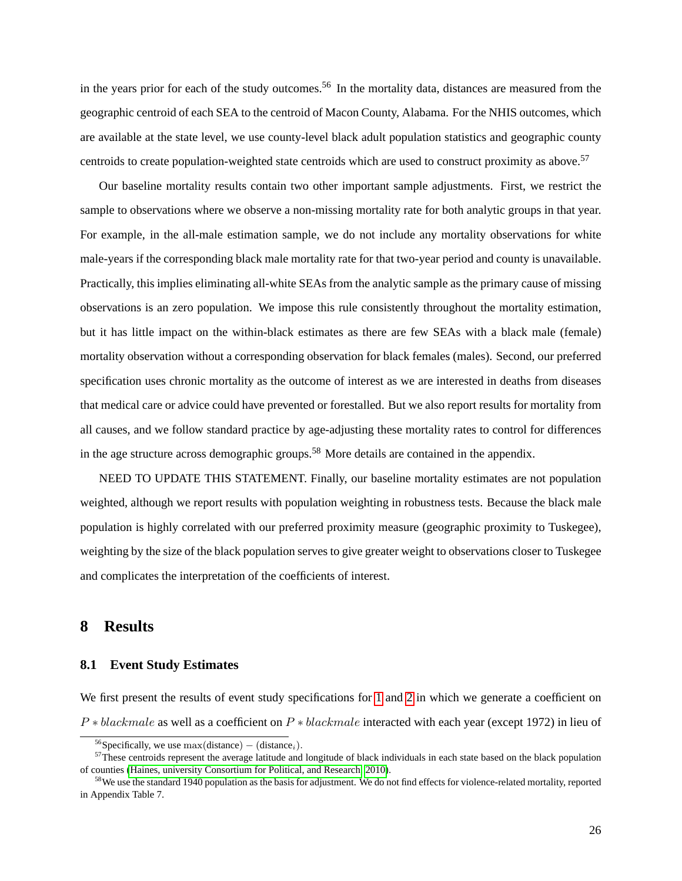in the years prior for each of the study outcomes.[56] In the mortality data, distances are measured from the geographic centroid of each SEA to the centroid of Macon County, Alabama. For the NHIS outcomes, which are available at the state level, we use county-level black adult population statistics and geographic county centroids to create population-weighted state centroids which are used to construct proximity as above.[57]

Our baseline mortality results contain two other important sample adjustments. First, we restrict the sample to observations where we observe a non-missing mortality rate for both analytic groups in that year. For example, in the all-male estimation sample, we do not include any mortality observations for white male-years if the corresponding black male mortality rate for that two-year period and county is unavailable. Practically, this implies eliminating all-white SEAs from the analytic sample as the primary cause of missing observations is an zero population. We impose this rule consistently throughout the mortality estimation, but it has little impact on the within-black estimates as there are few SEAs with a black male (female) mortality observation without a corresponding observation for black females (males). Second, our preferred specification uses chronic mortality as the outcome of interest as we are interested in deaths from diseases that medical care or advice could have prevented or forestalled. But we also report results for mortality from all causes, and we follow standard practice by age-adjusting these mortality rates to control for differences in the age structure across demographic groups.[58] More details are contained in the appendix.

NEED TO UPDATE THIS STATEMENT. Finally, our baseline mortality estimates are not population weighted, although we report results with population weighting in robustness tests. Because the black male population is highly correlated with our preferred proximity measure (geographic proximity to Tuskegee), weighting by the size of the black population serves to give greater weight to observations closer to Tuskegee and complicates the interpretation of the coefficients of interest.

# 8 Results

## 8.1 Event Study Estimates

We first present the results of event study specifications for 1 and 2 in which we generate a coefficient on $P * blackmale$ as well as a coefficient on $P * blackmale$ interacted with each year (except 1972) in lieu of

---

[56] Specifically, we use $\max(\text{distance}) - (\text{distance}_i)$.

[57] These centroids represent the average latitude and longitude of black individuals in each state based on the black population of counties (Haines, university Consortium for Political, and Research, 2010).

[58] We use the standard 1940 population as the basis for adjustment. We do not find effects for violence-related mortality, reported in Appendix Table 7.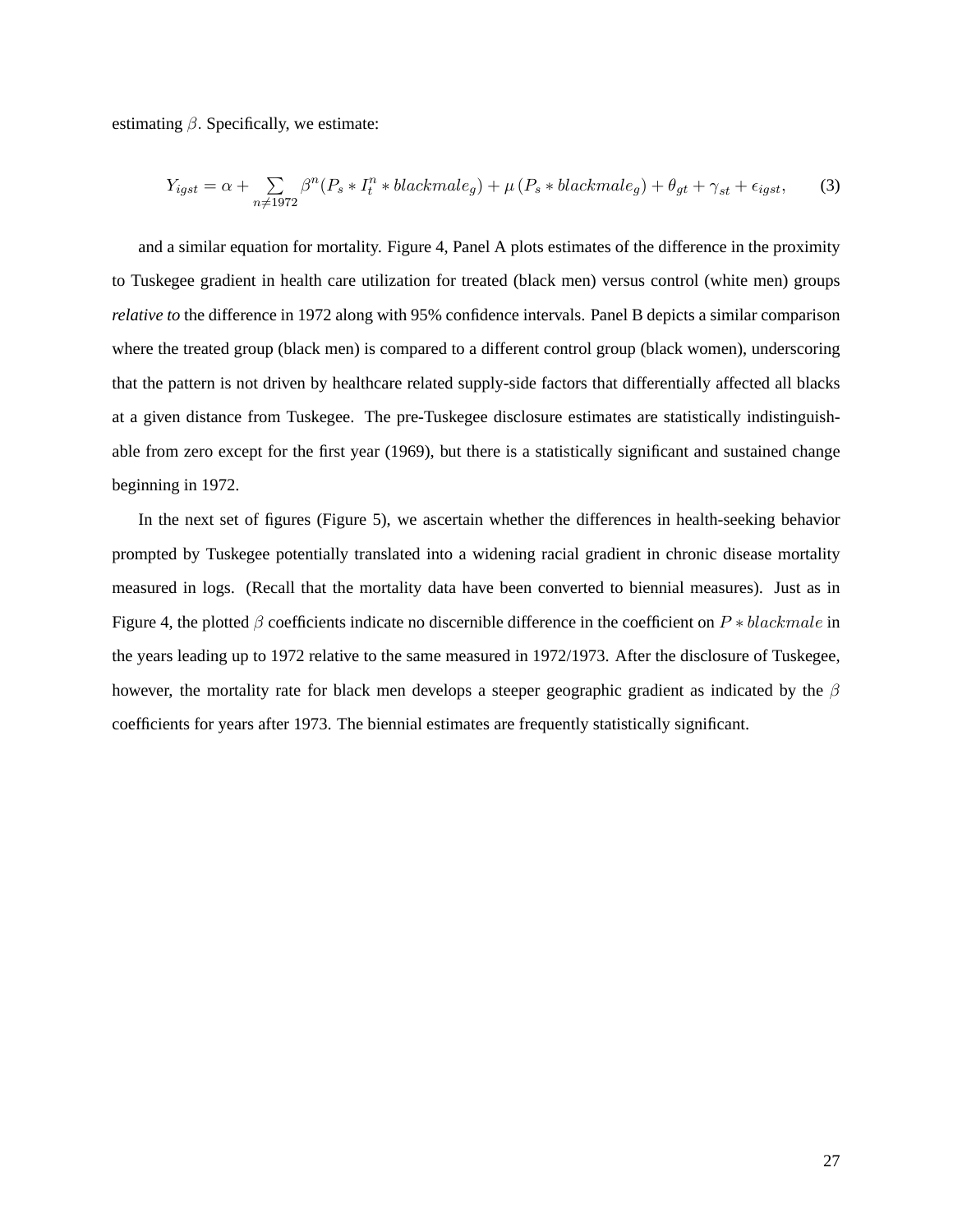estimating $\beta$. Specifically, we estimate:

$$Y_{igst} = \alpha + \sum_{n \neq 1972} \beta^n (P_s * I_t^n * blackmale_g) + \mu \left(P_s * blackmale_g\right) + \theta_{gt} + \gamma_{st} + \epsilon_{igst}, \qquad (3)$$

and a similar equation for mortality. Figure 4, Panel A plots estimates of the difference in the proximity to Tuskegee gradient in health care utilization for treated (black men) versus control (white men) groups *relative to* the difference in 1972 along with 95% confidence intervals. Panel B depicts a similar comparison where the treated group (black men) is compared to a different control group (black women), underscoring that the pattern is not driven by healthcare related supply-side factors that differentially affected all blacks at a given distance from Tuskegee. The pre-Tuskegee disclosure estimates are statistically indistinguishable from zero except for the first year (1969), but there is a statistically significant and sustained change beginning in 1972.

In the next set of figures (Figure 5), we ascertain whether the differences in health-seeking behavior prompted by Tuskegee potentially translated into a widening racial gradient in chronic disease mortality measured in logs. (Recall that the mortality data have been converted to biennial measures). Just as in Figure 4, the plotted $\beta$ coefficients indicate no discernible difference in the coefficient on $P * blackmale$ in the years leading up to 1972 relative to the same measured in 1972/1973. After the disclosure of Tuskegee, however, the mortality rate for black men develops a steeper geographic gradient as indicated by the $\beta$ coefficients for years after 1973. The biennial estimates are frequently statistically significant.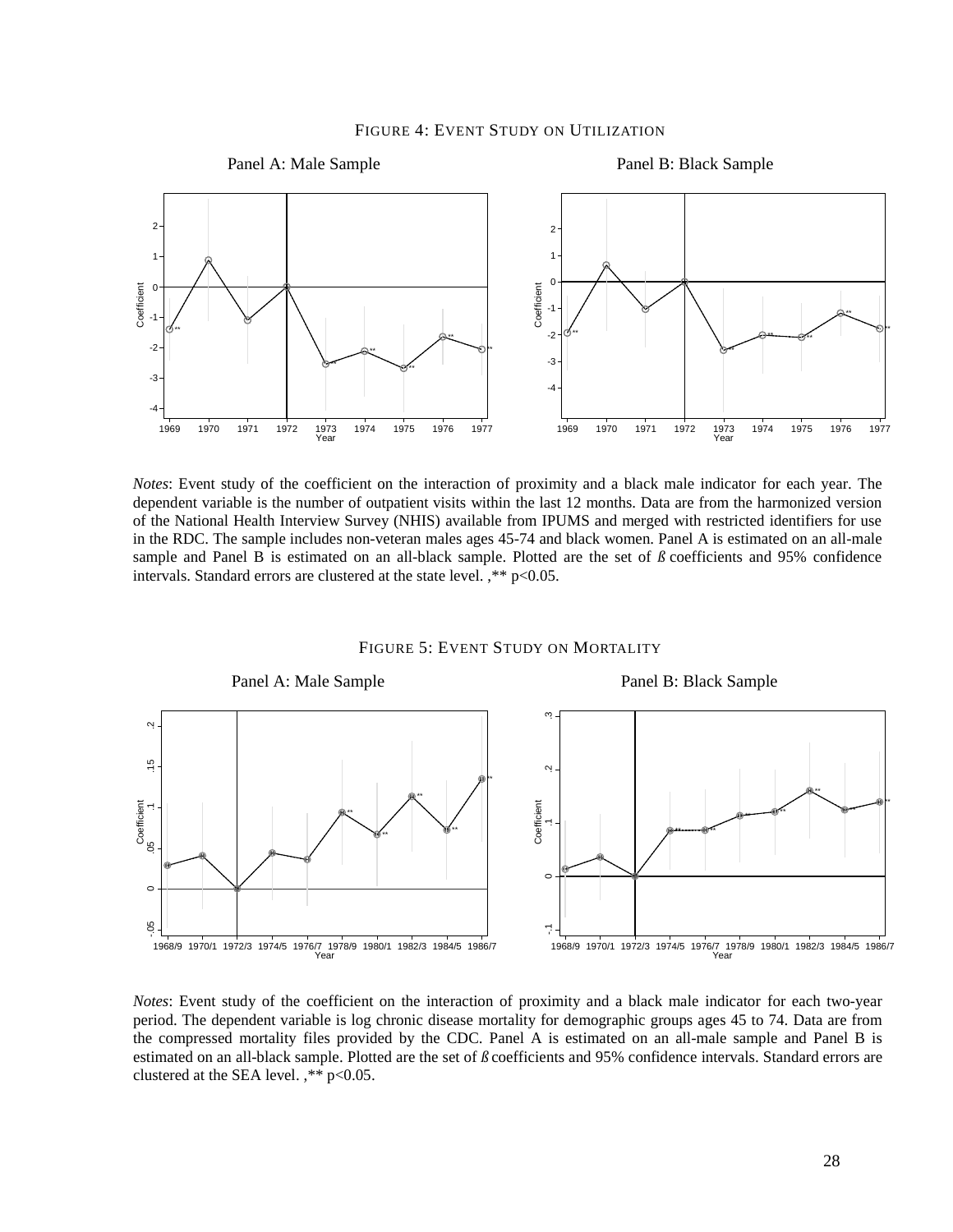FIGURE 4: EVENT STUDY ON UTILIZATION

Panel A: Male Sample

Panel B: Black Sample

*Notes*: Event study of the coefficient on the interaction of proximity and a black male indicator for each year. The dependent variable is the number of outpatient visits within the last 12 months. Data are from the harmonized version of the National Health Interview Survey (NHIS) available from IPUMS and merged with restricted identifiers for use in the RDC. The sample includes non-veteran males ages 45-74 and black women. Panel A is estimated on an all-male sample and Panel B is estimated on an all-black sample. Plotted are the set of *ß* coefficients and 95% confidence intervals. Standard errors are clustered at the state level. ,** p<0.05.

FIGURE 5: EVENT STUDY ON MORTALITY

Panel A: Male Sample

Panel B: Black Sample

*Notes*: Event study of the coefficient on the interaction of proximity and a black male indicator for each two-year period. The dependent variable is log chronic disease mortality for demographic groups ages 45 to 74. Data are from the compressed mortality files provided by the CDC. Panel A is estimated on an all-male sample and Panel B is estimated on an all-black sample. Plotted are the set of *ß* coefficients and 95% confidence intervals. Standard errors are clustered at the SEA level. ,** p<0.05.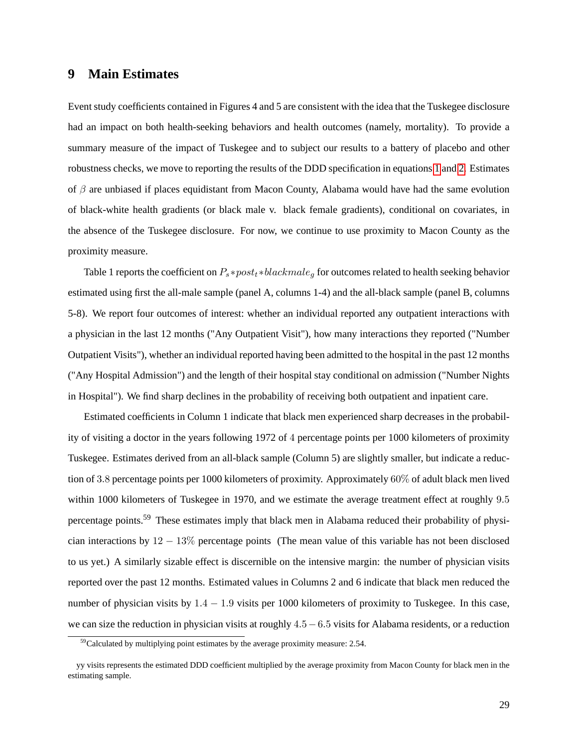# 9 Main Estimates

Event study coefficients contained in Figures 4 and 5 are consistent with the idea that the Tuskegee disclosure had an impact on both health-seeking behaviors and health outcomes (namely, mortality). To provide a summary measure of the impact of Tuskegee and to subject our results to a battery of placebo and other robustness checks, we move to reporting the results of the DDD specification in equations 1 and 2. Estimates of $\beta$ are unbiased if places equidistant from Macon County, Alabama would have had the same evolution of black-white health gradients (or black male v. black female gradients), conditional on covariates, in the absence of the Tuskegee disclosure. For now, we continue to use proximity to Macon County as the proximity measure.

Table 1 reports the coefficient on $P_s * post_t * blackmale_g$ for outcomes related to health seeking behavior estimated using first the all-male sample (panel A, columns 1-4) and the all-black sample (panel B, columns 5-8). We report four outcomes of interest: whether an individual reported any outpatient interactions with a physician in the last 12 months ("Any Outpatient Visit"), how many interactions they reported ("Number Outpatient Visits"), whether an individual reported having been admitted to the hospital in the past 12 months ("Any Hospital Admission") and the length of their hospital stay conditional on admission ("Number Nights in Hospital"). We find sharp declines in the probability of receiving both outpatient and inpatient care.

Estimated coefficients in Column 1 indicate that black men experienced sharp decreases in the probability of visiting a doctor in the years following 1972 of $4$ percentage points per 1000 kilometers of proximity Tuskegee. Estimates derived from an all-black sample (Column 5) are slightly smaller, but indicate a reduction of $3.8$ percentage points per 1000 kilometers of proximity. Approximately $60\%$ of adult black men lived within 1000 kilometers of Tuskegee in 1970, and we estimate the average treatment effect at roughly $9.5$ percentage points.[59] These estimates imply that black men in Alabama reduced their probability of physician interactions by $12 - 13\%$ percentage points (The mean value of this variable has not been disclosed to us yet.) A similarly sizable effect is discernible on the intensive margin: the number of physician visits reported over the past 12 months. Estimated values in Columns 2 and 6 indicate that black men reduced the number of physician visits by $1.4 - 1.9$ visits per 1000 kilometers of proximity to Tuskegee. In this case, we can size the reduction in physician visits at roughly $4.5 - 6.5$ visits for Alabama residents, or a reduction

[59] Calculated by multiplying point estimates by the average proximity measure: 2.54.

yy visits represents the estimated DDD coefficient multiplied by the average proximity from Macon County for black men in the estimating sample.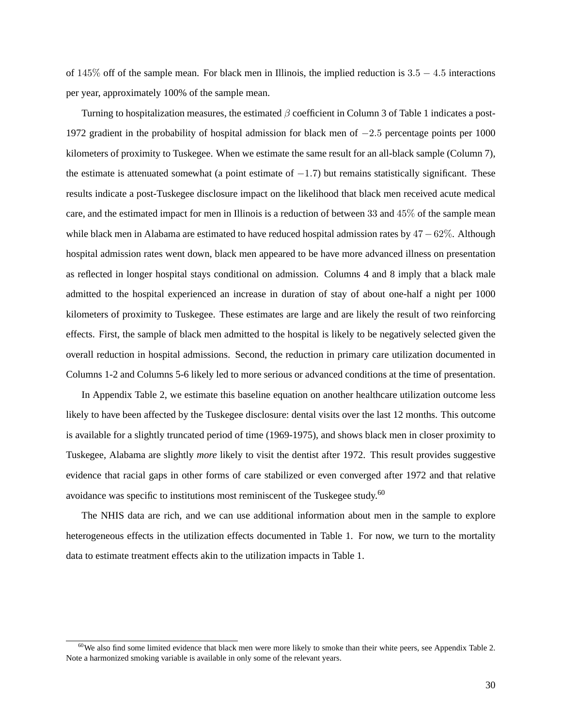of $145\%$ off of the sample mean. For black men in Illinois, the implied reduction is $3.5 - 4.5$ interactions per year, approximately 100% of the sample mean.

Turning to hospitalization measures, the estimated $\beta$ coefficient in Column 3 of Table 1 indicates a post-1972 gradient in the probability of hospital admission for black men of $-2.5$ percentage points per 1000 kilometers of proximity to Tuskegee. When we estimate the same result for an all-black sample (Column 7), the estimate is attenuated somewhat (a point estimate of $-1.7$) but remains statistically significant. These results indicate a post-Tuskegee disclosure impact on the likelihood that black men received acute medical care, and the estimated impact for men in Illinois is a reduction of between $33$ and $45\%$ of the sample mean while black men in Alabama are estimated to have reduced hospital admission rates by $47 - 62\%$. Although hospital admission rates went down, black men appeared to be have more advanced illness on presentation as reflected in longer hospital stays conditional on admission. Columns 4 and 8 imply that a black male admitted to the hospital experienced an increase in duration of stay of about one-half a night per 1000 kilometers of proximity to Tuskegee. These estimates are large and are likely the result of two reinforcing effects. First, the sample of black men admitted to the hospital is likely to be negatively selected given the overall reduction in hospital admissions. Second, the reduction in primary care utilization documented in Columns 1-2 and Columns 5-6 likely led to more serious or advanced conditions at the time of presentation.

In Appendix Table 2, we estimate this baseline equation on another healthcare utilization outcome less likely to have been affected by the Tuskegee disclosure: dental visits over the last 12 months. This outcome is available for a slightly truncated period of time (1969-1975), and shows black men in closer proximity to Tuskegee, Alabama are slightly *more* likely to visit the dentist after 1972. This result provides suggestive evidence that racial gaps in other forms of care stabilized or even converged after 1972 and that relative avoidance was specific to institutions most reminiscent of the Tuskegee study.[60]

The NHIS data are rich, and we can use additional information about men in the sample to explore heterogeneous effects in the utilization effects documented in Table 1. For now, we turn to the mortality data to estimate treatment effects akin to the utilization impacts in Table 1.

[60]We also find some limited evidence that black men were more likely to smoke than their white peers, see Appendix Table 2. Note a harmonized smoking variable is available in only some of the relevant years.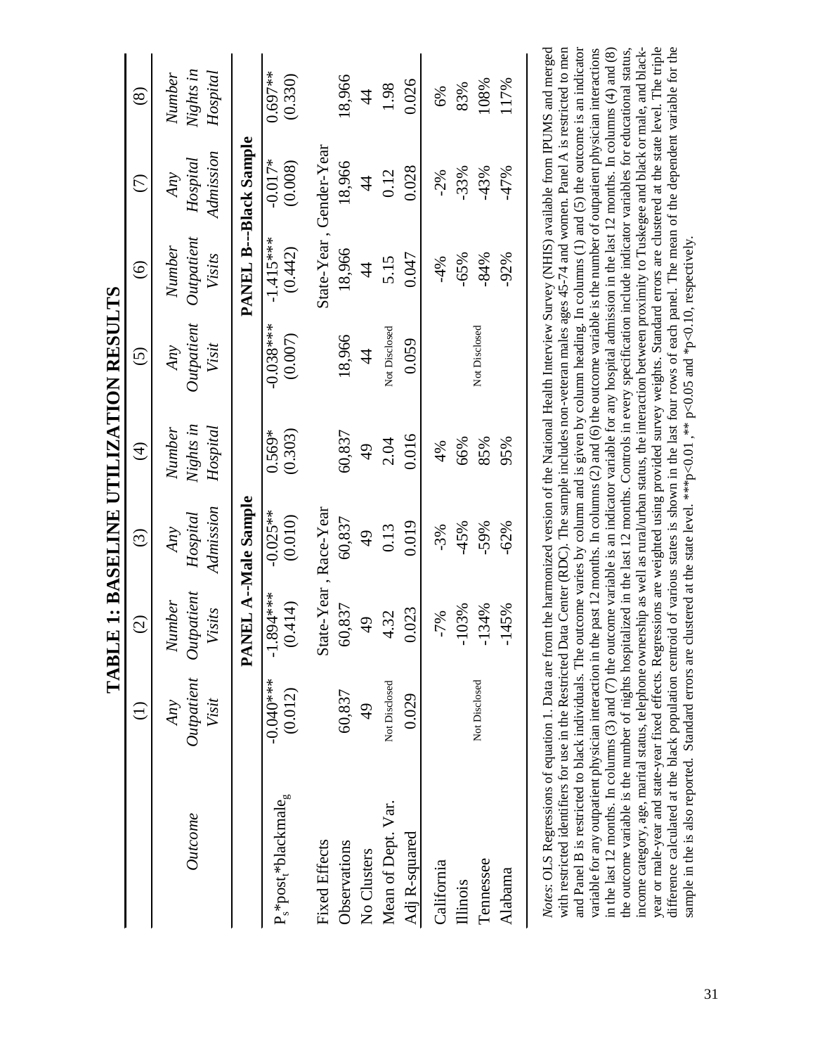# TABLE 1: BASELINE UTILIZATION RESULTS

| Outcome | (1) *Any Outpatient Visit* | (2) *Number Outpatient Visits* | (3) *Any Hospital Admission* | (4) *Number Nights in Hospital* | (5) *Any Outpatient Visit* | (6) *Number Outpatient Visits* | (7) *Any Hospital Admission* | (8) *Number Nights in Hospital* |
|---|---|---|---|---|---|---|---|---|
| | **PANEL A--Male Sample** | | | | **PANEL B--Black Sample** | | | |
| $P_s$*$post_t$*$blackmale_g$ | -0.040*** (0.012) | -1.894*** (0.414) | -0.025** (0.010) | 0.569* (0.303) | -0.038*** (0.007) | -1.415*** (0.442) | -0.017* (0.008) | 0.697** (0.330) |
| Fixed Effects | State-Year , Race-Year | | | | State-Year , Gender-Year | | | |
| Observations | 60,837 | 60,837 | 60,837 | 60,837 | 18,966 | 18,966 | 18,966 | 18,966 |
| No Clusters | 49 | 49 | 49 | 49 | 44 | 44 | 44 | 44 |
| Mean of Dept. Var. | Not Disclosed | 4.32 | 0.13 | 2.04 | Not Disclosed | 5.15 | 0.12 | 1.98 |
| Adj R-squared | 0.029 | 0.023 | 0.019 | 0.016 | 0.059 | 0.047 | 0.028 | 0.026 |
| California | Not Disclosed | -7% | -3% | 4% | Not Disclosed | -4% | -2% | 6% |
| Illinois | | -103% | -45% | 66% | | -65% | -33% | 83% |
| Tennessee | | -134% | -59% | 85% | | -84% | -43% | 108% |
| Alabama | | -145% | -62% | 95% | | -92% | -47% | 117% |

*Notes*: OLS Regressions of equation 1. Data are from the harmonized version of the National Health Interview Survey (NHIS) available from IPUMS and merged with restricted identifiers for use in the Restricted Data Center (RDC). The sample includes non-veteran males ages 45-74 and women. Panel A is restricted to men and Panel B is restricted to black individuals. The outcome varies by column and is given by column heading. In columns (1) and (5) the outcome is an indicator variable for any outpatient physician interaction in the past 12 months. In columns (2) and (6) the outcome variable is the number of outpatient physician interactions in the last 12 months. In columns (3) and (7) the outcome variable is an indicator variable for any hospital admission in the last 12 months. In columns (4) and (8) the outcome variable is the number of nights hospitalized in the last 12 months. Controls in every specification include indicator variables for educational status, income category, age, marital status, telephone ownership as well as rural/urban status, the interaction between proximity to Tuskegee and black or male, and black-year or male-year and state-year fixed effects. Regressions are weighted using provided survey weights. Standard errors are clustered at the state level. The triple difference calculated at the black population centroid of various states is shown in the last four rows of each panel. The mean of the dependent variable for the sample in the is also reported. Standard errors are clustered at the state level. ***p<0.01 , ** p<0.05 and *p<0.10, respectively.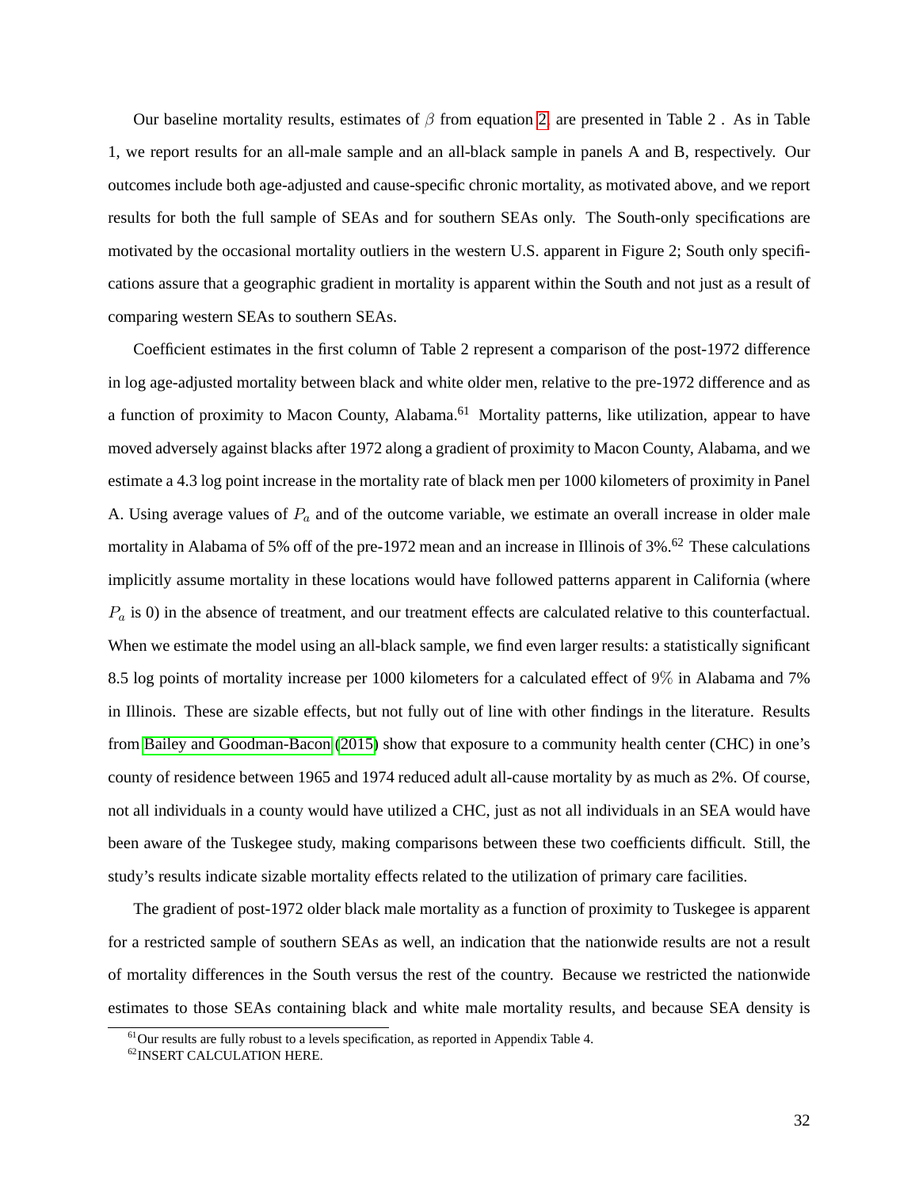Our baseline mortality results, estimates of $\beta$ from equation 2, are presented in Table 2 . As in Table 1, we report results for an all-male sample and an all-black sample in panels A and B, respectively. Our outcomes include both age-adjusted and cause-specific chronic mortality, as motivated above, and we report results for both the full sample of SEAs and for southern SEAs only. The South-only specifications are motivated by the occasional mortality outliers in the western U.S. apparent in Figure 2; South only specifications assure that a geographic gradient in mortality is apparent within the South and not just as a result of comparing western SEAs to southern SEAs.

Coefficient estimates in the first column of Table 2 represent a comparison of the post-1972 difference in log age-adjusted mortality between black and white older men, relative to the pre-1972 difference and as a function of proximity to Macon County, Alabama.[61] Mortality patterns, like utilization, appear to have moved adversely against blacks after 1972 along a gradient of proximity to Macon County, Alabama, and we estimate a 4.3 log point increase in the mortality rate of black men per 1000 kilometers of proximity in Panel A. Using average values of $P_a$ and of the outcome variable, we estimate an overall increase in older male mortality in Alabama of 5% off of the pre-1972 mean and an increase in Illinois of 3%.[62] These calculations implicitly assume mortality in these locations would have followed patterns apparent in California (where $P_a$ is 0) in the absence of treatment, and our treatment effects are calculated relative to this counterfactual. When we estimate the model using an all-black sample, we find even larger results: a statistically significant 8.5 log points of mortality increase per 1000 kilometers for a calculated effect of 9% in Alabama and 7% in Illinois. These are sizable effects, but not fully out of line with other findings in the literature. Results from Bailey and Goodman-Bacon (2015) show that exposure to a community health center (CHC) in one's county of residence between 1965 and 1974 reduced adult all-cause mortality by as much as 2%. Of course, not all individuals in a county would have utilized a CHC, just as not all individuals in an SEA would have been aware of the Tuskegee study, making comparisons between these two coefficients difficult. Still, the study's results indicate sizable mortality effects related to the utilization of primary care facilities.

The gradient of post-1972 older black male mortality as a function of proximity to Tuskegee is apparent for a restricted sample of southern SEAs as well, an indication that the nationwide results are not a result of mortality differences in the South versus the rest of the country. Because we restricted the nationwide estimates to those SEAs containing black and white male mortality results, and because SEA density is

[61] Our results are fully robust to a levels specification, as reported in Appendix Table 4.

[62] INSERT CALCULATION HERE.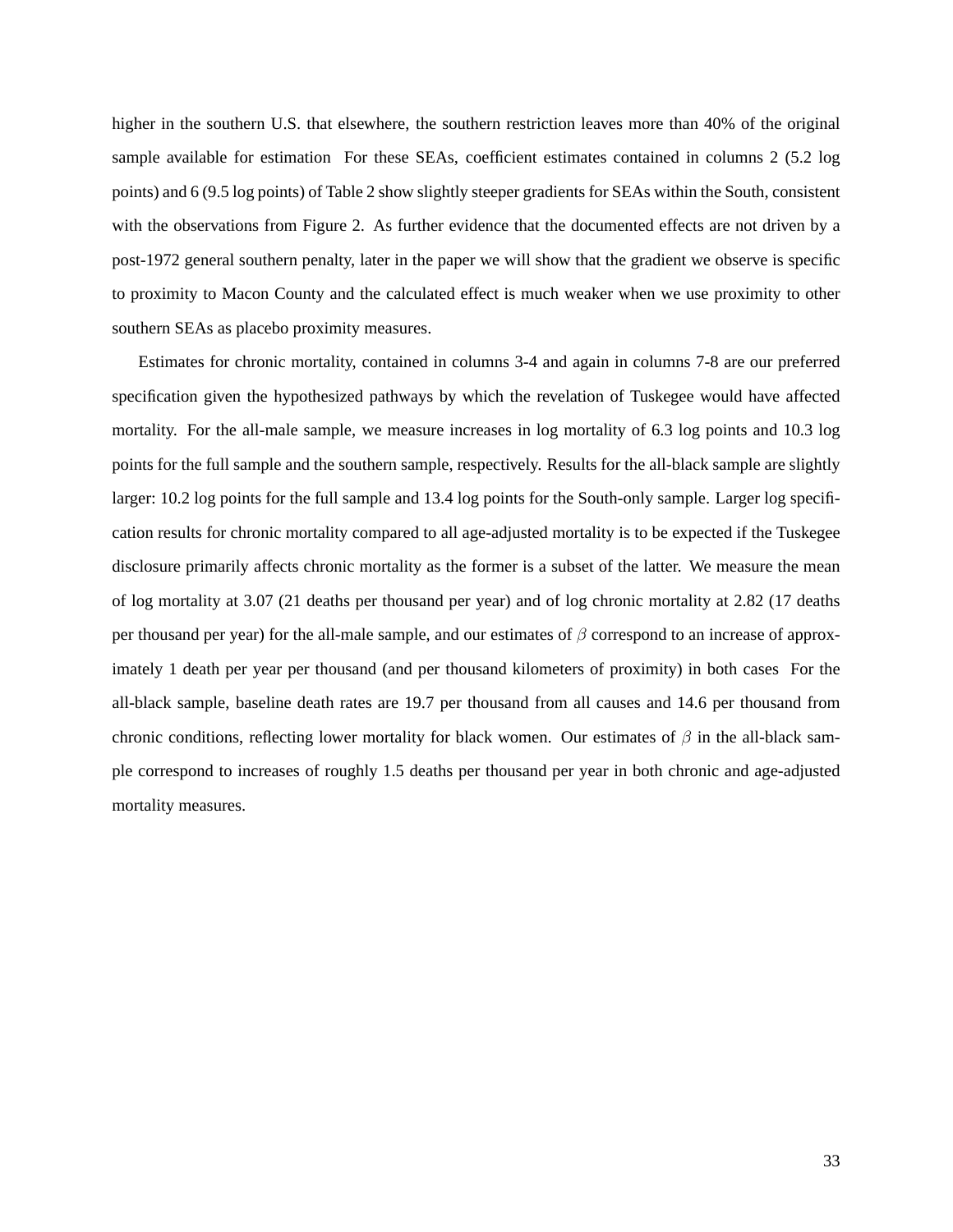higher in the southern U.S. that elsewhere, the southern restriction leaves more than 40% of the original sample available for estimation For these SEAs, coefficient estimates contained in columns 2 (5.2 log points) and 6 (9.5 log points) of Table 2 show slightly steeper gradients for SEAs within the South, consistent with the observations from Figure 2. As further evidence that the documented effects are not driven by a post-1972 general southern penalty, later in the paper we will show that the gradient we observe is specific to proximity to Macon County and the calculated effect is much weaker when we use proximity to other southern SEAs as placebo proximity measures.

Estimates for chronic mortality, contained in columns 3-4 and again in columns 7-8 are our preferred specification given the hypothesized pathways by which the revelation of Tuskegee would have affected mortality. For the all-male sample, we measure increases in log mortality of 6.3 log points and 10.3 log points for the full sample and the southern sample, respectively. Results for the all-black sample are slightly larger: 10.2 log points for the full sample and 13.4 log points for the South-only sample. Larger log specification results for chronic mortality compared to all age-adjusted mortality is to be expected if the Tuskegee disclosure primarily affects chronic mortality as the former is a subset of the latter. We measure the mean of log mortality at 3.07 (21 deaths per thousand per year) and of log chronic mortality at 2.82 (17 deaths per thousand per year) for the all-male sample, and our estimates of $\beta$ correspond to an increase of approximately 1 death per year per thousand (and per thousand kilometers of proximity) in both cases For the all-black sample, baseline death rates are 19.7 per thousand from all causes and 14.6 per thousand from chronic conditions, reflecting lower mortality for black women. Our estimates of $\beta$ in the all-black sample correspond to increases of roughly 1.5 deaths per thousand per year in both chronic and age-adjusted mortality measures.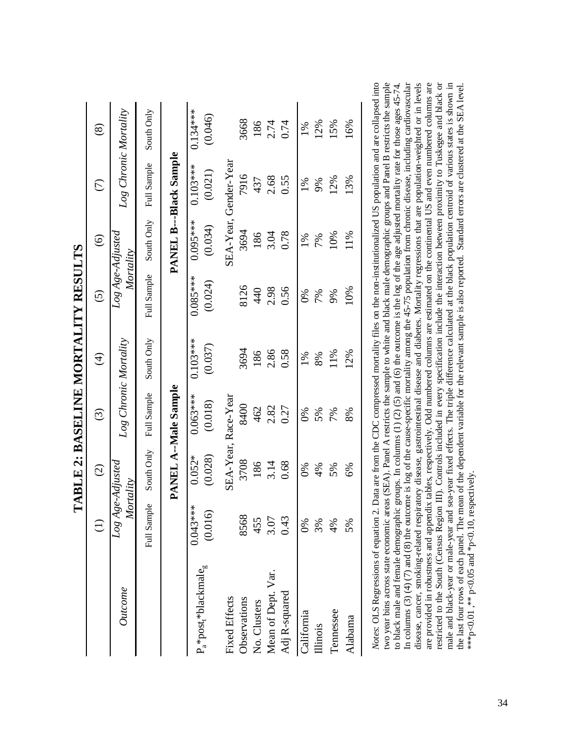# TABLE 2: BASELINE MORTALITY RESULTS

| | (1) | (2) | (3) | (4) | (5) | (6) | (7) | (8) |
|---|---|---|---|---|---|---|---|---|
| *Outcome* | *Log Age-Adjusted Mortality* | | *Log Chronic Mortality* | | *Log Age-Adjusted Mortality* | | *Log Chronic Mortality* | |
| | Full Sample | South Only | Full Sample | South Only | Full Sample | South Only | Full Sample | South Only |
| | **PANEL A--Male Sample** | | | | **PANEL B---Black Sample** | | | |
| $P_a$*$post_t$*$blackmale_g$ | 0.043*** | 0.052* | 0.063*** | 0.103*** | 0.085*** | 0.095*** | 0.103*** | 0.134*** |
| | (0.016) | (0.028) | (0.018) | (0.037) | (0.024) | (0.034) | (0.021) | (0.046) |
| Fixed Effects | SEA-Year, Race-Year | | | | SEA-Year, Gender-Year | | | |
| Observations | 8568 | 3708 | 8400 | 3694 | 8126 | 3694 | 7916 | 3668 |
| No. Clusters | 455 | 186 | 462 | 186 | 440 | 186 | 437 | 186 |
| Mean of Dept. Var. | 3.07 | 3.14 | 2.82 | 2.86 | 2.98 | 3.04 | 2.68 | 2.74 |
| Adj R-squared | 0.43 | 0.68 | 0.27 | 0.58 | 0.56 | 0.78 | 0.55 | 0.74 |
| California | 0% | 0% | 0% | 1% | 0% | 1% | 1% | 1% |
| Illinois | 3% | 4% | 5% | 8% | 7% | 7% | 9% | 12% |
| Tennessee | 4% | 5% | 7% | 11% | 9% | 10% | 12% | 15% |
| Alabama | 5% | 6% | 8% | 12% | 10% | 11% | 13% | 16% |

*Notes*: OLS Regressions of equation 2. Data are from the CDC compressed mortality files on the non-institutionalized US population and are collapsed into two year bins across state economic areas (SEA). Panel A restricts the sample to white and black male demographic groups and Panel B restricts the sample to black male and female demographic groups. In columns (1) (2) (5) and (6) the outcome is the log of the age adjusted mortality rate for those ages 45-74. In columns (3) (4) (7) and (8) the outcome is log of the cause-specific mortality among the 45-75 population from chronic disease, including cardiovascular disease, cancer, smoking-related respiratory disease, gastrointestinal disease and diabetes. Mortality regressions that are population-weighted or in levels are provided in robustness and appendix tables, respectively. Odd numbered columns are estimated on the continental US and even numbered columns are restricted to the South (Census Region III). Controls included in every specification include the interaction between proximity to Tuskegee and black or male and black-year or male-year and sea-year fixed effects. The triple difference calculated at the black population centroid of various states is shown in the last four rows of each panel. The mean of the dependent variable for the relevant sample is also reported. Standard errors are clustered at the SEA level. ***p<0.01 , ** p<0.05 and *p<0.10, respectively.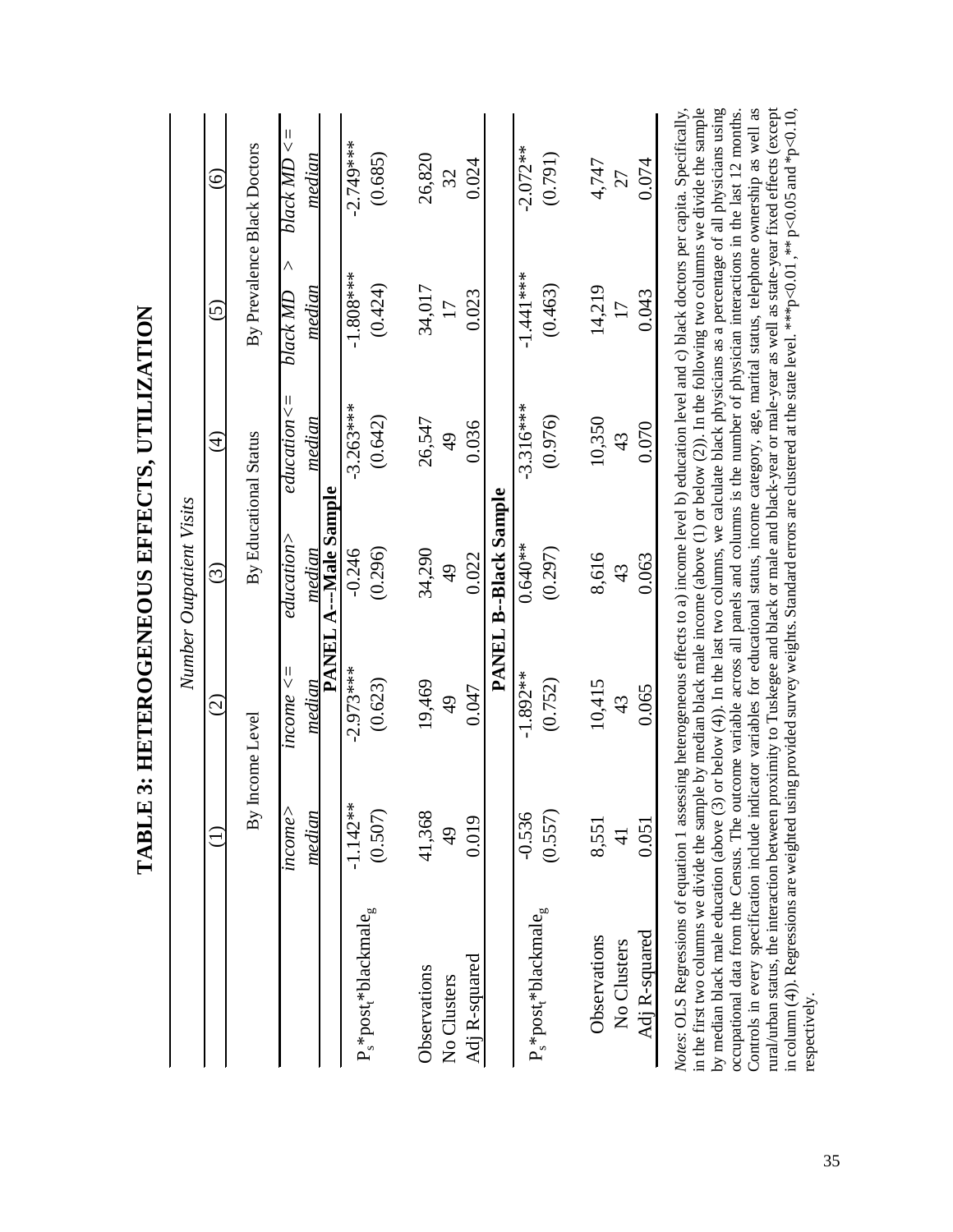# TABLE 3: HETEROGENEOUS EFFECTS, UTILIZATION

| | *Number Outpatient Visits* | | | | | |
|---|---|---|---|---|---|---|
| | (1) | (2) | (3) | (4) | (5) | (6) |
| | By Income Level | | By Educational Status | | By Prevalence Black Doctors | |
| | *income> median* | *income <= median* | *education> median* | *education<= median* | *black MD > median* | *black MD <= median* |
| **PANEL A--Male Sample** | | | | | | |
| $P_s$*$post_t$*$blackmale_g$ | -1.142** | -2.973*** | -0.246 | -3.263*** | -1.808*** | -2.749*** |
| | (0.507) | (0.623) | (0.296) | (0.642) | (0.424) | (0.685) |
| Observations | 41,368 | 19,469 | 34,290 | 26,547 | 34,017 | 26,820 |
| No Clusters | 49 | 49 | 49 | 49 | 17 | 32 |
| Adj R-squared | 0.019 | 0.047 | 0.022 | 0.036 | 0.023 | 0.024 |
| **PANEL B--Black Sample** | | | | | | |
| $P_s$*$post_t$*$blackmale_g$ | -0.536 | -1.892** | 0.640** | -3.316*** | -1.441*** | -2.072** |
| | (0.557) | (0.752) | (0.297) | (0.976) | (0.463) | (0.791) |
| Observations | 8,551 | 10,415 | 8,616 | 10,350 | 14,219 | 4,747 |
| No Clusters | 41 | 43 | 43 | 43 | 17 | 27 |
| Adj R-squared | 0.051 | 0.065 | 0.063 | 0.070 | 0.043 | 0.074 |

*Notes*: OLS Regressions of equation 1 assessing heterogeneous effects to a) income level b) education level and c) black doctors per capita. Specifically, in the first two columns we divide the sample by median black male income (above (1) or below (2)). In the following two columns we divide the sample by median black male education (above (3) or below (4)). In the last two columns, we calculate black physicians as a percentage of all physicians using occupational data from the Census. The outcome variable across all panels and columns is the number of physician interactions in the last 12 months. Controls in every specification include indicator variables for educational status, income category, age, marital status, telephone ownership as well as rural/urban status, the interaction between proximity to Tuskegee and black or male and black-year or male-year as well as state-year fixed effects (except in column (4)). Regressions are weighted using provided survey weights. Standard errors are clustered at the state level. ***p<0.01, ** p<0.05 and *p<0.10, respectively.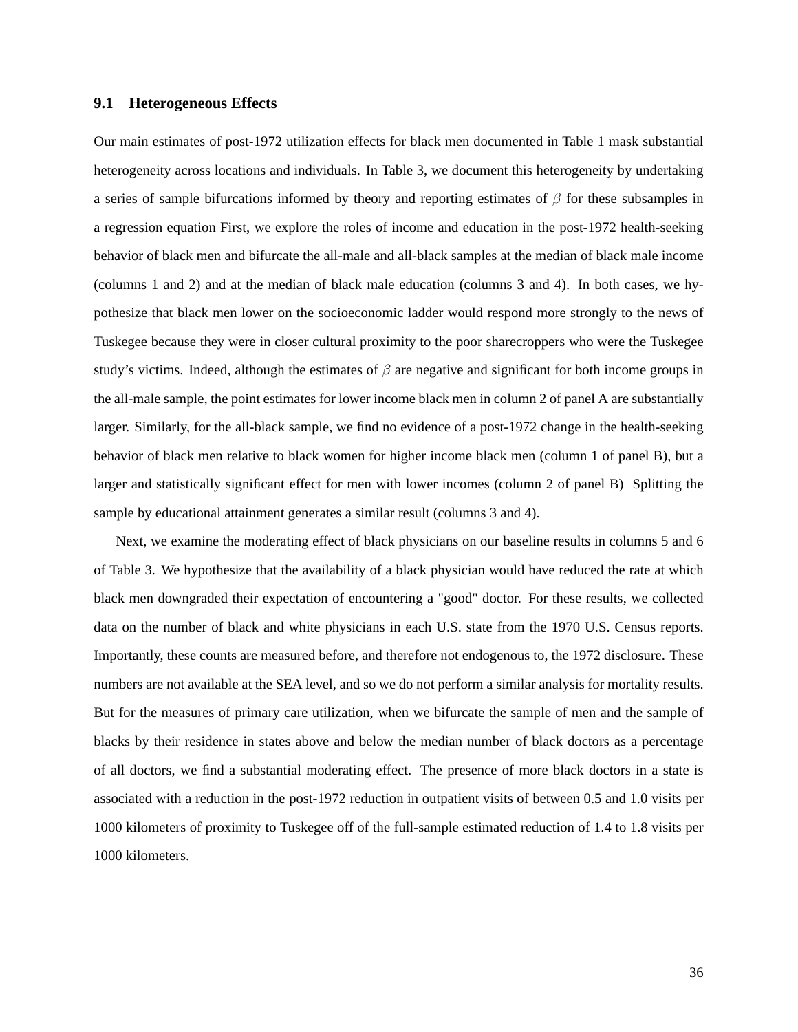### 9.1 Heterogeneous Effects

Our main estimates of post-1972 utilization effects for black men documented in Table 1 mask substantial heterogeneity across locations and individuals. In Table 3, we document this heterogeneity by undertaking a series of sample bifurcations informed by theory and reporting estimates of $\beta$ for these subsamples in a regression equation First, we explore the roles of income and education in the post-1972 health-seeking behavior of black men and bifurcate the all-male and all-black samples at the median of black male income (columns 1 and 2) and at the median of black male education (columns 3 and 4). In both cases, we hypothesize that black men lower on the socioeconomic ladder would respond more strongly to the news of Tuskegee because they were in closer cultural proximity to the poor sharecroppers who were the Tuskegee study's victims. Indeed, although the estimates of $\beta$ are negative and significant for both income groups in the all-male sample, the point estimates for lower income black men in column 2 of panel A are substantially larger. Similarly, for the all-black sample, we find no evidence of a post-1972 change in the health-seeking behavior of black men relative to black women for higher income black men (column 1 of panel B), but a larger and statistically significant effect for men with lower incomes (column 2 of panel B) Splitting the sample by educational attainment generates a similar result (columns 3 and 4).

Next, we examine the moderating effect of black physicians on our baseline results in columns 5 and 6 of Table 3. We hypothesize that the availability of a black physician would have reduced the rate at which black men downgraded their expectation of encountering a "good" doctor. For these results, we collected data on the number of black and white physicians in each U.S. state from the 1970 U.S. Census reports. Importantly, these counts are measured before, and therefore not endogenous to, the 1972 disclosure. These numbers are not available at the SEA level, and so we do not perform a similar analysis for mortality results. But for the measures of primary care utilization, when we bifurcate the sample of men and the sample of blacks by their residence in states above and below the median number of black doctors as a percentage of all doctors, we find a substantial moderating effect. The presence of more black doctors in a state is associated with a reduction in the post-1972 reduction in outpatient visits of between 0.5 and 1.0 visits per 1000 kilometers of proximity to Tuskegee off of the full-sample estimated reduction of 1.4 to 1.8 visits per 1000 kilometers.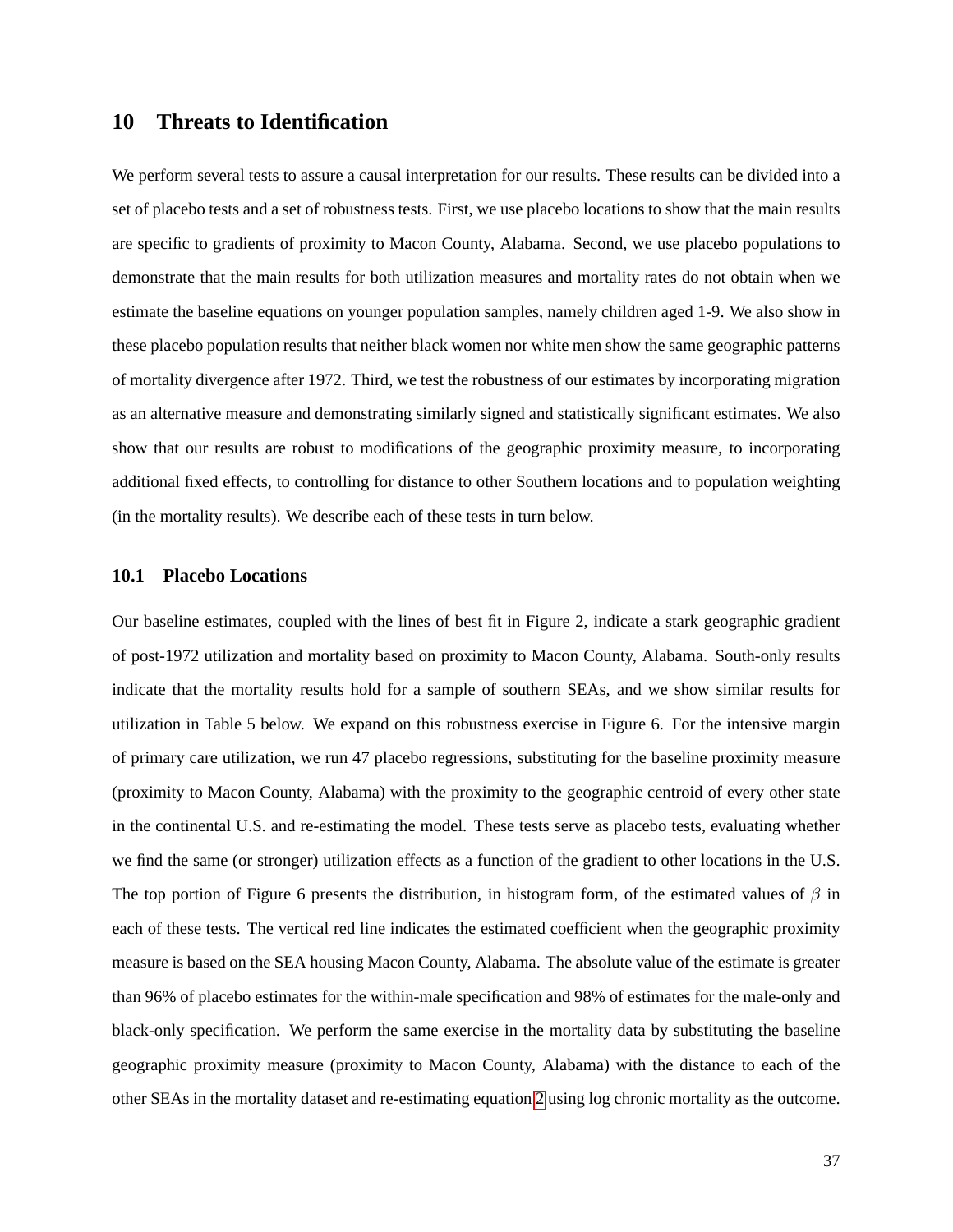## 10 Threats to Identification

We perform several tests to assure a causal interpretation for our results. These results can be divided into a set of placebo tests and a set of robustness tests. First, we use placebo locations to show that the main results are specific to gradients of proximity to Macon County, Alabama. Second, we use placebo populations to demonstrate that the main results for both utilization measures and mortality rates do not obtain when we estimate the baseline equations on younger population samples, namely children aged 1-9. We also show in these placebo population results that neither black women nor white men show the same geographic patterns of mortality divergence after 1972. Third, we test the robustness of our estimates by incorporating migration as an alternative measure and demonstrating similarly signed and statistically significant estimates. We also show that our results are robust to modifications of the geographic proximity measure, to incorporating additional fixed effects, to controlling for distance to other Southern locations and to population weighting (in the mortality results). We describe each of these tests in turn below.

### 10.1 Placebo Locations

Our baseline estimates, coupled with the lines of best fit in Figure 2, indicate a stark geographic gradient of post-1972 utilization and mortality based on proximity to Macon County, Alabama. South-only results indicate that the mortality results hold for a sample of southern SEAs, and we show similar results for utilization in Table 5 below. We expand on this robustness exercise in Figure 6. For the intensive margin of primary care utilization, we run 47 placebo regressions, substituting for the baseline proximity measure (proximity to Macon County, Alabama) with the proximity to the geographic centroid of every other state in the continental U.S. and re-estimating the model. These tests serve as placebo tests, evaluating whether we find the same (or stronger) utilization effects as a function of the gradient to other locations in the U.S. The top portion of Figure 6 presents the distribution, in histogram form, of the estimated values of $\beta$ in each of these tests. The vertical red line indicates the estimated coefficient when the geographic proximity measure is based on the SEA housing Macon County, Alabama. The absolute value of the estimate is greater than 96% of placebo estimates for the within-male specification and 98% of estimates for the male-only and black-only specification. We perform the same exercise in the mortality data by substituting the baseline geographic proximity measure (proximity to Macon County, Alabama) with the distance to each of the other SEAs in the mortality dataset and re-estimating equation 2 using log chronic mortality as the outcome.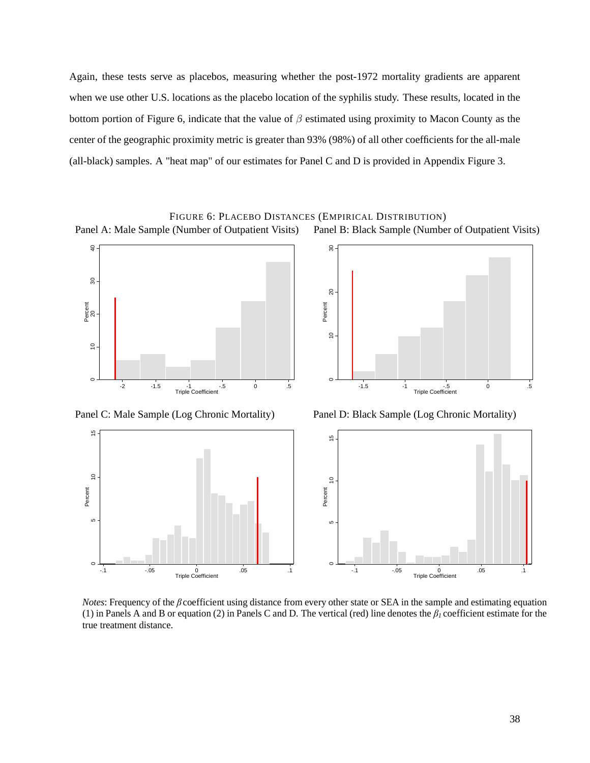Again, these tests serve as placebos, measuring whether the post-1972 mortality gradients are apparent when we use other U.S. locations as the placebo location of the syphilis study. These results, located in the bottom portion of Figure 6, indicate that the value of $\beta$ estimated using proximity to Macon County as the center of the geographic proximity metric is greater than 93% (98%) of all other coefficients for the all-male (all-black) samples. A "heat map" of our estimates for Panel C and D is provided in Appendix Figure 3.

FIGURE 6: PLACEBO DISTANCES (EMPIRICAL DISTRIBUTION)

Panel A: Male Sample (Number of Outpatient Visits) Panel B: Black Sample (Number of Outpatient Visits)

Panel C: Male Sample (Log Chronic Mortality) Panel D: Black Sample (Log Chronic Mortality)

*Notes*: Frequency of the $\beta$ coefficient using distance from every other state or SEA in the sample and estimating equation (1) in Panels A and B or equation (2) in Panels C and D. The vertical (red) line denotes the $\beta_1$ coefficient estimate for the true treatment distance.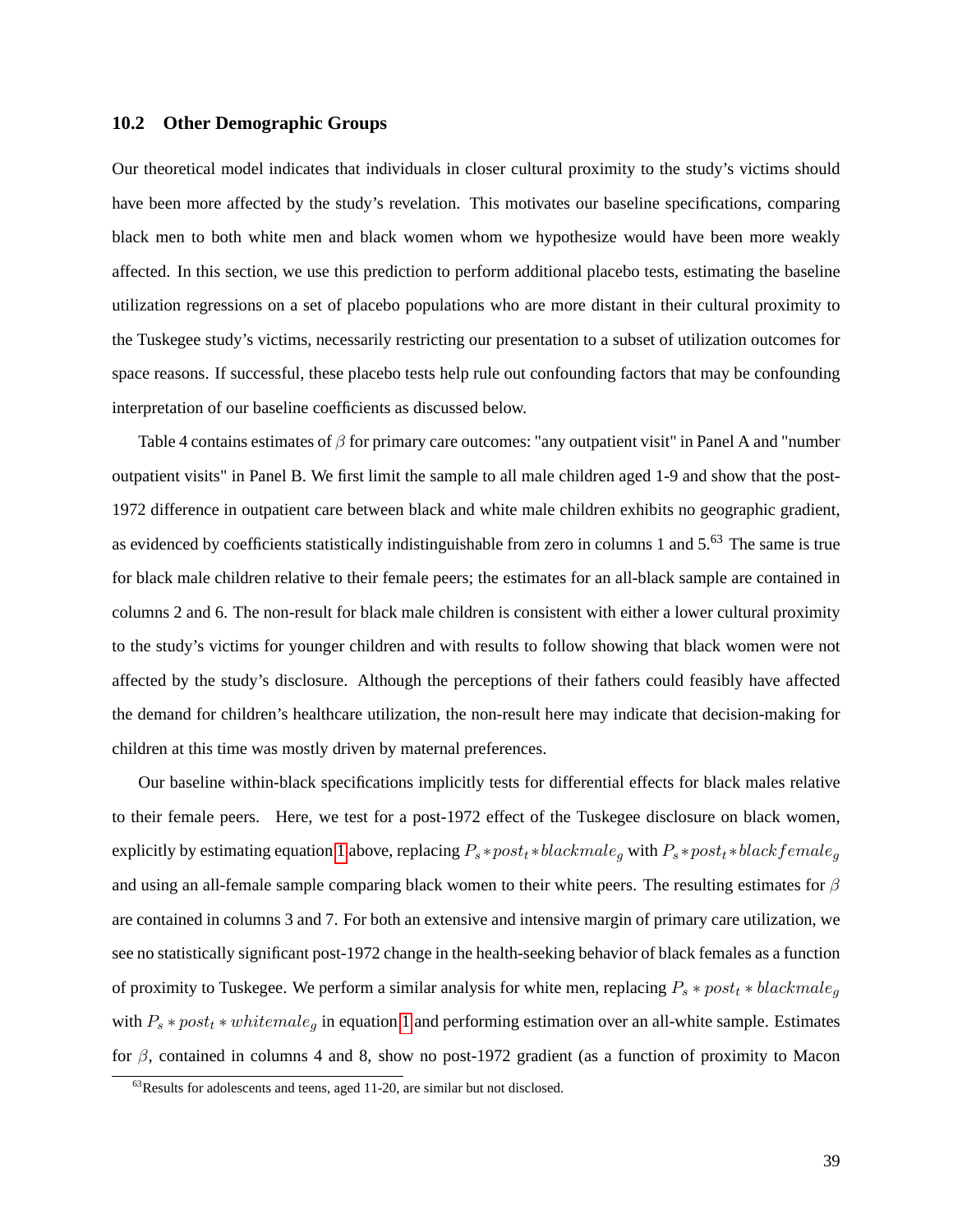## 10.2 Other Demographic Groups

Our theoretical model indicates that individuals in closer cultural proximity to the study's victims should have been more affected by the study's revelation. This motivates our baseline specifications, comparing black men to both white men and black women whom we hypothesize would have been more weakly affected. In this section, we use this prediction to perform additional placebo tests, estimating the baseline utilization regressions on a set of placebo populations who are more distant in their cultural proximity to the Tuskegee study's victims, necessarily restricting our presentation to a subset of utilization outcomes for space reasons. If successful, these placebo tests help rule out confounding factors that may be confounding interpretation of our baseline coefficients as discussed below.

Table 4 contains estimates of $\beta$ for primary care outcomes: "any outpatient visit" in Panel A and "number outpatient visits" in Panel B. We first limit the sample to all male children aged 1-9 and show that the post-1972 difference in outpatient care between black and white male children exhibits no geographic gradient, as evidenced by coefficients statistically indistinguishable from zero in columns 1 and 5.[63] The same is true for black male children relative to their female peers; the estimates for an all-black sample are contained in columns 2 and 6. The non-result for black male children is consistent with either a lower cultural proximity to the study's victims for younger children and with results to follow showing that black women were not affected by the study's disclosure. Although the perceptions of their fathers could feasibly have affected the demand for children's healthcare utilization, the non-result here may indicate that decision-making for children at this time was mostly driven by maternal preferences.

Our baseline within-black specifications implicitly tests for differential effects for black males relative to their female peers. Here, we test for a post-1972 effect of the Tuskegee disclosure on black women, explicitly by estimating equation 1 above, replacing $P_s * post_t * blackmale_g$ with $P_s * post_t * blackfemale_g$ and using an all-female sample comparing black women to their white peers. The resulting estimates for $\beta$ are contained in columns 3 and 7. For both an extensive and intensive margin of primary care utilization, we see no statistically significant post-1972 change in the health-seeking behavior of black females as a function of proximity to Tuskegee. We perform a similar analysis for white men, replacing $P_s * post_t * blackmale_g$ with $P_s * post_t * whitemale_g$ in equation 1 and performing estimation over an all-white sample. Estimates for $\beta$, contained in columns 4 and 8, show no post-1972 gradient (as a function of proximity to Macon

[63] Results for adolescents and teens, aged 11-20, are similar but not disclosed.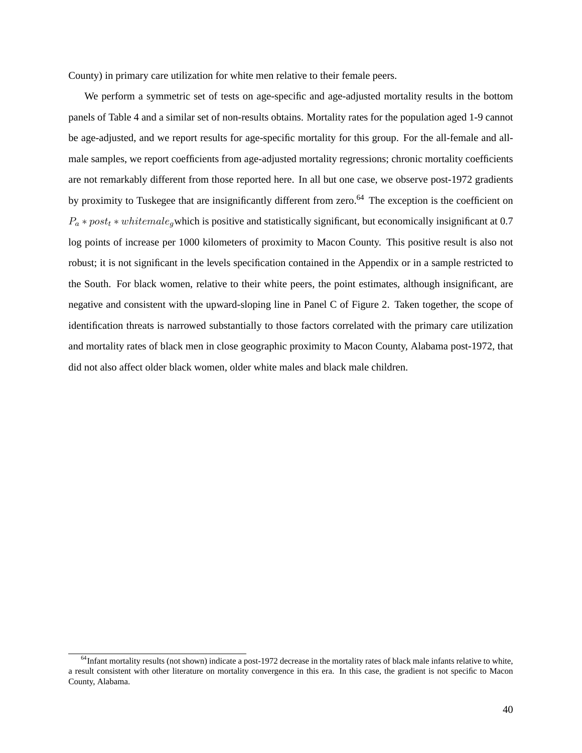County) in primary care utilization for white men relative to their female peers.

We perform a symmetric set of tests on age-specific and age-adjusted mortality results in the bottom panels of Table 4 and a similar set of non-results obtains. Mortality rates for the population aged 1-9 cannot be age-adjusted, and we report results for age-specific mortality for this group. For the all-female and all-male samples, we report coefficients from age-adjusted mortality regressions; chronic mortality coefficients are not remarkably different from those reported here. In all but one case, we observe post-1972 gradients by proximity to Tuskegee that are insignificantly different from zero.[64] The exception is the coefficient on $P_a * post_t * whitemale_g$ which is positive and statistically significant, but economically insignificant at 0.7 log points of increase per 1000 kilometers of proximity to Macon County. This positive result is also not robust; it is not significant in the levels specification contained in the Appendix or in a sample restricted to the South. For black women, relative to their white peers, the point estimates, although insignificant, are negative and consistent with the upward-sloping line in Panel C of Figure 2. Taken together, the scope of identification threats is narrowed substantially to those factors correlated with the primary care utilization and mortality rates of black men in close geographic proximity to Macon County, Alabama post-1972, that did not also affect older black women, older white males and black male children.

[64] Infant mortality results (not shown) indicate a post-1972 decrease in the mortality rates of black male infants relative to white, a result consistent with other literature on mortality convergence in this era. In this case, the gradient is not specific to Macon County, Alabama.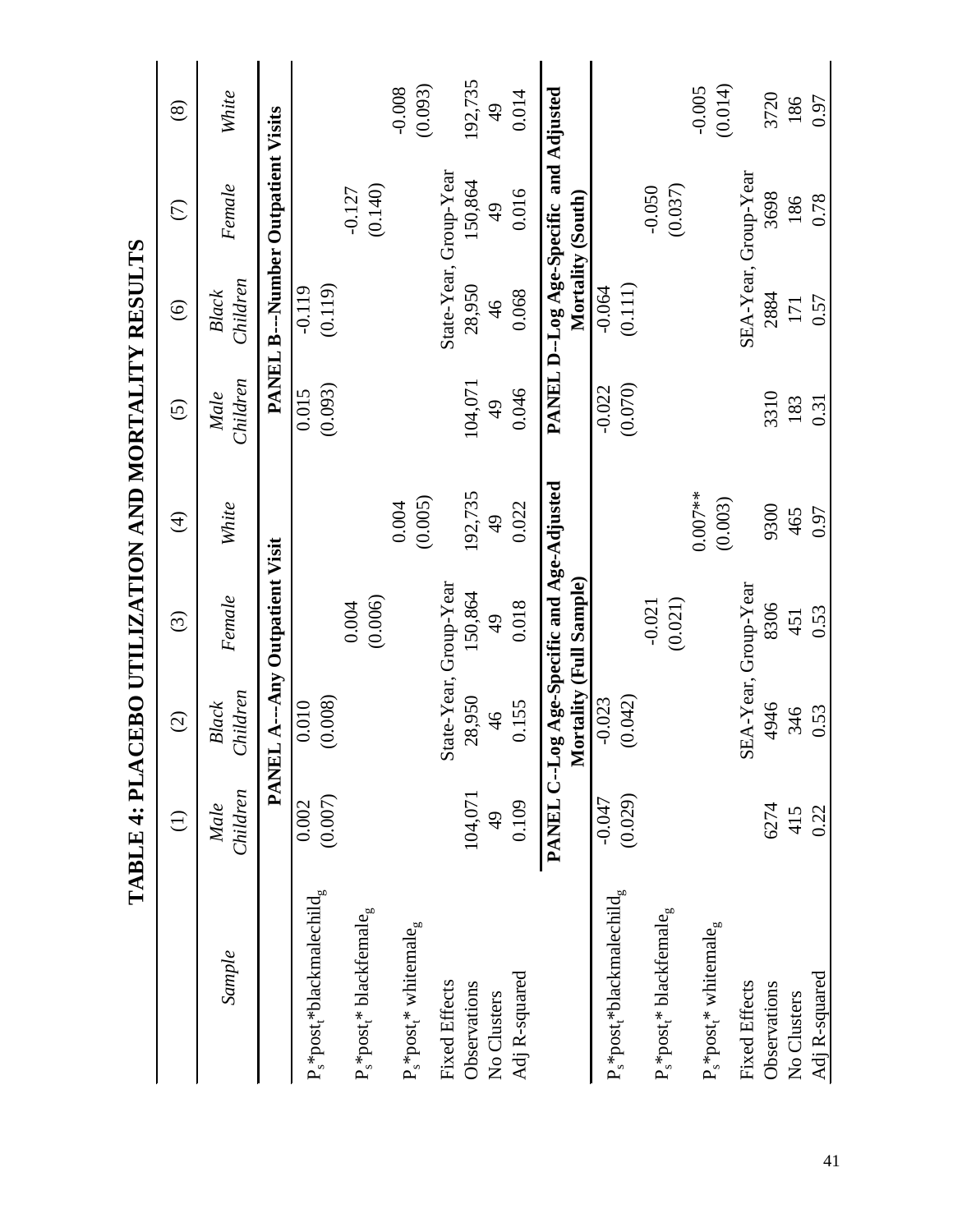# TABLE 4: PLACEBO UTILIZATION AND MORTALITY RESULTS

| Sample | (1) *Male Children* | (2) *Black Children* | (3) *Female* | (4) *White* | (5) *Male Children* | (6) *Black Children* | (7) *Female* | (8) *White* |
|---|---|---|---|---|---|---|---|---|
| | **PANEL A--Any Outpatient Visit** | | | | **PANEL B---Number Outpatient Visits** | | | |
| $P_s$*$post_t$*$blackmalechild_g$ | 0.002 (0.007) | 0.010 (0.008) | | | 0.015 (0.093) | -0.119 (0.119) | | |
| $P_s$*$post_t$* $blackfemale_g$ | | | 0.004 (0.006) | | | | -0.127 (0.140) | |
| $P_s$*$post_t$* $whitemale_g$ | | | | 0.004 (0.005) | | | | -0.008 (0.093) |
| Fixed Effects | State-Year, Group-Year | | | | State-Year, Group-Year | | | |
| Observations | 104,071 | 28,950 | 150,864 | 192,735 | 104,071 | 28,950 | 150,864 | 192,735 |
| No Clusters | 49 | 46 | 49 | 49 | 49 | 46 | 49 | 49 |
| Adj R-squared | 0.109 | 0.155 | 0.018 | 0.022 | 0.046 | 0.068 | 0.016 | 0.014 |
| | **PANEL C--Log Age-Specific and Age-Adjusted Mortality (Full Sample)** | | | | **PANEL D--Log Age-Specific and Adjusted Mortality (South)** | | | |
| $P_s$*$post_t$*$blackmalechild_g$ | -0.047 (0.029) | -0.023 (0.042) | | | -0.022 (0.070) | -0.064 (0.111) | | |
| $P_s$*$post_t$* $blackfemale_g$ | | | -0.021 (0.021) | | | | -0.050 (0.037) | |
| $P_s$*$post_t$* $whitemale_g$ | | | | 0.007** (0.003) | | | | -0.005 (0.014) |
| Fixed Effects | SEA-Year, Group-Year | | | | SEA-Year, Group-Year | | | |
| Observations | 6274 | 4946 | 8306 | 9300 | 3310 | 2884 | 3698 | 3720 |
| No Clusters | 415 | 346 | 451 | 465 | 183 | 171 | 186 | 186 |
| Adj R-squared | 0.22 | 0.53 | 0.53 | 0.97 | 0.31 | 0.57 | 0.78 | 0.97 |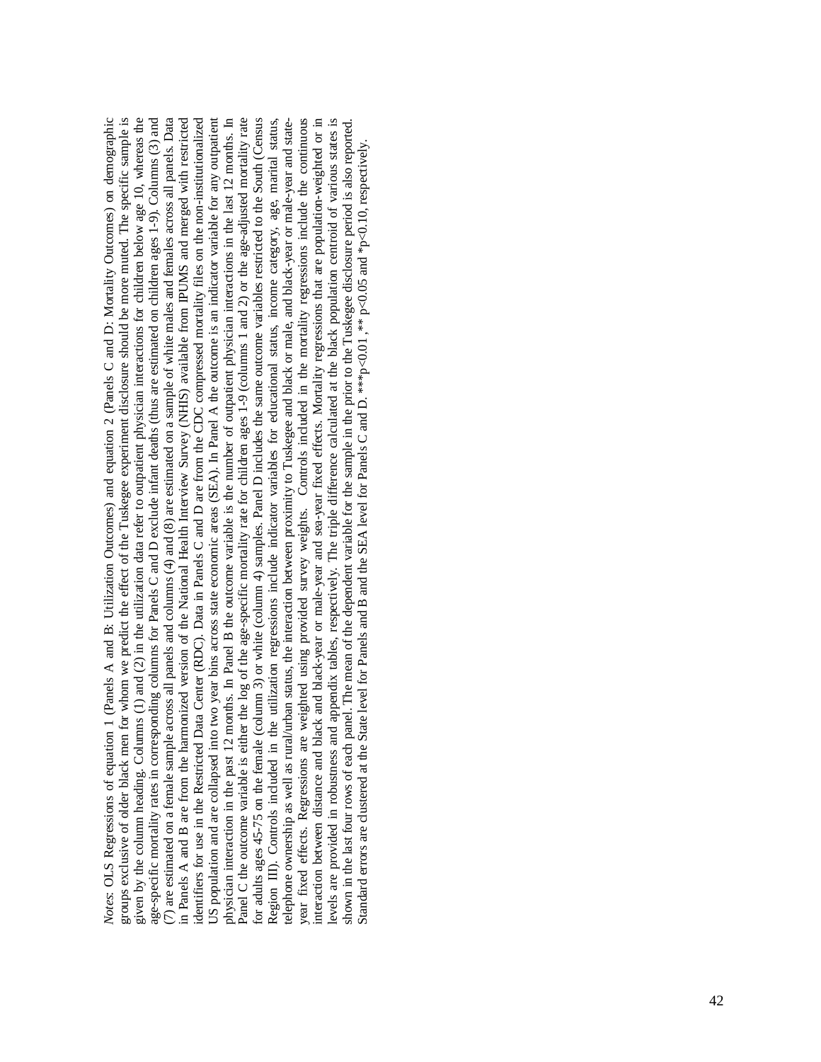*Notes*: OLS Regressions of equation 1 (Panels A and B: Utilization Outcomes) and equation 2 (Panels C and D: Mortality Outcomes) on demographic groups exclusive of older black men for whom we predict the effect of the Tuskegee experiment disclosure should be more muted. The specific sample is given by the column heading. Columns (1) and (2) in the utilization data refer to outpatient physician interactions for children below age 10, whereas the age-specific mortality rates in corresponding columns for Panels C and D exclude infant deaths (thus are estimated on children ages 1-9). Columns (3) and (7) are estimated on a female sample across all panels and columns (4) and (8) are estimated on a sample of white males and females across all panels. Data in Panels A and B are from the harmonized version of the National Health Interview Survey (NHIS) available from IPUMS and merged with restricted identifiers for use in the Restricted Data Center (RDC). Data in Panels C and D are from the CDC compressed mortality files on the non-institutionalized US population and are collapsed into two year bins across state economic areas (SEA). In Panel A the outcome is an indicator variable for any outpatient physician interaction in the past 12 months. In Panel B the outcome variable is the number of outpatient physician interactions in the last 12 months. In Panel C the outcome variable is either the log of the age-specific mortality rate for children ages 1-9 (columns 1 and 2) or the age-adjusted mortality rate for adults ages 45-75 on the female (column 3) or white (column 4) samples. Panel D includes the same outcome variables restricted to the South (Census Region III). Controls included in the utilization regressions include indicator variables for educational status, income category, age, marital status, telephone ownership as well as rural/urban status, the interaction between proximity to Tuskegee and black or male, and black-year or male-year and state-year fixed effects. Regressions are weighted using provided survey weights. Controls included in the mortality regressions include the continuous interaction between distance and black and black-year or male-year and sea-year fixed effects. Mortality regressions that are population-weighted or in levels are provided in robustness and appendix tables, respectively. The triple difference calculated at the black population centroid of various states is shown in the last four rows of each panel. The mean of the dependent variable for the sample in the prior to the Tuskegee disclosure period is also reported. Standard errors are clustered at the State level for Panels and B and the SEA level for Panels C and D. ***p<0.01 , ** p<0.05 and *p<0.10, respectively.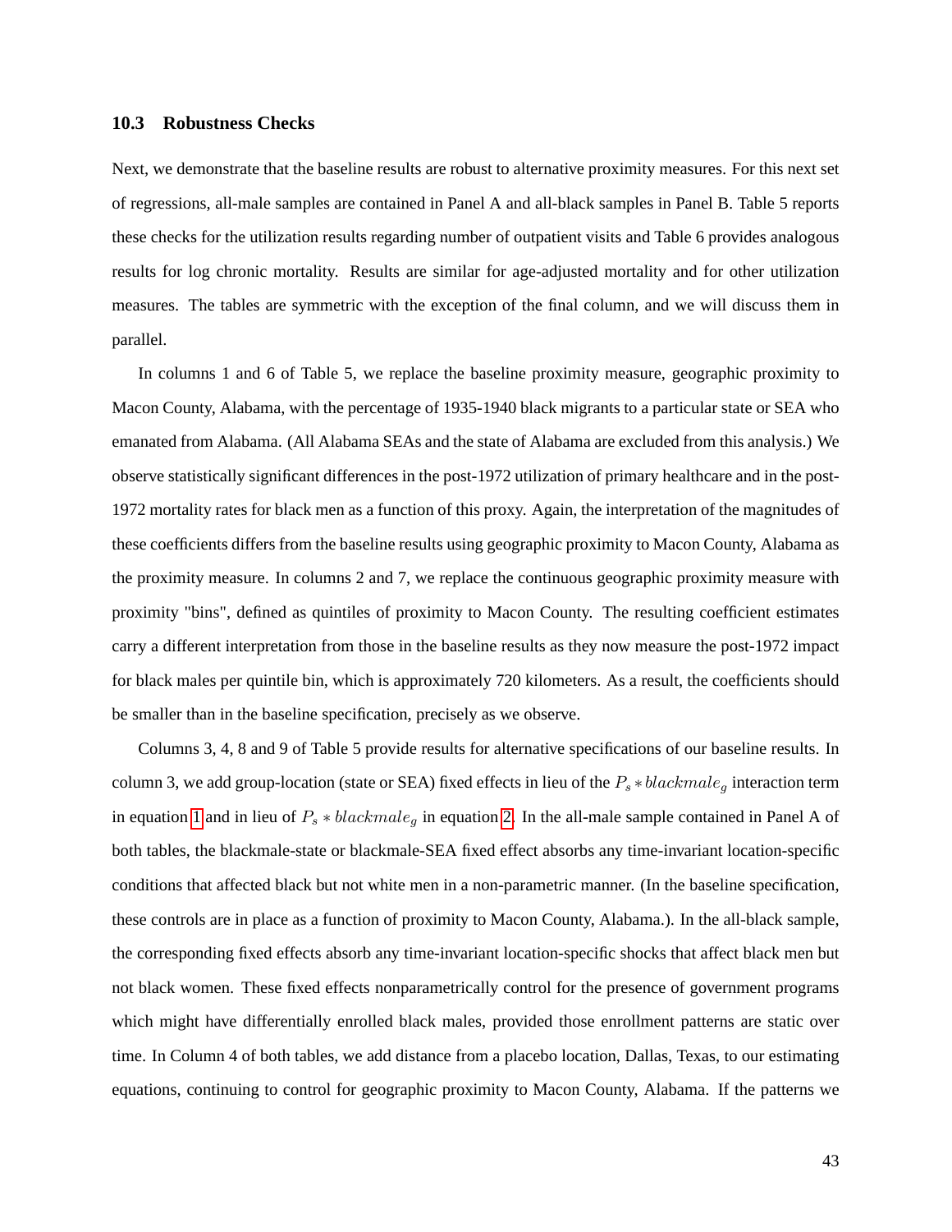### 10.3 Robustness Checks

Next, we demonstrate that the baseline results are robust to alternative proximity measures. For this next set of regressions, all-male samples are contained in Panel A and all-black samples in Panel B. Table 5 reports these checks for the utilization results regarding number of outpatient visits and Table 6 provides analogous results for log chronic mortality. Results are similar for age-adjusted mortality and for other utilization measures. The tables are symmetric with the exception of the final column, and we will discuss them in parallel.

In columns 1 and 6 of Table 5, we replace the baseline proximity measure, geographic proximity to Macon County, Alabama, with the percentage of 1935-1940 black migrants to a particular state or SEA who emanated from Alabama. (All Alabama SEAs and the state of Alabama are excluded from this analysis.) We observe statistically significant differences in the post-1972 utilization of primary healthcare and in the post-1972 mortality rates for black men as a function of this proxy. Again, the interpretation of the magnitudes of these coefficients differs from the baseline results using geographic proximity to Macon County, Alabama as the proximity measure. In columns 2 and 7, we replace the continuous geographic proximity measure with proximity "bins", defined as quintiles of proximity to Macon County. The resulting coefficient estimates carry a different interpretation from those in the baseline results as they now measure the post-1972 impact for black males per quintile bin, which is approximately 720 kilometers. As a result, the coefficients should be smaller than in the baseline specification, precisely as we observe.

Columns 3, 4, 8 and 9 of Table 5 provide results for alternative specifications of our baseline results. In column 3, we add group-location (state or SEA) fixed effects in lieu of the $P_s * blackmale_g$ interaction term in equation 1 and in lieu of $P_s * blackmale_g$ in equation 2. In the all-male sample contained in Panel A of both tables, the blackmale-state or blackmale-SEA fixed effect absorbs any time-invariant location-specific conditions that affected black but not white men in a non-parametric manner. (In the baseline specification, these controls are in place as a function of proximity to Macon County, Alabama.). In the all-black sample, the corresponding fixed effects absorb any time-invariant location-specific shocks that affect black men but not black women. These fixed effects nonparametrically control for the presence of government programs which might have differentially enrolled black males, provided those enrollment patterns are static over time. In Column 4 of both tables, we add distance from a placebo location, Dallas, Texas, to our estimating equations, continuing to control for geographic proximity to Macon County, Alabama. If the patterns we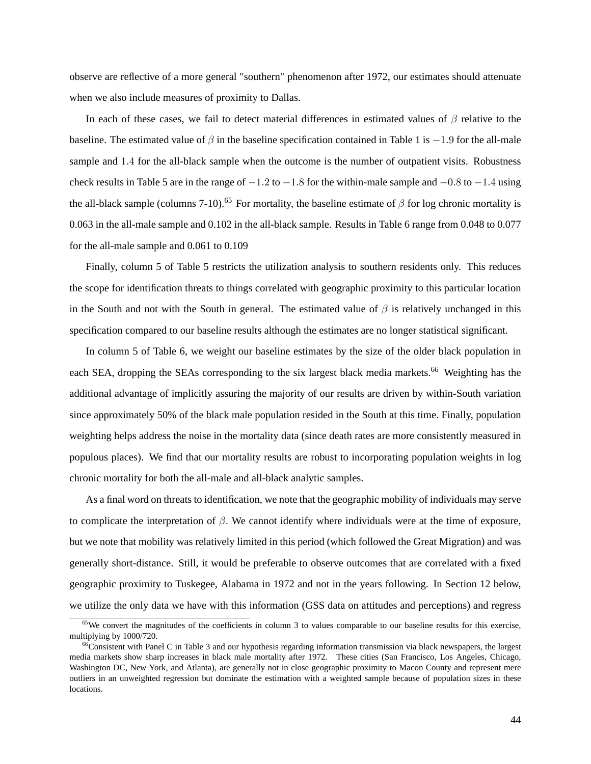observe are reflective of a more general "southern" phenomenon after 1972, our estimates should attenuate when we also include measures of proximity to Dallas.

In each of these cases, we fail to detect material differences in estimated values of $\beta$ relative to the baseline. The estimated value of $\beta$ in the baseline specification contained in Table 1 is $-1.9$ for the all-male sample and $1.4$ for the all-black sample when the outcome is the number of outpatient visits. Robustness check results in Table 5 are in the range of $-1.2$ to $-1.8$ for the within-male sample and $-0.8$ to $-1.4$ using the all-black sample (columns 7-10).[65] For mortality, the baseline estimate of $\beta$ for log chronic mortality is 0.063 in the all-male sample and 0.102 in the all-black sample. Results in Table 6 range from 0.048 to 0.077 for the all-male sample and 0.061 to 0.109

Finally, column 5 of Table 5 restricts the utilization analysis to southern residents only. This reduces the scope for identification threats to things correlated with geographic proximity to this particular location in the South and not with the South in general. The estimated value of $\beta$ is relatively unchanged in this specification compared to our baseline results although the estimates are no longer statistical significant.

In column 5 of Table 6, we weight our baseline estimates by the size of the older black population in each SEA, dropping the SEAs corresponding to the six largest black media markets.[66] Weighting has the additional advantage of implicitly assuring the majority of our results are driven by within-South variation since approximately 50% of the black male population resided in the South at this time. Finally, population weighting helps address the noise in the mortality data (since death rates are more consistently measured in populous places). We find that our mortality results are robust to incorporating population weights in log chronic mortality for both the all-male and all-black analytic samples.

As a final word on threats to identification, we note that the geographic mobility of individuals may serve to complicate the interpretation of $\beta$. We cannot identify where individuals were at the time of exposure, but we note that mobility was relatively limited in this period (which followed the Great Migration) and was generally short-distance. Still, it would be preferable to observe outcomes that are correlated with a fixed geographic proximity to Tuskegee, Alabama in 1972 and not in the years following. In Section 12 below, we utilize the only data we have with this information (GSS data on attitudes and perceptions) and regress

---

[65] We convert the magnitudes of the coefficients in column 3 to values comparable to our baseline results for this exercise, multiplying by 1000/720.

[66] Consistent with Panel C in Table 3 and our hypothesis regarding information transmission via black newspapers, the largest media markets show sharp increases in black male mortality after 1972. These cities (San Francisco, Los Angeles, Chicago, Washington DC, New York, and Atlanta), are generally not in close geographic proximity to Macon County and represent mere outliers in an unweighted regression but dominate the estimation with a weighted sample because of population sizes in these locations.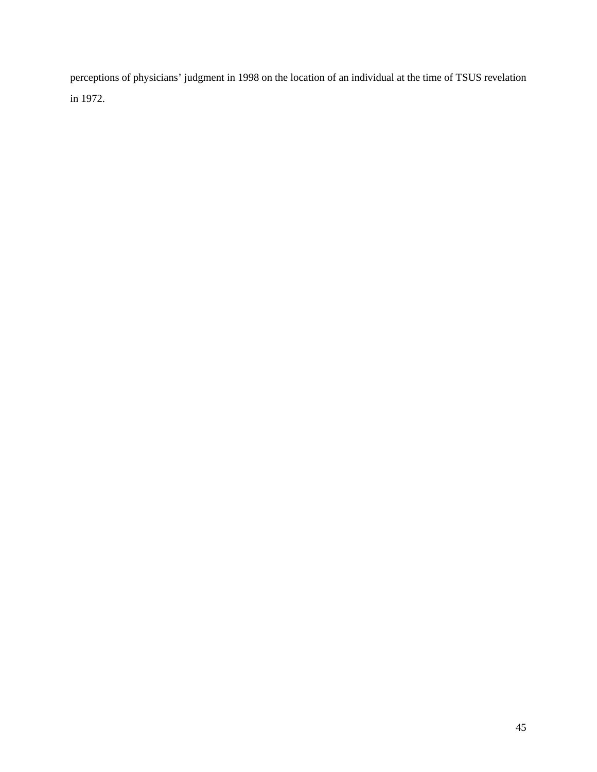perceptions of physicians' judgment in 1998 on the location of an individual at the time of TSUS revelation in 1972.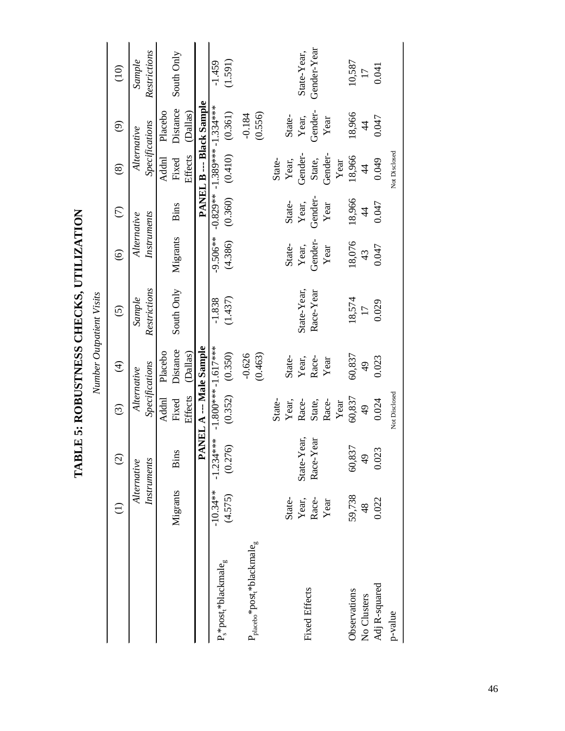# TABLE 5: ROBUSTNESS CHECKS, UTILIZATION

*Number Outpatient Visits*

| | (1) | (2) | (3) | (4) | (5) | (6) | (7) | (8) | (9) | (10) |
|---|---|---|---|---|---|---|---|---|---|---|
| | *Alternative Instruments* | | *Alternative Specifications* | | *Sample Restrictions* | *Alternative Instruments* | | *Alternative Specifications* | | *Sample Restrictions* |
| | Migrants | Bins | Addnl Fixed Effects | Placebo Distance (Dallas) | South Only | Migrants | Bins | Addnl Fixed Effects | Placebo Distance (Dallas) | South Only |
| | **PANEL A --- Male Sample** | | | | | **PANEL B --- Black Sample** | | | | |
| $P_s$*$post_t$*$blackmale_g$ | -10.34** | -1.234*** | -1.800*** | -1.617*** | -1.838 | -9.506** | -0.829** | -1.389*** | -1.334*** | -1.459 |
| | (4.575) | (0.276) | (0.352) | (0.350) | (1.437) | (4.386) | (0.360) | (0.410) | (0.361) | (1.591) |
| $P_{placebo}$*$post_t$*$blackmale_g$ | | | | -0.626 | | | | | -0.184 | |
| | | | | (0.463) | | | | | (0.556) | |
| Fixed Effects | State-Year, Race-Year | State-Year, Race-Year | State-Year, Race-State, Race-Year | State-Year, Race-Year | State-Year, Race-Year | State-Year, Gender-Year | State-Year, Gender-Year | State-Year, Gender-State, Gender-Year | State-Year, Gender-Year | State-Year, Gender-Year |
| Observations | 59,738 | 60,837 | 60,837 | 60,837 | 18,574 | 18,076 | 18,966 | 18,966 | 18,966 | 10,587 |
| No Clusters | 48 | 49 | 49 | 49 | 17 | 43 | 44 | 44 | 44 | 17 |
| Adj R-squared | 0.022 | 0.023 | 0.024 | 0.023 | 0.029 | 0.047 | 0.047 | 0.049 | 0.047 | 0.041 |
| p-value | | | Not Disclosed | | | | | Not Disclosed | | |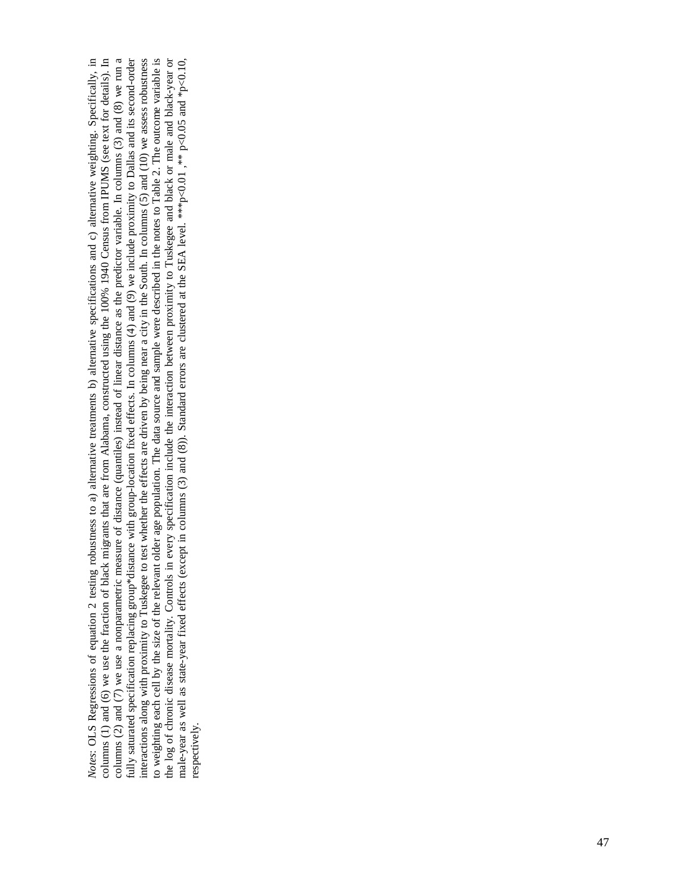*Notes*: OLS Regressions of equation 2 testing robustness to a) alternative treatments b) alternative specifications and c) alternative weighting. Specifically, in columns (1) and (6) we use the fraction of black migrants that are from Alabama, constructed using the 100% 1940 Census from IPUMS (see text for details). In columns (2) and (7) we use a nonparametric measure of distance (quantiles) instead of linear distance as the predictor variable. In columns (3) and (8) we run a fully saturated specification replacing group*distance with group-location fixed effects. In columns (4) and (9) we include proximity to Dallas and its second-order interactions along with proximity to Tuskegee to test whether the effects are driven by being near a city in the South. In columns (5) and (10) we assess robustness to weighting each cell by the size of the relevant older age population. The data source and sample were described in the notes to Table 2. The outcome variable is the log of chronic disease mortality. Controls in every specification include the interaction between proximity to Tuskegee and black or male and black-year or male-year as well as state-year fixed effects (except in columns (3) and (8)). Standard errors are clustered at the SEA level. ***p<0.01 , ** p<0.05 and *p<0.10, respectively.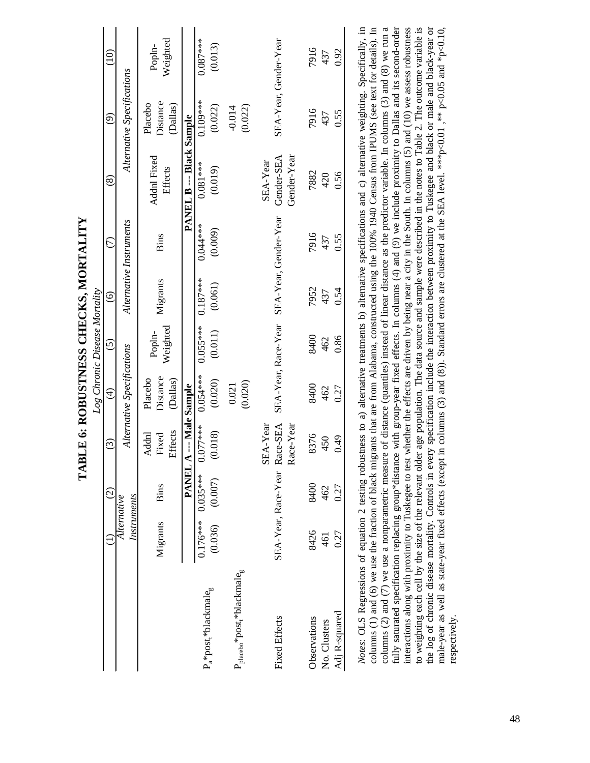# TABLE 6: ROBUSTNESS CHECKS, MORTALITY

*Log Chronic Disease Mortality*

| | (1) | (2) | (3) | (4) | (5) | (6) | (7) | (8) | (9) | (10) |
|---|---|---|---|---|---|---|---|---|---|---|
| | *Alternative Instruments* | | *Alternative Specifications* | | | *Alternative Instruments* | | *Alternative Specifications* | | |
| | Migrants | Bins | Addnl Fixed Effects | Placebo Distance (Dallas) | Popln-Weighted | Migrants | Bins | Addnl Fixed Effects | Placebo Distance (Dallas) | Popln-Weighted |
| | **PANEL A --- Male Sample** | | | | | **PANEL B --- Black Sample** | | | | |
| $P_a$*$post_t$*$blackmale_g$ | 0.176*** | 0.035*** | 0.077*** | 0.054*** | 0.055*** | 0.187*** | 0.044*** | 0.081*** | 0.109*** | 0.087*** |
| | (0.036) | (0.007) | (0.018) | (0.020) | (0.011) | (0.061) | (0.009) | (0.019) | (0.022) | (0.013) |
| $P_{placebo}$*$post_t$*$blackmale_g$ | | | | 0.021 | | | | | -0.014 | |
| | | | | (0.020) | | | | | (0.022) | |
| Fixed Effects | SEA-Year, Race-Year | | SEA-Year Race-SEA Race-Year | SEA-Year, Race-Year | | SEA-Year, Gender-Year | | SEA-Year Gender-SEA Gender-Year | SEA-Year, Gender-Year | |
| Observations | 8426 | 8400 | 8376 | 8400 | 8400 | 7952 | 7916 | 7882 | 7916 | 7916 |
| No. Clusters | 461 | 462 | 450 | 462 | 462 | 437 | 437 | 420 | 437 | 437 |
| Adj R-squared | 0.27 | 0.27 | 0.49 | 0.27 | 0.86 | 0.54 | 0.55 | 0.56 | 0.55 | 0.92 |

*Notes*: OLS Regressions of equation 2 testing robustness to a) alternative treatments b) alternative specifications and c) alternative weighting. Specifically, in columns (1) and (6) we use the fraction of black migrants that are from Alabama, constructed using the 100% 1940 Census from IPUMS (see text for details). In columns (2) and (7) we use a nonparametric measure of distance (quantiles) instead of linear distance as the predictor variable. In columns (3) and (8) we run a fully saturated specification replacing group*distance with group-year fixed effects. In columns (4) and (9) we include proximity to Dallas and its second-order interactions along with proximity to Tuskegee to test whether the effects are driven by being near a city in the South. In columns (5) and (10) we assess robustness to weighting each cell by the size of the relevant older age population. The data source and sample were described in the notes to Table 2. The outcome variable is the log of chronic disease mortality. Controls in every specification include the interaction between proximity to Tuskegee and black or male and black-year or male-year as well as state-year fixed effects (except in columns (3) and (8)). Standard errors are clustered at the SEA level. ***p<0.01 , ** p<0.05 and *p<0.10, respectively.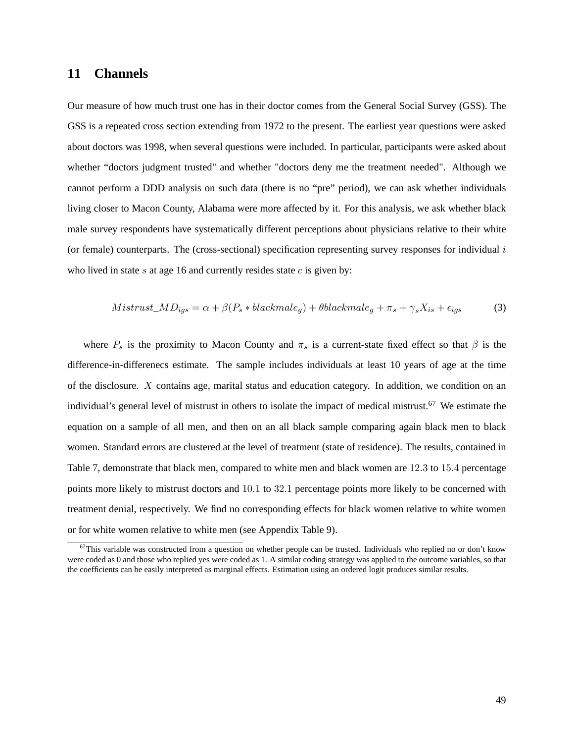## 11 Channels

Our measure of how much trust one has in their doctor comes from the General Social Survey (GSS). The GSS is a repeated cross section extending from 1972 to the present. The earliest year questions were asked about doctors was 1998, when several questions were included. In particular, participants were asked about whether "doctors judgment trusted" and whether "doctors deny me the treatment needed". Although we cannot perform a DDD analysis on such data (there is no "pre" period), we can ask whether individuals living closer to Macon County, Alabama were more affected by it. For this analysis, we ask whether black male survey respondents have systematically different perceptions about physicians relative to their white (or female) counterparts. The (cross-sectional) specification representing survey responses for individual $i$ who lived in state $s$ at age 16 and currently resides state $c$ is given by:

$$Mistrust\_MD_{igs} = \alpha + \beta(P_s * blackmale_g) + \theta blackmale_g + \pi_s + \gamma_s X_{is} + \epsilon_{igs} \tag{3}$$

where $P_s$ is the proximity to Macon County and $\pi_s$ is a current-state fixed effect so that $\beta$ is the difference-in-differenecs estimate. The sample includes individuals at least 10 years of age at the time of the disclosure. $X$ contains age, marital status and education category. In addition, we condition on an individual's general level of mistrust in others to isolate the impact of medical mistrust.[67] We estimate the equation on a sample of all men, and then on an all black sample comparing again black men to black women. Standard errors are clustered at the level of treatment (state of residence). The results, contained in Table 7, demonstrate that black men, compared to white men and black women are $12.3$ to $15.4$ percentage points more likely to mistrust doctors and $10.1$ to $32.1$ percentage points more likely to be concerned with treatment denial, respectively. We find no corresponding effects for black women relative to white women or for white women relative to white men (see Appendix Table 9).

[67] This variable was constructed from a question on whether people can be trusted. Individuals who replied no or don't know were coded as 0 and those who replied yes were coded as 1. A similar coding strategy was applied to the outcome variables, so that the coefficients can be easily interpreted as marginal effects. Estimation using an ordered logit produces similar results.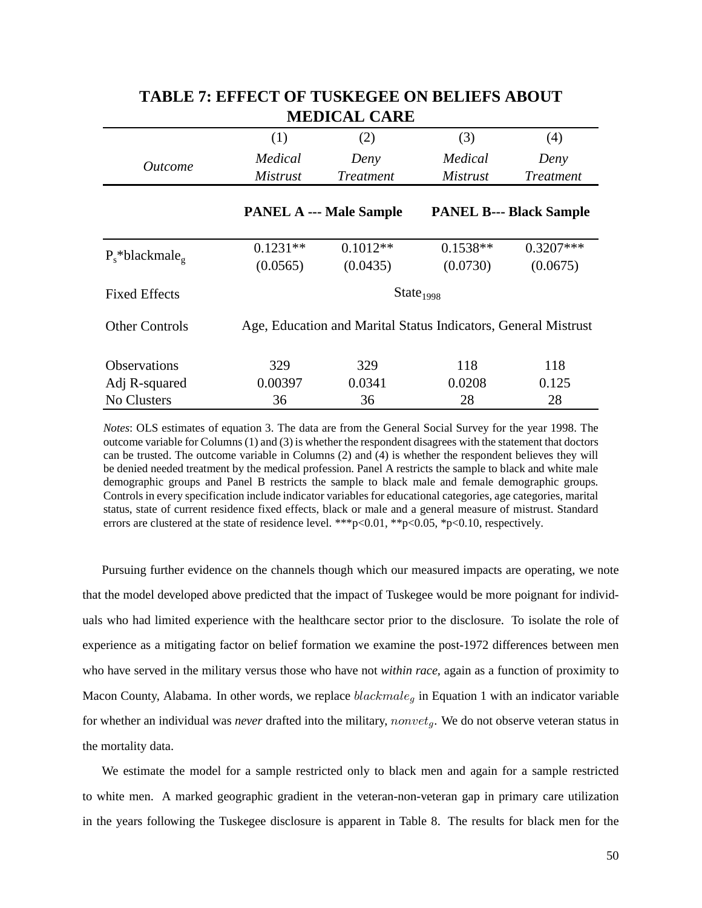## TABLE 7: EFFECT OF TUSKEGEE ON BELIEFS ABOUT MEDICAL CARE

| | (1) | (2) | (3) | (4) |
|---|---|---|---|---|
| *Outcome* | *Medical Mistrust* | *Deny Treatment* | *Medical Mistrust* | *Deny Treatment* |
| | **PANEL A --- Male Sample** | | **PANEL B--- Black Sample** | |
| $P_s$*$blackmale_g$ | 0.1231** | 0.1012** | 0.1538** | 0.3207*** |
| | (0.0565) | (0.0435) | (0.0730) | (0.0675) |
| Fixed Effects | $State_{1998}$ | | | |
| Other Controls | Age, Education and Marital Status Indicators, General Mistrust | | | |
| Observations | 329 | 329 | 118 | 118 |
| Adj R-squared | 0.00397 | 0.0341 | 0.0208 | 0.125 |
| No Clusters | 36 | 36 | 28 | 28 |

*Notes*: OLS estimates of equation 3. The data are from the General Social Survey for the year 1998. The outcome variable for Columns (1) and (3) is whether the respondent disagrees with the statement that doctors can be trusted. The outcome variable in Columns (2) and (4) is whether the respondent believes they will be denied needed treatment by the medical profession. Panel A restricts the sample to black and white male demographic groups and Panel B restricts the sample to black male and female demographic groups. Controls in every specification include indicator variables for educational categories, age categories, marital status, state of current residence fixed effects, black or male and a general measure of mistrust. Standard errors are clustered at the state of residence level. ***p<0.01, **p<0.05, *p<0.10, respectively.

Pursuing further evidence on the channels though which our measured impacts are operating, we note that the model developed above predicted that the impact of Tuskegee would be more poignant for individuals who had limited experience with the healthcare sector prior to the disclosure. To isolate the role of experience as a mitigating factor on belief formation we examine the post-1972 differences between men who have served in the military versus those who have not *within race*, again as a function of proximity to Macon County, Alabama. In other words, we replace $blackmale_g$ in Equation 1 with an indicator variable for whether an individual was *never* drafted into the military, $nonvet_g$. We do not observe veteran status in the mortality data.

We estimate the model for a sample restricted only to black men and again for a sample restricted to white men. A marked geographic gradient in the veteran-non-veteran gap in primary care utilization in the years following the Tuskegee disclosure is apparent in Table 8. The results for black men for the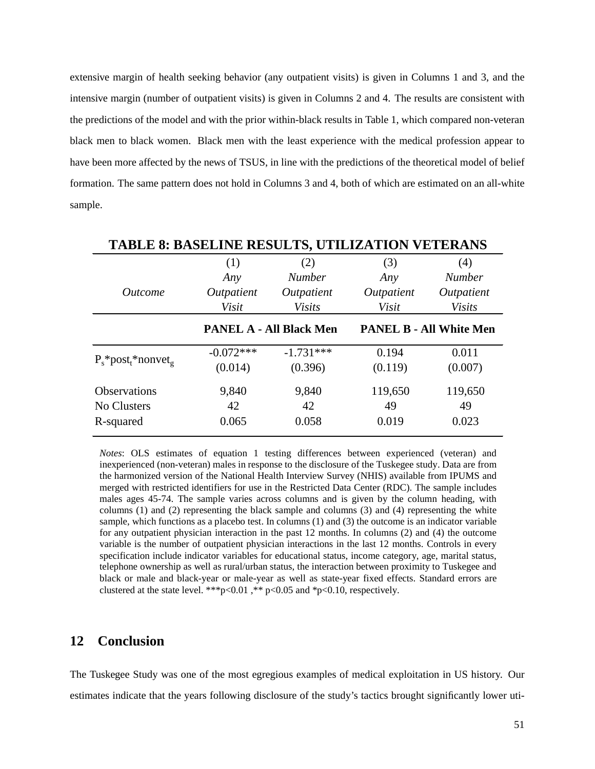extensive margin of health seeking behavior (any outpatient visits) is given in Columns 1 and 3, and the intensive margin (number of outpatient visits) is given in Columns 2 and 4. The results are consistent with the predictions of the model and with the prior within-black results in Table 1, which compared non-veteran black men to black women. Black men with the least experience with the medical profession appear to have been more affected by the news of TSUS, in line with the predictions of the theoretical model of belief formation. The same pattern does not hold in Columns 3 and 4, both of which are estimated on an all-white sample.

**TABLE 8: BASELINE RESULTS, UTILIZATION VETERANS**

| *Outcome* | (1) *Any Outpatient Visit* | (2) *Number Outpatient Visits* | (3) *Any Outpatient Visit* | (4) *Number Outpatient Visits* |
|---|---|---|---|---|
| | **PANEL A - All Black Men** | | **PANEL B - All White Men** | |
| $P_s$*$post_t$*$nonvet_g$ | -0.072*** | -1.731*** | 0.194 | 0.011 |
| | (0.014) | (0.396) | (0.119) | (0.007) |
| Observations | 9,840 | 9,840 | 119,650 | 119,650 |
| No Clusters | 42 | 42 | 49 | 49 |
| R-squared | 0.065 | 0.058 | 0.019 | 0.023 |

*Notes*: OLS estimates of equation 1 testing differences between experienced (veteran) and inexperienced (non-veteran) males in response to the disclosure of the Tuskegee study. Data are from the harmonized version of the National Health Interview Survey (NHIS) available from IPUMS and merged with restricted identifiers for use in the Restricted Data Center (RDC). The sample includes males ages 45-74. The sample varies across columns and is given by the column heading, with columns (1) and (2) representing the black sample and columns (3) and (4) representing the white sample, which functions as a placebo test. In columns (1) and (3) the outcome is an indicator variable for any outpatient physician interaction in the past 12 months. In columns (2) and (4) the outcome variable is the number of outpatient physician interactions in the last 12 months. Controls in every specification include indicator variables for educational status, income category, age, marital status, telephone ownership as well as rural/urban status, the interaction between proximity to Tuskegee and black or male and black-year or male-year as well as state-year fixed effects. Standard errors are clustered at the state level. ***p<0.01 ,** p<0.05 and *p<0.10, respectively.

## 12 Conclusion

The Tuskegee Study was one of the most egregious examples of medical exploitation in US history. Our estimates indicate that the years following disclosure of the study's tactics brought significantly lower uti-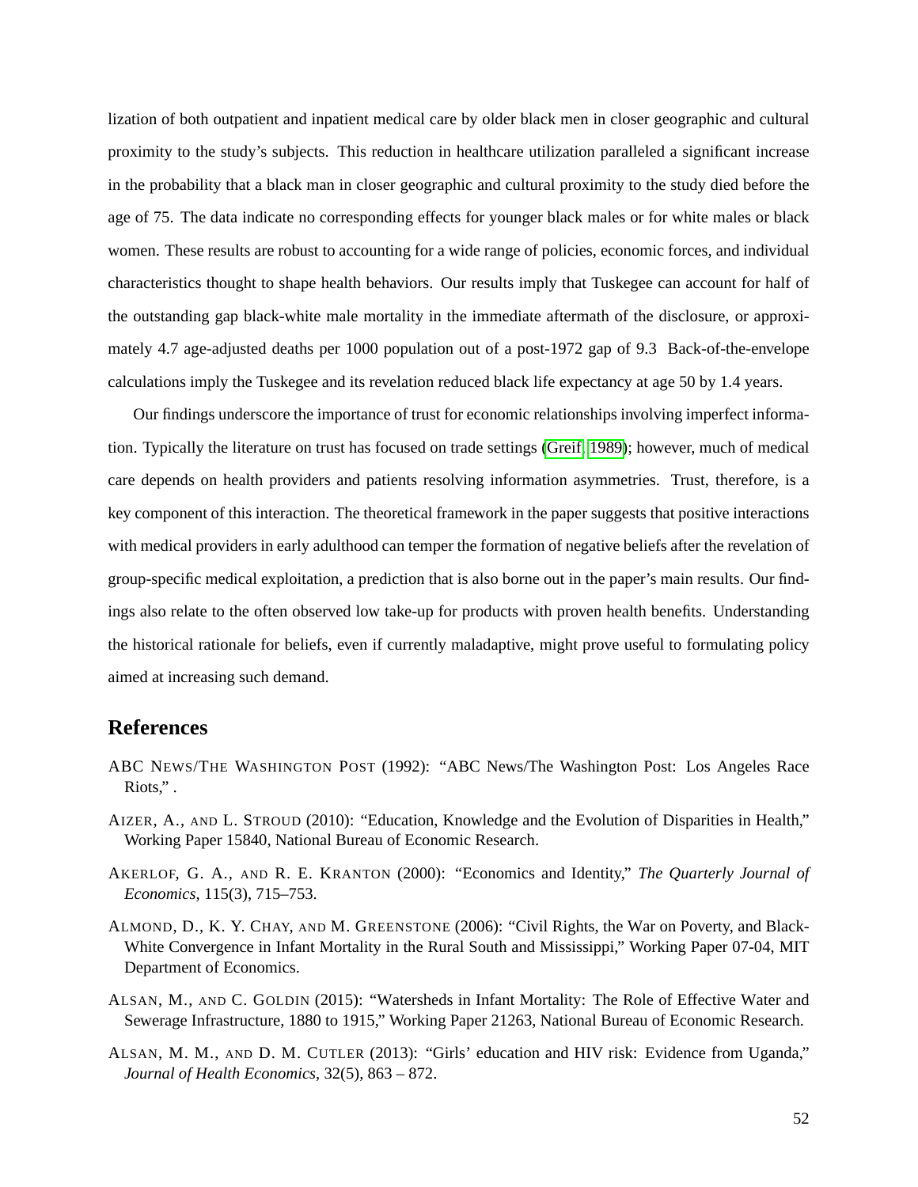lization of both outpatient and inpatient medical care by older black men in closer geographic and cultural proximity to the study's subjects. This reduction in healthcare utilization paralleled a significant increase in the probability that a black man in closer geographic and cultural proximity to the study died before the age of 75. The data indicate no corresponding effects for younger black males or for white males or black women. These results are robust to accounting for a wide range of policies, economic forces, and individual characteristics thought to shape health behaviors. Our results imply that Tuskegee can account for half of the outstanding gap black-white male mortality in the immediate aftermath of the disclosure, or approximately 4.7 age-adjusted deaths per 1000 population out of a post-1972 gap of 9.3 Back-of-the-envelope calculations imply the Tuskegee and its revelation reduced black life expectancy at age 50 by 1.4 years.

Our findings underscore the importance of trust for economic relationships involving imperfect information. Typically the literature on trust has focused on trade settings (Greif, 1989); however, much of medical care depends on health providers and patients resolving information asymmetries. Trust, therefore, is a key component of this interaction. The theoretical framework in the paper suggests that positive interactions with medical providers in early adulthood can temper the formation of negative beliefs after the revelation of group-specific medical exploitation, a prediction that is also borne out in the paper's main results. Our findings also relate to the often observed low take-up for products with proven health benefits. Understanding the historical rationale for beliefs, even if currently maladaptive, might prove useful to formulating policy aimed at increasing such demand.

## References

ABC NEWS/THE WASHINGTON POST (1992): "ABC News/The Washington Post: Los Angeles Race Riots," .

AIZER, A., AND L. STROUD (2010): "Education, Knowledge and the Evolution of Disparities in Health," Working Paper 15840, National Bureau of Economic Research.

AKERLOF, G. A., AND R. E. KRANTON (2000): "Economics and Identity," *The Quarterly Journal of Economics*, 115(3), 715–753.

ALMOND, D., K. Y. CHAY, AND M. GREENSTONE (2006): "Civil Rights, the War on Poverty, and Black-White Convergence in Infant Mortality in the Rural South and Mississippi," Working Paper 07-04, MIT Department of Economics.

ALSAN, M., AND C. GOLDIN (2015): "Watersheds in Infant Mortality: The Role of Effective Water and Sewerage Infrastructure, 1880 to 1915," Working Paper 21263, National Bureau of Economic Research.

ALSAN, M. M., AND D. M. CUTLER (2013): "Girls' education and HIV risk: Evidence from Uganda," *Journal of Health Economics*, 32(5), 863 – 872.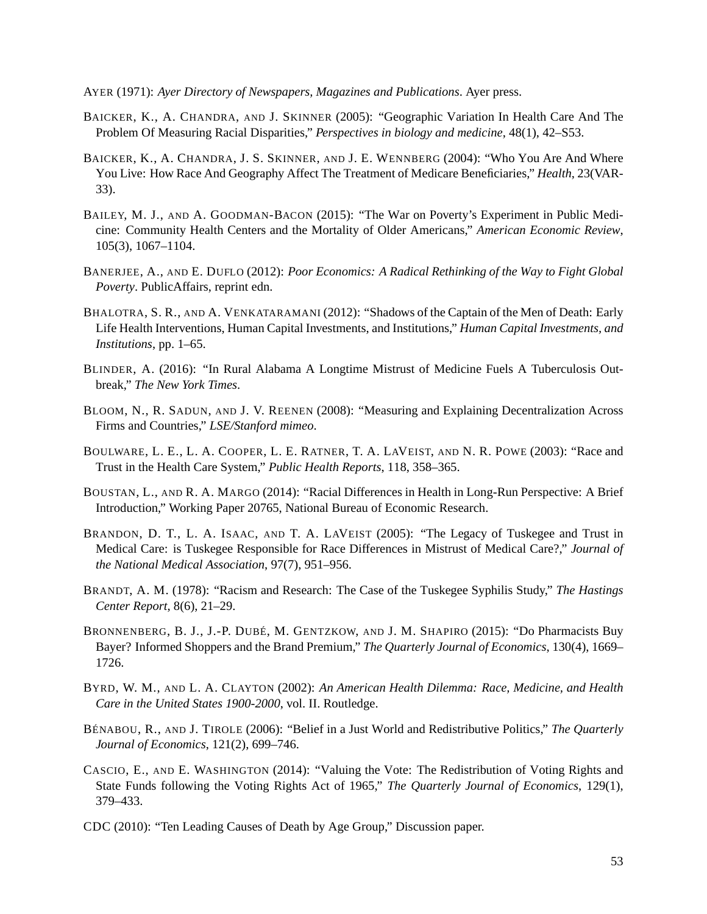AYER (1971): *Ayer Directory of Newspapers, Magazines and Publications*. Ayer press.

BAICKER, K., A. CHANDRA, AND J. SKINNER (2005): "Geographic Variation In Health Care And The Problem Of Measuring Racial Disparities," *Perspectives in biology and medicine*, 48(1), 42–S53.

BAICKER, K., A. CHANDRA, J. S. SKINNER, AND J. E. WENNBERG (2004): "Who You Are And Where You Live: How Race And Geography Affect The Treatment of Medicare Beneficiaries," *Health*, 23(VAR-33).

BAILEY, M. J., AND A. GOODMAN-BACON (2015): "The War on Poverty's Experiment in Public Medicine: Community Health Centers and the Mortality of Older Americans," *American Economic Review*, 105(3), 1067–1104.

BANERJEE, A., AND E. DUFLO (2012): *Poor Economics: A Radical Rethinking of the Way to Fight Global Poverty*. PublicAffairs, reprint edn.

BHALOTRA, S. R., AND A. VENKATARAMANI (2012): "Shadows of the Captain of the Men of Death: Early Life Health Interventions, Human Capital Investments, and Institutions," *Human Capital Investments, and Institutions*, pp. 1–65.

BLINDER, A. (2016): "In Rural Alabama A Longtime Mistrust of Medicine Fuels A Tuberculosis Outbreak," *The New York Times*.

BLOOM, N., R. SADUN, AND J. V. REENEN (2008): "Measuring and Explaining Decentralization Across Firms and Countries," *LSE/Stanford mimeo*.

BOULWARE, L. E., L. A. COOPER, L. E. RATNER, T. A. LAVEIST, AND N. R. POWE (2003): "Race and Trust in the Health Care System," *Public Health Reports*, 118, 358–365.

BOUSTAN, L., AND R. A. MARGO (2014): "Racial Differences in Health in Long-Run Perspective: A Brief Introduction," Working Paper 20765, National Bureau of Economic Research.

BRANDON, D. T., L. A. ISAAC, AND T. A. LAVEIST (2005): "The Legacy of Tuskegee and Trust in Medical Care: is Tuskegee Responsible for Race Differences in Mistrust of Medical Care?," *Journal of the National Medical Association*, 97(7), 951–956.

BRANDT, A. M. (1978): "Racism and Research: The Case of the Tuskegee Syphilis Study," *The Hastings Center Report*, 8(6), 21–29.

BRONNENBERG, B. J., J.-P. DUBÉ, M. GENTZKOW, AND J. M. SHAPIRO (2015): "Do Pharmacists Buy Bayer? Informed Shoppers and the Brand Premium," *The Quarterly Journal of Economics*, 130(4), 1669–1726.

BYRD, W. M., AND L. A. CLAYTON (2002): *An American Health Dilemma: Race, Medicine, and Health Care in the United States 1900-2000*, vol. II. Routledge.

BÉNABOU, R., AND J. TIROLE (2006): "Belief in a Just World and Redistributive Politics," *The Quarterly Journal of Economics*, 121(2), 699–746.

CASCIO, E., AND E. WASHINGTON (2014): "Valuing the Vote: The Redistribution of Voting Rights and State Funds following the Voting Rights Act of 1965," *The Quarterly Journal of Economics*, 129(1), 379–433.

CDC (2010): "Ten Leading Causes of Death by Age Group," Discussion paper.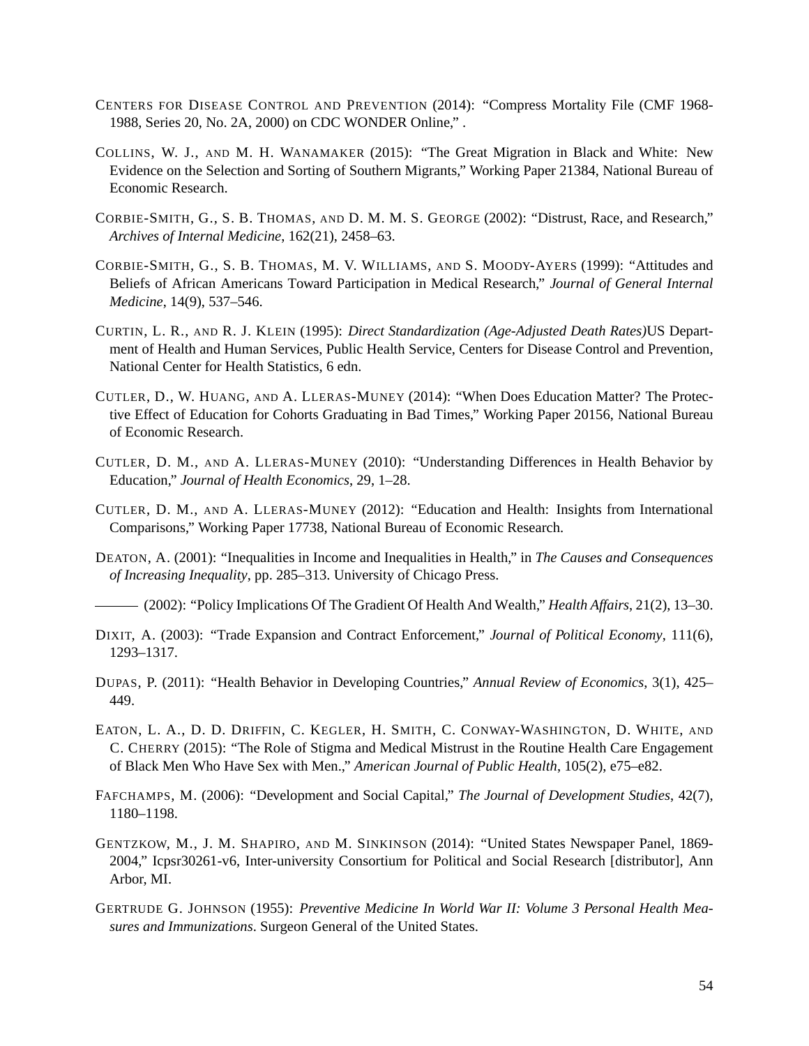CENTERS FOR DISEASE CONTROL AND PREVENTION (2014): "Compress Mortality File (CMF 1968-1988, Series 20, No. 2A, 2000) on CDC WONDER Online," .

COLLINS, W. J., AND M. H. WANAMAKER (2015): "The Great Migration in Black and White: New Evidence on the Selection and Sorting of Southern Migrants," Working Paper 21384, National Bureau of Economic Research.

CORBIE-SMITH, G., S. B. THOMAS, AND D. M. M. S. GEORGE (2002): "Distrust, Race, and Research," *Archives of Internal Medicine*, 162(21), 2458–63.

CORBIE-SMITH, G., S. B. THOMAS, M. V. WILLIAMS, AND S. MOODY-AYERS (1999): "Attitudes and Beliefs of African Americans Toward Participation in Medical Research," *Journal of General Internal Medicine*, 14(9), 537–546.

CURTIN, L. R., AND R. J. KLEIN (1995): *Direct Standardization (Age-Adjusted Death Rates)*US Department of Health and Human Services, Public Health Service, Centers for Disease Control and Prevention, National Center for Health Statistics, 6 edn.

CUTLER, D., W. HUANG, AND A. LLERAS-MUNEY (2014): "When Does Education Matter? The Protective Effect of Education for Cohorts Graduating in Bad Times," Working Paper 20156, National Bureau of Economic Research.

CUTLER, D. M., AND A. LLERAS-MUNEY (2010): "Understanding Differences in Health Behavior by Education," *Journal of Health Economics*, 29, 1–28.

CUTLER, D. M., AND A. LLERAS-MUNEY (2012): "Education and Health: Insights from International Comparisons," Working Paper 17738, National Bureau of Economic Research.

DEATON, A. (2001): "Inequalities in Income and Inequalities in Health," in *The Causes and Consequences of Increasing Inequality*, pp. 285–313. University of Chicago Press.

——— (2002): "Policy Implications Of The Gradient Of Health And Wealth," *Health Affairs*, 21(2), 13–30.

DIXIT, A. (2003): "Trade Expansion and Contract Enforcement," *Journal of Political Economy*, 111(6), 1293–1317.

DUPAS, P. (2011): "Health Behavior in Developing Countries," *Annual Review of Economics*, 3(1), 425–449.

EATON, L. A., D. D. DRIFFIN, C. KEGLER, H. SMITH, C. CONWAY-WASHINGTON, D. WHITE, AND C. CHERRY (2015): "The Role of Stigma and Medical Mistrust in the Routine Health Care Engagement of Black Men Who Have Sex with Men.," *American Journal of Public Health*, 105(2), e75–e82.

FAFCHAMPS, M. (2006): "Development and Social Capital," *The Journal of Development Studies*, 42(7), 1180–1198.

GENTZKOW, M., J. M. SHAPIRO, AND M. SINKINSON (2014): "United States Newspaper Panel, 1869-2004," Icpsr30261-v6, Inter-university Consortium for Political and Social Research [distributor], Ann Arbor, MI.

GERTRUDE G. JOHNSON (1955): *Preventive Medicine In World War II: Volume 3 Personal Health Measures and Immunizations*. Surgeon General of the United States.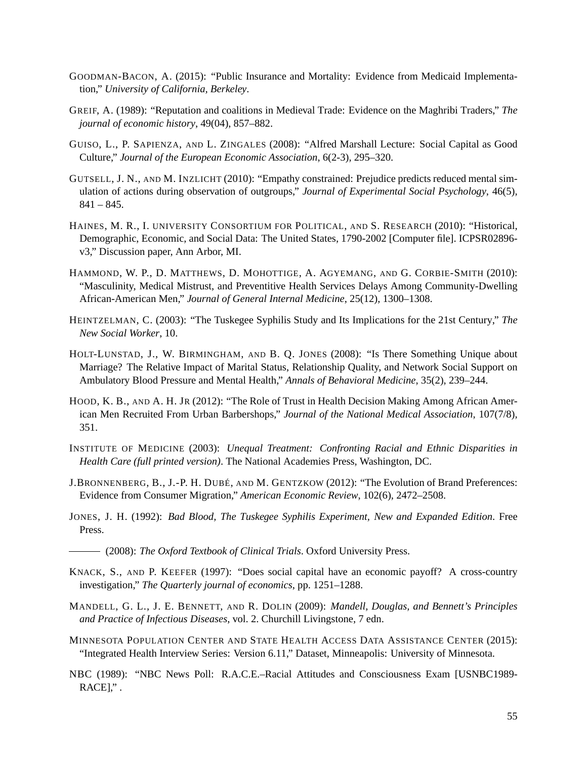GOODMAN-BACON, A. (2015): "Public Insurance and Mortality: Evidence from Medicaid Implementation," *University of California, Berkeley*.

GREIF, A. (1989): "Reputation and coalitions in Medieval Trade: Evidence on the Maghribi Traders," *The journal of economic history*, 49(04), 857–882.

GUISO, L., P. SAPIENZA, AND L. ZINGALES (2008): "Alfred Marshall Lecture: Social Capital as Good Culture," *Journal of the European Economic Association*, 6(2-3), 295–320.

GUTSELL, J. N., AND M. INZLICHT (2010): "Empathy constrained: Prejudice predicts reduced mental simulation of actions during observation of outgroups," *Journal of Experimental Social Psychology*, 46(5), 841 – 845.

HAINES, M. R., I. UNIVERSITY CONSORTIUM FOR POLITICAL, AND S. RESEARCH (2010): "Historical, Demographic, Economic, and Social Data: The United States, 1790-2002 [Computer file]. ICPSR02896-v3," Discussion paper, Ann Arbor, MI.

HAMMOND, W. P., D. MATTHEWS, D. MOHOTTIGE, A. AGYEMANG, AND G. CORBIE-SMITH (2010): "Masculinity, Medical Mistrust, and Preventitive Health Services Delays Among Community-Dwelling African-American Men," *Journal of General Internal Medicine*, 25(12), 1300–1308.

HEINTZELMAN, C. (2003): "The Tuskegee Syphilis Study and Its Implications for the 21st Century," *The New Social Worker*, 10.

HOLT-LUNSTAD, J., W. BIRMINGHAM, AND B. Q. JONES (2008): "Is There Something Unique about Marriage? The Relative Impact of Marital Status, Relationship Quality, and Network Social Support on Ambulatory Blood Pressure and Mental Health," *Annals of Behavioral Medicine*, 35(2), 239–244.

HOOD, K. B., AND A. H. JR (2012): "The Role of Trust in Health Decision Making Among African American Men Recruited From Urban Barbershops," *Journal of the National Medical Association*, 107(7/8), 351.

INSTITUTE OF MEDICINE (2003): *Unequal Treatment: Confronting Racial and Ethnic Disparities in Health Care (full printed version)*. The National Academies Press, Washington, DC.

J.BRONNENBERG, B., J.-P. H. DUBÉ, AND M. GENTZKOW (2012): "The Evolution of Brand Preferences: Evidence from Consumer Migration," *American Economic Review*, 102(6), 2472–2508.

JONES, J. H. (1992): *Bad Blood, The Tuskegee Syphilis Experiment, New and Expanded Edition*. Free Press.

——— (2008): *The Oxford Textbook of Clinical Trials*. Oxford University Press.

KNACK, S., AND P. KEEFER (1997): "Does social capital have an economic payoff? A cross-country investigation," *The Quarterly journal of economics*, pp. 1251–1288.

MANDELL, G. L., J. E. BENNETT, AND R. DOLIN (2009): *Mandell, Douglas, and Bennett's Principles and Practice of Infectious Diseases*, vol. 2. Churchill Livingstone, 7 edn.

MINNESOTA POPULATION CENTER AND STATE HEALTH ACCESS DATA ASSISTANCE CENTER (2015): "Integrated Health Interview Series: Version 6.11," Dataset, Minneapolis: University of Minnesota.

NBC (1989): "NBC News Poll: R.A.C.E.–Racial Attitudes and Consciousness Exam [USNBC1989-RACE]," .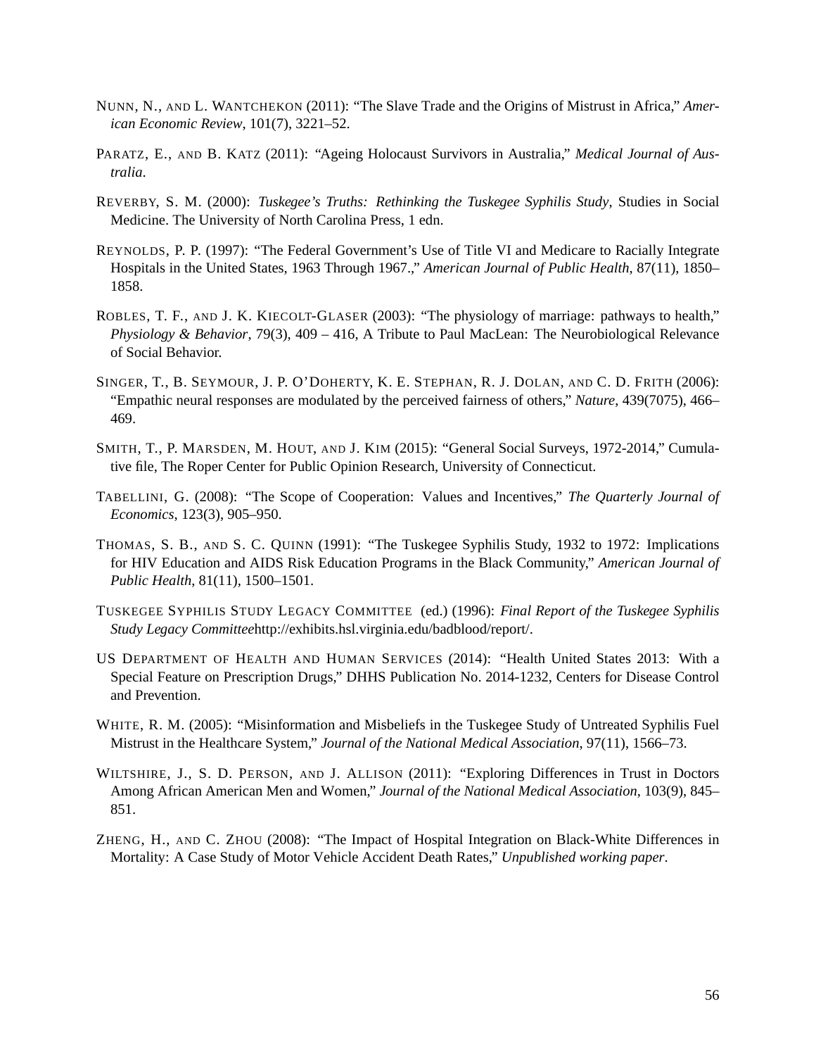NUNN, N., AND L. WANTCHEKON (2011): "The Slave Trade and the Origins of Mistrust in Africa," *American Economic Review*, 101(7), 3221–52.

PARATZ, E., AND B. KATZ (2011): "Ageing Holocaust Survivors in Australia," *Medical Journal of Australia*.

REVERBY, S. M. (2000): *Tuskegee's Truths: Rethinking the Tuskegee Syphilis Study*, Studies in Social Medicine. The University of North Carolina Press, 1 edn.

REYNOLDS, P. P. (1997): "The Federal Government's Use of Title VI and Medicare to Racially Integrate Hospitals in the United States, 1963 Through 1967.," *American Journal of Public Health*, 87(11), 1850–1858.

ROBLES, T. F., AND J. K. KIECOLT-GLASER (2003): "The physiology of marriage: pathways to health," *Physiology & Behavior*, 79(3), 409 – 416, A Tribute to Paul MacLean: The Neurobiological Relevance of Social Behavior.

SINGER, T., B. SEYMOUR, J. P. O'DOHERTY, K. E. STEPHAN, R. J. DOLAN, AND C. D. FRITH (2006): "Empathic neural responses are modulated by the perceived fairness of others," *Nature*, 439(7075), 466–469.

SMITH, T., P. MARSDEN, M. HOUT, AND J. KIM (2015): "General Social Surveys, 1972-2014," Cumulative file, The Roper Center for Public Opinion Research, University of Connecticut.

TABELLINI, G. (2008): "The Scope of Cooperation: Values and Incentives," *The Quarterly Journal of Economics*, 123(3), 905–950.

THOMAS, S. B., AND S. C. QUINN (1991): "The Tuskegee Syphilis Study, 1932 to 1972: Implications for HIV Education and AIDS Risk Education Programs in the Black Community," *American Journal of Public Health*, 81(11), 1500–1501.

TUSKEGEE SYPHILIS STUDY LEGACY COMMITTEE (ed.) (1996): *Final Report of the Tuskegee Syphilis Study Legacy Committee*http://exhibits.hsl.virginia.edu/badblood/report/.

US DEPARTMENT OF HEALTH AND HUMAN SERVICES (2014): "Health United States 2013: With a Special Feature on Prescription Drugs," DHHS Publication No. 2014-1232, Centers for Disease Control and Prevention.

WHITE, R. M. (2005): "Misinformation and Misbeliefs in the Tuskegee Study of Untreated Syphilis Fuel Mistrust in the Healthcare System," *Journal of the National Medical Association*, 97(11), 1566–73.

WILTSHIRE, J., S. D. PERSON, AND J. ALLISON (2011): "Exploring Differences in Trust in Doctors Among African American Men and Women," *Journal of the National Medical Association*, 103(9), 845–851.

ZHENG, H., AND C. ZHOU (2008): "The Impact of Hospital Integration on Black-White Differences in Mortality: A Case Study of Motor Vehicle Accident Death Rates," *Unpublished working paper*.